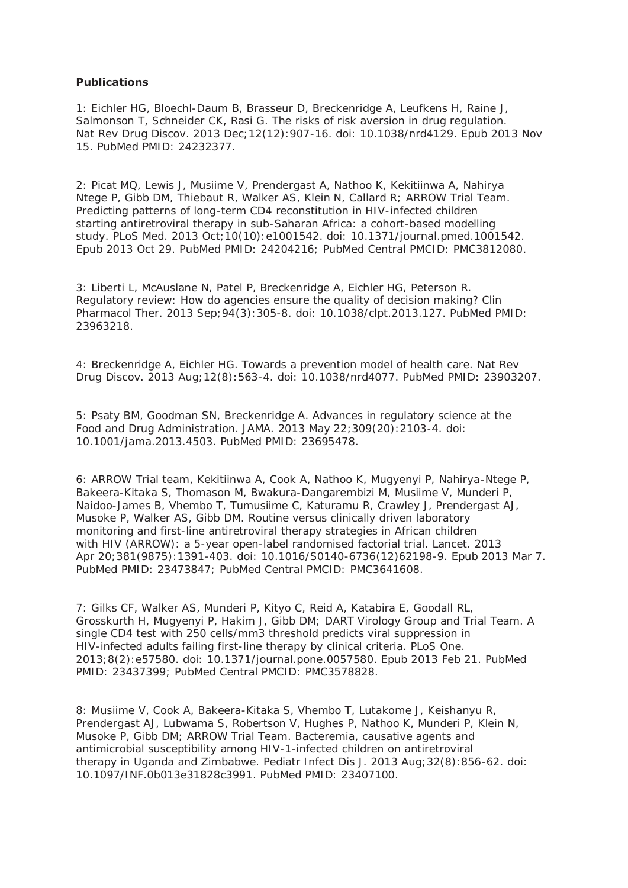**Publications**

1: Eichler HG, Bloechl-Daum B, Brasseur D, Breckenridge A, Leufkens H, Raine J, Salmonson T, Schneider CK, Rasi G. The risks of risk aversion in drug regulation. Nat Rev Drug Discov. 2013 Dec;12(12):907-16. doi: 10.1038/nrd4129. Epub 2013 Nov 15. PubMed PMID: 24232377.

2: Picat MQ, Lewis J, Musiime V, Prendergast A, Nathoo K, Kekitiinwa A, Nahirya Ntege P, Gibb DM, Thiebaut R, Walker AS, Klein N, Callard R; ARROW Trial Team. Predicting patterns of long-term CD4 reconstitution in HIV-infected children starting antiretroviral therapy in sub-Saharan Africa: a cohort-based modelling study. PLoS Med. 2013 Oct;10(10):e1001542. doi: 10.1371/journal.pmed.1001542. Epub 2013 Oct 29. PubMed PMID: 24204216; PubMed Central PMCID: PMC3812080.

3: Liberti L, McAuslane N, Patel P, Breckenridge A, Eichler HG, Peterson R. Regulatory review: How do agencies ensure the quality of decision making? Clin Pharmacol Ther. 2013 Sep;94(3):305-8. doi: 10.1038/clpt.2013.127. PubMed PMID: 23963218.

4: Breckenridge A, Eichler HG. Towards a prevention model of health care. Nat Rev Drug Discov. 2013 Aug;12(8):563-4. doi: 10.1038/nrd4077. PubMed PMID: 23903207.

5: Psaty BM, Goodman SN, Breckenridge A. Advances in regulatory science at the Food and Drug Administration. JAMA. 2013 May 22;309(20):2103-4. doi: 10.1001/jama.2013.4503. PubMed PMID: 23695478.

6: ARROW Trial team, Kekitiinwa A, Cook A, Nathoo K, Mugyenyi P, Nahirya-Ntege P, Bakeera-Kitaka S, Thomason M, Bwakura-Dangarembizi M, Musiime V, Munderi P, Naidoo-James B, Vhembo T, Tumusiime C, Katuramu R, Crawley J, Prendergast AJ, Musoke P, Walker AS, Gibb DM. Routine versus clinically driven laboratory monitoring and first-line antiretroviral therapy strategies in African children with HIV (ARROW): a 5-year open-label randomised factorial trial. Lancet. 2013 Apr 20;381(9875):1391-403. doi: 10.1016/S0140-6736(12)62198-9. Epub 2013 Mar 7. PubMed PMID: 23473847; PubMed Central PMCID: PMC3641608.

7: Gilks CF, Walker AS, Munderi P, Kityo C, Reid A, Katabira E, Goodall RL, Grosskurth H, Mugyenyi P, Hakim J, Gibb DM; DART Virology Group and Trial Team. A single CD4 test with 250 cells/mm3 threshold predicts viral suppression in HIV-infected adults failing first-line therapy by clinical criteria. PLoS One. 2013;8(2):e57580. doi: 10.1371/journal.pone.0057580. Epub 2013 Feb 21. PubMed PMID: 23437399; PubMed Central PMCID: PMC3578828.

8: Musiime V, Cook A, Bakeera-Kitaka S, Vhembo T, Lutakome J, Keishanyu R, Prendergast AJ, Lubwama S, Robertson V, Hughes P, Nathoo K, Munderi P, Klein N, Musoke P, Gibb DM; ARROW Trial Team. Bacteremia, causative agents and antimicrobial susceptibility among HIV-1-infected children on antiretroviral therapy in Uganda and Zimbabwe. Pediatr Infect Dis J. 2013 Aug;32(8):856-62. doi: 10.1097/INF.0b013e31828c3991. PubMed PMID: 23407100.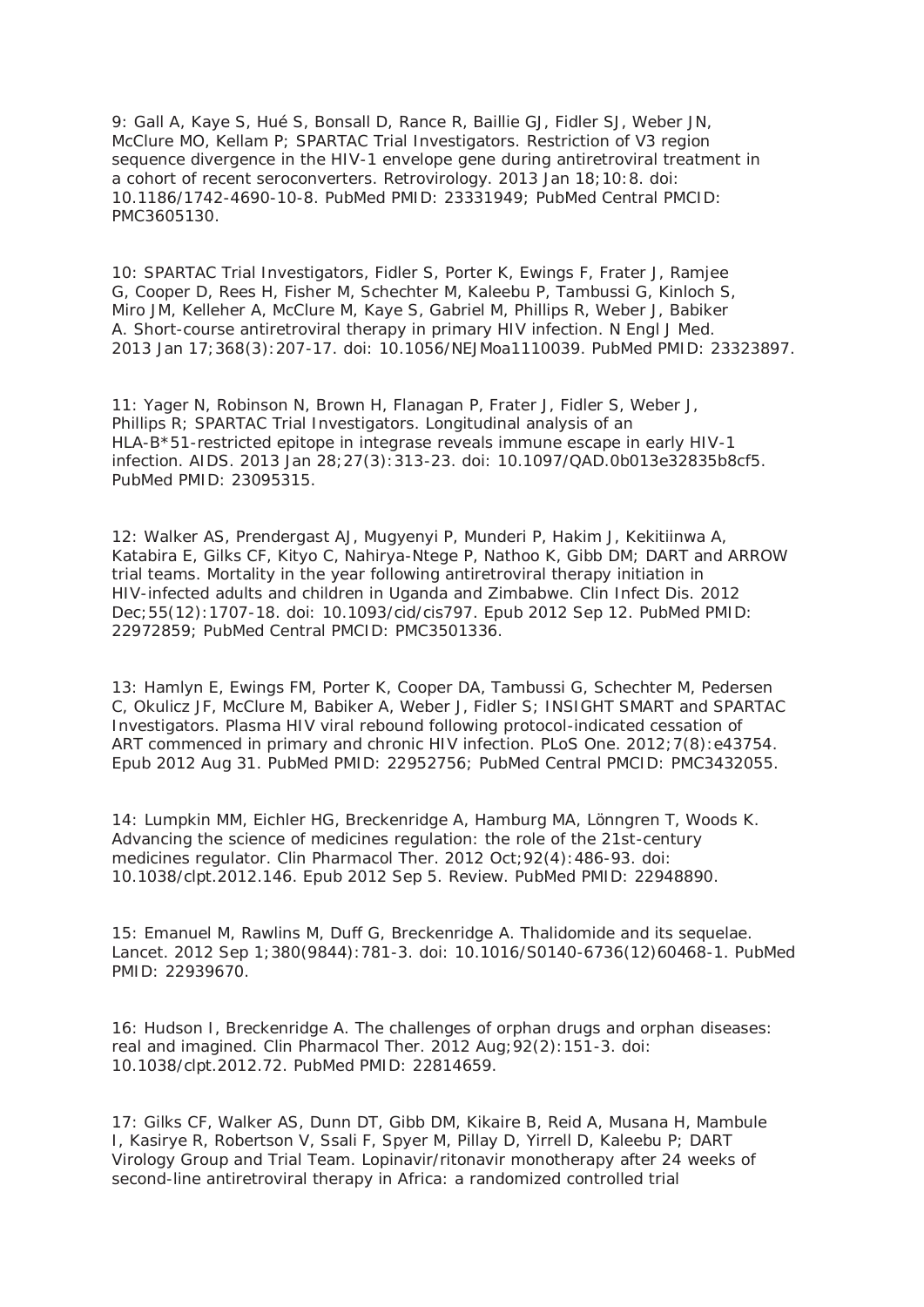9: Gall A, Kaye S, Hué S, Bonsall D, Rance R, Baillie GJ, Fidler SJ, Weber JN, McClure MO, Kellam P; SPARTAC Trial Investigators. Restriction of V3 region sequence divergence in the HIV-1 envelope gene during antiretroviral treatment in a cohort of recent seroconverters. Retrovirology. 2013 Jan 18;10:8. doi: 10.1186/1742-4690-10-8. PubMed PMID: 23331949; PubMed Central PMCID: PMC3605130.

10: SPARTAC Trial Investigators, Fidler S, Porter K, Ewings F, Frater J, Ramjee G, Cooper D, Rees H, Fisher M, Schechter M, Kaleebu P, Tambussi G, Kinloch S, Miro JM, Kelleher A, McClure M, Kaye S, Gabriel M, Phillips R, Weber J, Babiker A. Short-course antiretroviral therapy in primary HIV infection. N Engl J Med. 2013 Jan 17;368(3):207-17. doi: 10.1056/NEJMoa1110039. PubMed PMID: 23323897.

11: Yager N, Robinson N, Brown H, Flanagan P, Frater J, Fidler S, Weber J, Phillips R; SPARTAC Trial Investigators. Longitudinal analysis of an HLA-B*51-restricted epitope in integrase reveals immune escape in early HIV-1 infection. AIDS. 2013 Jan 28;27(3):313-23. doi: 10.1097/QAD.0b013e32835b8cf5. PubMed PMID: 23095315.

12: Walker AS, Prendergast AJ, Mugyenyi P, Munderi P, Hakim J, Kekitiinwa A, Katabira E, Gilks CF, Kityo C, Nahirya-Ntege P, Nathoo K, Gibb DM; DART and ARROW trial teams. Mortality in the year following antiretroviral therapy initiation in HIV-infected adults and children in Uganda and Zimbabwe. Clin Infect Dis. 2012 Dec;55(12):1707-18. doi: 10.1093/cid/cis797. Epub 2012 Sep 12. PubMed PMID: 22972859; PubMed Central PMCID: PMC3501336.

13: Hamlyn E, Ewings FM, Porter K, Cooper DA, Tambussi G, Schechter M, Pedersen C, Okulicz JF, McClure M, Babiker A, Weber J, Fidler S; INSIGHT SMART and SPARTAC Investigators. Plasma HIV viral rebound following protocol-indicated cessation of ART commenced in primary and chronic HIV infection. PLoS One. 2012;7(8):e43754. Epub 2012 Aug 31. PubMed PMID: 22952756; PubMed Central PMCID: PMC3432055.

14: Lumpkin MM, Eichler HG, Breckenridge A, Hamburg MA, Lönngren T, Woods K. Advancing the science of medicines regulation: the role of the 21st-century medicines regulator. Clin Pharmacol Ther. 2012 Oct;92(4):486-93. doi: 10.1038/clpt.2012.146. Epub 2012 Sep 5. Review. PubMed PMID: 22948890.

15: Emanuel M, Rawlins M, Duff G, Breckenridge A. Thalidomide and its sequelae. Lancet. 2012 Sep 1;380(9844):781-3. doi: 10.1016/S0140-6736(12)60468-1. PubMed PMID: 22939670.

16: Hudson I, Breckenridge A. The challenges of orphan drugs and orphan diseases: real and imagined. Clin Pharmacol Ther. 2012 Aug;92(2):151-3. doi: 10.1038/clpt.2012.72. PubMed PMID: 22814659.

17: Gilks CF, Walker AS, Dunn DT, Gibb DM, Kikaire B, Reid A, Musana H, Mambule I, Kasirye R, Robertson V, Ssali F, Spyer M, Pillay D, Yirrell D, Kaleebu P; DART Virology Group and Trial Team. Lopinavir/ritonavir monotherapy after 24 weeks of second-line antiretroviral therapy in Africa: a randomized controlled trial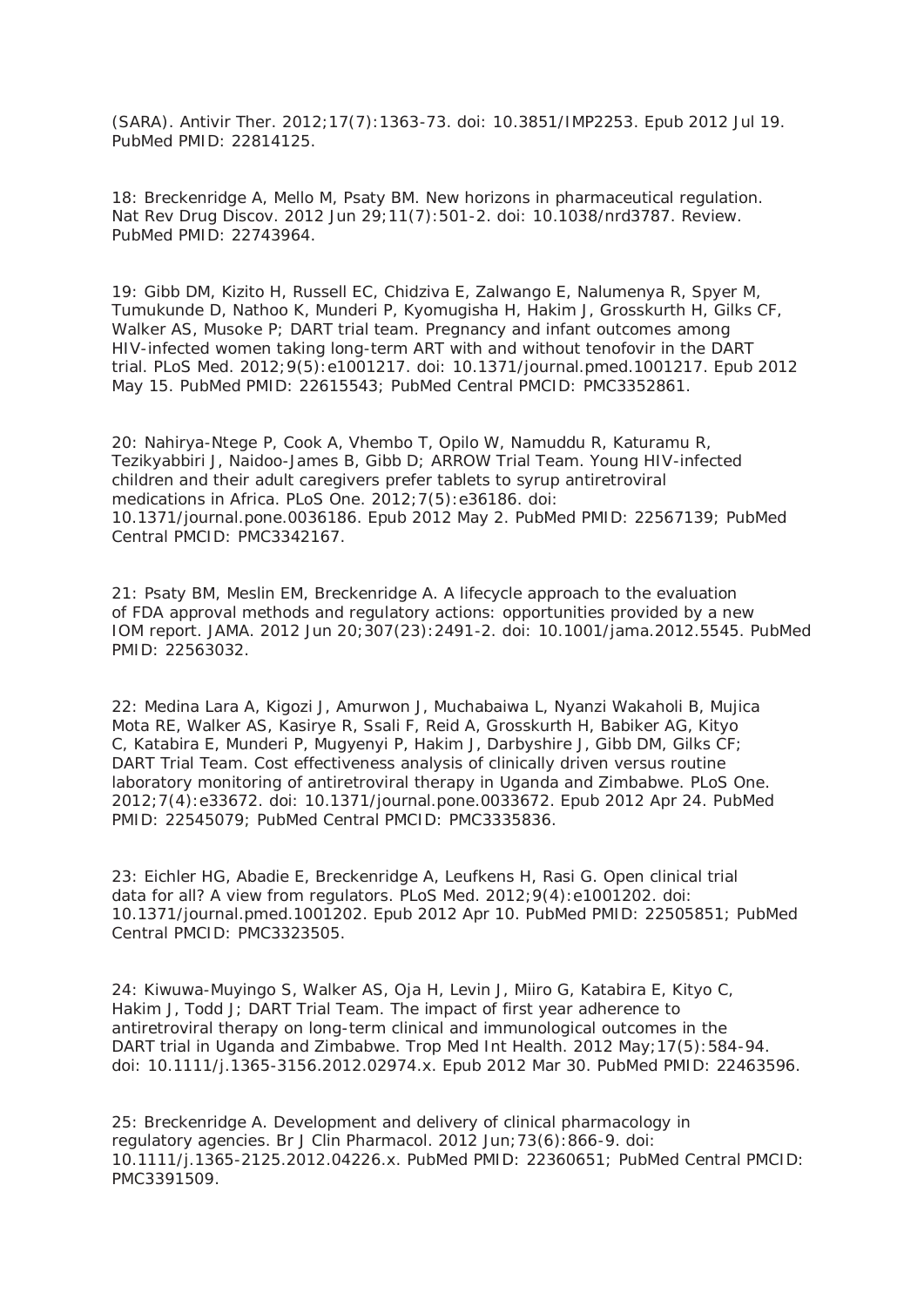(SARA). Antivir Ther. 2012;17(7):1363-73. doi: 10.3851/IMP2253. Epub 2012 Jul 19. PubMed PMID: 22814125.

18: Breckenridge A, Mello M, Psaty BM. New horizons in pharmaceutical regulation. Nat Rev Drug Discov. 2012 Jun 29;11(7):501-2. doi: 10.1038/nrd3787. Review. PubMed PMID: 22743964.

19: Gibb DM, Kizito H, Russell EC, Chidziva E, Zalwango E, Nalumenya R, Spyer M, Tumukunde D, Nathoo K, Munderi P, Kyomugisha H, Hakim J, Grosskurth H, Gilks CF, Walker AS, Musoke P; DART trial team. Pregnancy and infant outcomes among HIV-infected women taking long-term ART with and without tenofovir in the DART trial. PLoS Med. 2012;9(5):e1001217. doi: 10.1371/journal.pmed.1001217. Epub 2012 May 15. PubMed PMID: 22615543; PubMed Central PMCID: PMC3352861.

20: Nahirya-Ntege P, Cook A, Vhembo T, Opilo W, Namuddu R, Katuramu R, Tezikyabbiri J, Naidoo-James B, Gibb D; ARROW Trial Team. Young HIV-infected children and their adult caregivers prefer tablets to syrup antiretroviral medications in Africa. PLoS One. 2012;7(5):e36186. doi: 10.1371/journal.pone.0036186. Epub 2012 May 2. PubMed PMID: 22567139; PubMed Central PMCID: PMC3342167.

21: Psaty BM, Meslin EM, Breckenridge A. A lifecycle approach to the evaluation of FDA approval methods and regulatory actions: opportunities provided by a new IOM report. JAMA. 2012 Jun 20;307(23):2491-2. doi: 10.1001/jama.2012.5545. PubMed PMID: 22563032.

22: Medina Lara A, Kigozi J, Amurwon J, Muchabaiwa L, Nyanzi Wakaholi B, Mujica Mota RE, Walker AS, Kasirye R, Ssali F, Reid A, Grosskurth H, Babiker AG, Kityo C, Katabira E, Munderi P, Mugyenyi P, Hakim J, Darbyshire J, Gibb DM, Gilks CF; DART Trial Team. Cost effectiveness analysis of clinically driven versus routine laboratory monitoring of antiretroviral therapy in Uganda and Zimbabwe. PLoS One. 2012;7(4):e33672. doi: 10.1371/journal.pone.0033672. Epub 2012 Apr 24. PubMed PMID: 22545079; PubMed Central PMCID: PMC3335836.

23: Eichler HG, Abadie E, Breckenridge A, Leufkens H, Rasi G. Open clinical trial data for all? A view from regulators. PLoS Med. 2012;9(4):e1001202. doi: 10.1371/journal.pmed.1001202. Epub 2012 Apr 10. PubMed PMID: 22505851; PubMed Central PMCID: PMC3323505.

24: Kiwuwa-Muyingo S, Walker AS, Oja H, Levin J, Miiro G, Katabira E, Kityo C, Hakim J, Todd J; DART Trial Team. The impact of first year adherence to antiretroviral therapy on long-term clinical and immunological outcomes in the DART trial in Uganda and Zimbabwe. Trop Med Int Health. 2012 May;17(5):584-94. doi: 10.1111/j.1365-3156.2012.02974.x. Epub 2012 Mar 30. PubMed PMID: 22463596.

25: Breckenridge A. Development and delivery of clinical pharmacology in regulatory agencies. Br J Clin Pharmacol. 2012 Jun;73(6):866-9. doi: 10.1111/j.1365-2125.2012.04226.x. PubMed PMID: 22360651; PubMed Central PMCID: PMC3391509.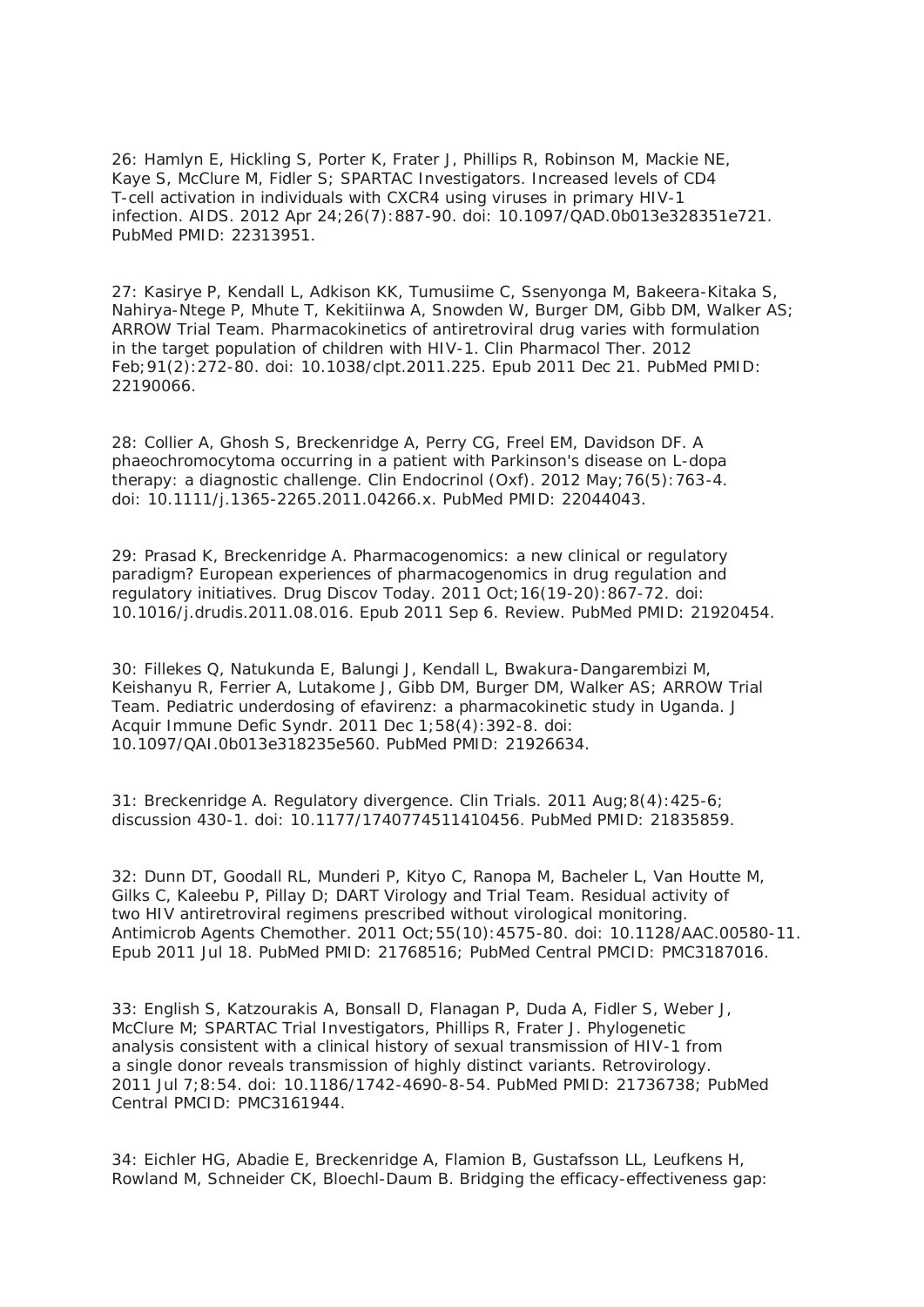26: Hamlyn E, Hickling S, Porter K, Frater J, Phillips R, Robinson M, Mackie NE, Kaye S, McClure M, Fidler S; SPARTAC Investigators. Increased levels of CD4 T-cell activation in individuals with CXCR4 using viruses in primary HIV-1 infection. AIDS. 2012 Apr 24;26(7):887-90. doi: 10.1097/QAD.0b013e328351e721. PubMed PMID: 22313951.

27: Kasirye P, Kendall L, Adkison KK, Tumusiime C, Ssenyonga M, Bakeera-Kitaka S, Nahirya-Ntege P, Mhute T, Kekitiinwa A, Snowden W, Burger DM, Gibb DM, Walker AS; ARROW Trial Team. Pharmacokinetics of antiretroviral drug varies with formulation in the target population of children with HIV-1. Clin Pharmacol Ther. 2012 Feb;91(2):272-80. doi: 10.1038/clpt.2011.225. Epub 2011 Dec 21. PubMed PMID: 22190066.

28: Collier A, Ghosh S, Breckenridge A, Perry CG, Freel EM, Davidson DF. A phaeochromocytoma occurring in a patient with Parkinson's disease on L-dopa therapy: a diagnostic challenge. Clin Endocrinol (Oxf). 2012 May;76(5):763-4. doi: 10.1111/j.1365-2265.2011.04266.x. PubMed PMID: 22044043.

29: Prasad K, Breckenridge A. Pharmacogenomics: a new clinical or regulatory paradigm? European experiences of pharmacogenomics in drug regulation and regulatory initiatives. Drug Discov Today. 2011 Oct;16(19-20):867-72. doi: 10.1016/j.drudis.2011.08.016. Epub 2011 Sep 6. Review. PubMed PMID: 21920454.

30: Fillekes Q, Natukunda E, Balungi J, Kendall L, Bwakura-Dangarembizi M, Keishanyu R, Ferrier A, Lutakome J, Gibb DM, Burger DM, Walker AS; ARROW Trial Team. Pediatric underdosing of efavirenz: a pharmacokinetic study in Uganda. J Acquir Immune Defic Syndr. 2011 Dec 1;58(4):392-8. doi: 10.1097/QAI.0b013e318235e560. PubMed PMID: 21926634.

31: Breckenridge A. Regulatory divergence. Clin Trials. 2011 Aug;8(4):425-6; discussion 430-1. doi: 10.1177/1740774511410456. PubMed PMID: 21835859.

32: Dunn DT, Goodall RL, Munderi P, Kityo C, Ranopa M, Bacheler L, Van Houtte M, Gilks C, Kaleebu P, Pillay D; DART Virology and Trial Team. Residual activity of two HIV antiretroviral regimens prescribed without virological monitoring. Antimicrob Agents Chemother. 2011 Oct;55(10):4575-80. doi: 10.1128/AAC.00580-11. Epub 2011 Jul 18. PubMed PMID: 21768516; PubMed Central PMCID: PMC3187016.

33: English S, Katzourakis A, Bonsall D, Flanagan P, Duda A, Fidler S, Weber J, McClure M; SPARTAC Trial Investigators, Phillips R, Frater J. Phylogenetic analysis consistent with a clinical history of sexual transmission of HIV-1 from a single donor reveals transmission of highly distinct variants. Retrovirology. 2011 Jul 7;8:54. doi: 10.1186/1742-4690-8-54. PubMed PMID: 21736738; PubMed Central PMCID: PMC3161944.

34: Eichler HG, Abadie E, Breckenridge A, Flamion B, Gustafsson LL, Leufkens H, Rowland M, Schneider CK, Bloechl-Daum B. Bridging the efficacy-effectiveness gap: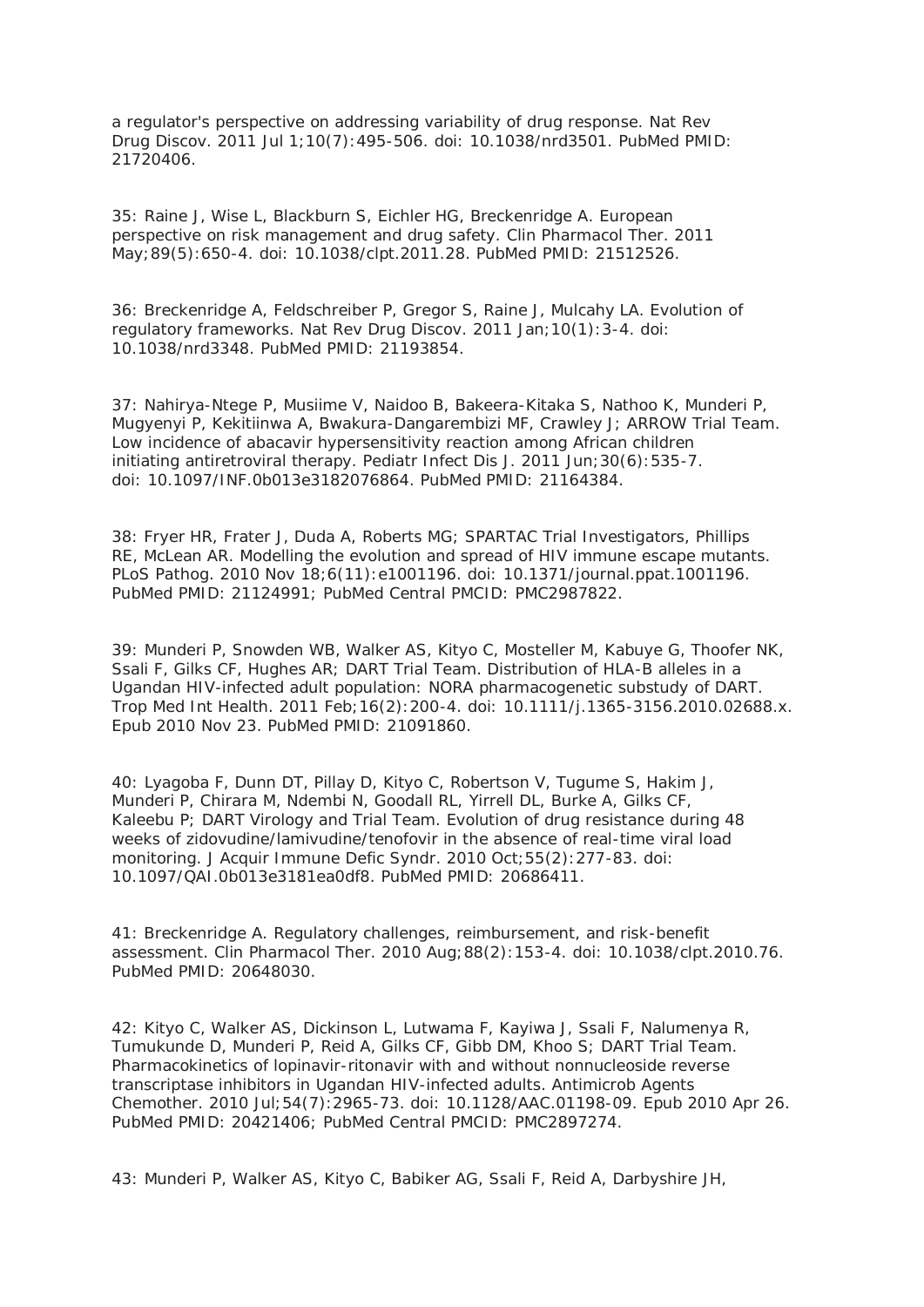a regulator's perspective on addressing variability of drug response. Nat Rev Drug Discov. 2011 Jul 1;10(7):495-506. doi: 10.1038/nrd3501. PubMed PMID: 21720406.

35: Raine J, Wise L, Blackburn S, Eichler HG, Breckenridge A. European perspective on risk management and drug safety. Clin Pharmacol Ther. 2011 May;89(5):650-4. doi: 10.1038/clpt.2011.28. PubMed PMID: 21512526.

36: Breckenridge A, Feldschreiber P, Gregor S, Raine J, Mulcahy LA. Evolution of regulatory frameworks. Nat Rev Drug Discov. 2011 Jan;10(1):3-4. doi: 10.1038/nrd3348. PubMed PMID: 21193854.

37: Nahirya-Ntege P, Musiime V, Naidoo B, Bakeera-Kitaka S, Nathoo K, Munderi P, Mugyenyi P, Kekitiinwa A, Bwakura-Dangarembizi MF, Crawley J; ARROW Trial Team. Low incidence of abacavir hypersensitivity reaction among African children initiating antiretroviral therapy. Pediatr Infect Dis J. 2011 Jun;30(6):535-7. doi: 10.1097/INF.0b013e3182076864. PubMed PMID: 21164384.

38: Fryer HR, Frater J, Duda A, Roberts MG; SPARTAC Trial Investigators, Phillips RE, McLean AR. Modelling the evolution and spread of HIV immune escape mutants. PLoS Pathog. 2010 Nov 18;6(11):e1001196. doi: 10.1371/journal.ppat.1001196. PubMed PMID: 21124991; PubMed Central PMCID: PMC2987822.

39: Munderi P, Snowden WB, Walker AS, Kityo C, Mosteller M, Kabuye G, Thoofer NK, Ssali F, Gilks CF, Hughes AR; DART Trial Team. Distribution of HLA-B alleles in a Ugandan HIV-infected adult population: NORA pharmacogenetic substudy of DART. Trop Med Int Health. 2011 Feb;16(2):200-4. doi: 10.1111/j.1365-3156.2010.02688.x. Epub 2010 Nov 23. PubMed PMID: 21091860.

40: Lyagoba F, Dunn DT, Pillay D, Kityo C, Robertson V, Tugume S, Hakim J, Munderi P, Chirara M, Ndembi N, Goodall RL, Yirrell DL, Burke A, Gilks CF, Kaleebu P; DART Virology and Trial Team. Evolution of drug resistance during 48 weeks of zidovudine/lamivudine/tenofovir in the absence of real-time viral load monitoring. J Acquir Immune Defic Syndr. 2010 Oct;55(2):277-83. doi: 10.1097/QAI.0b013e3181ea0df8. PubMed PMID: 20686411.

41: Breckenridge A. Regulatory challenges, reimbursement, and risk-benefit assessment. Clin Pharmacol Ther. 2010 Aug;88(2):153-4. doi: 10.1038/clpt.2010.76. PubMed PMID: 20648030.

42: Kityo C, Walker AS, Dickinson L, Lutwama F, Kayiwa J, Ssali F, Nalumenya R, Tumukunde D, Munderi P, Reid A, Gilks CF, Gibb DM, Khoo S; DART Trial Team. Pharmacokinetics of lopinavir-ritonavir with and without nonnucleoside reverse transcriptase inhibitors in Ugandan HIV-infected adults. Antimicrob Agents Chemother. 2010 Jul;54(7):2965-73. doi: 10.1128/AAC.01198-09. Epub 2010 Apr 26. PubMed PMID: 20421406; PubMed Central PMCID: PMC2897274.

43: Munderi P, Walker AS, Kityo C, Babiker AG, Ssali F, Reid A, Darbyshire JH,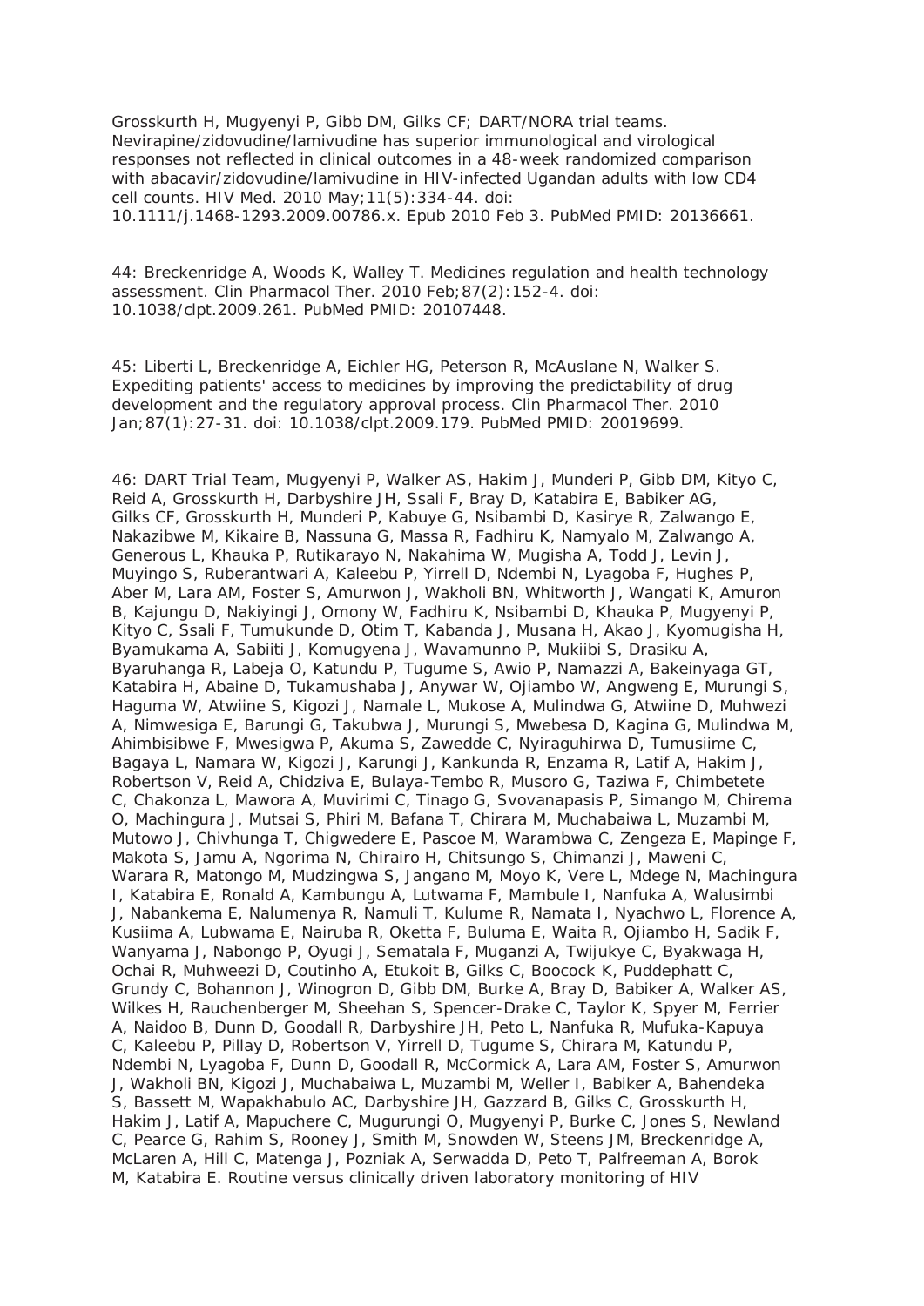Grosskurth H, Mugyenyi P, Gibb DM, Gilks CF; DART/NORA trial teams. Nevirapine/zidovudine/lamivudine has superior immunological and virological responses not reflected in clinical outcomes in a 48-week randomized comparison with abacavir/zidovudine/lamivudine in HIV-infected Ugandan adults with low CD4 cell counts. HIV Med. 2010 May;11(5):334-44. doi: 10.1111/j.1468-1293.2009.00786.x. Epub 2010 Feb 3. PubMed PMID: 20136661.

44: Breckenridge A, Woods K, Walley T. Medicines regulation and health technology assessment. Clin Pharmacol Ther. 2010 Feb;87(2):152-4. doi: 10.1038/clpt.2009.261. PubMed PMID: 20107448.

45: Liberti L, Breckenridge A, Eichler HG, Peterson R, McAuslane N, Walker S. Expediting patients' access to medicines by improving the predictability of drug development and the regulatory approval process. Clin Pharmacol Ther. 2010 Jan;87(1):27-31. doi: 10.1038/clpt.2009.179. PubMed PMID: 20019699.

46: DART Trial Team, Mugyenyi P, Walker AS, Hakim J, Munderi P, Gibb DM, Kityo C, Reid A, Grosskurth H, Darbyshire JH, Ssali F, Bray D, Katabira E, Babiker AG, Gilks CF, Grosskurth H, Munderi P, Kabuye G, Nsibambi D, Kasirye R, Zalwango E, Nakazibwe M, Kikaire B, Nassuna G, Massa R, Fadhiru K, Namyalo M, Zalwango A, Generous L, Khauka P, Rutikarayo N, Nakahima W, Mugisha A, Todd J, Levin J, Muyingo S, Ruberantwari A, Kaleebu P, Yirrell D, Ndembi N, Lyagoba F, Hughes P, Aber M, Lara AM, Foster S, Amurwon J, Wakholi BN, Whitworth J, Wangati K, Amuron B, Kajungu D, Nakiyingi J, Omony W, Fadhiru K, Nsibambi D, Khauka P, Mugyenyi P, Kityo C, Ssali F, Tumukunde D, Otim T, Kabanda J, Musana H, Akao J, Kyomugisha H, Byamukama A, Sabiiti J, Komugyena J, Wavamunno P, Mukiibi S, Drasiku A, Byaruhanga R, Labeja O, Katundu P, Tugume S, Awio P, Namazzi A, Bakeinyaga GT, Katabira H, Abaine D, Tukamushaba J, Anywar W, Ojiambo W, Angweng E, Murungi S, Haguma W, Atwiine S, Kigozi J, Namale L, Mukose A, Mulindwa G, Atwiine D, Muhwezi A, Nimwesiga E, Barungi G, Takubwa J, Murungi S, Mwebesa D, Kagina G, Mulindwa M, Ahimbisibwe F, Mwesigwa P, Akuma S, Zawedde C, Nyiraguhirwa D, Tumusiime C, Bagaya L, Namara W, Kigozi J, Karungi J, Kankunda R, Enzama R, Latif A, Hakim J, Robertson V, Reid A, Chidziva E, Bulaya-Tembo R, Musoro G, Taziwa F, Chimbetete C, Chakonza L, Mawora A, Muvirimi C, Tinago G, Svovanapasis P, Simango M, Chirema O, Machingura J, Mutsai S, Phiri M, Bafana T, Chirara M, Muchabaiwa L, Muzambi M, Mutowo J, Chivhunga T, Chigwedere E, Pascoe M, Warambwa C, Zengeza E, Mapinge F, Makota S, Jamu A, Ngorima N, Chirairo H, Chitsungo S, Chimanzi J, Maweni C, Warara R, Matongo M, Mudzingwa S, Jangano M, Moyo K, Vere L, Mdege N, Machingura I, Katabira E, Ronald A, Kambungu A, Lutwama F, Mambule I, Nanfuka A, Walusimbi J, Nabankema E, Nalumenya R, Namuli T, Kulume R, Namata I, Nyachwo L, Florence A, Kusiima A, Lubwama E, Nairuba R, Oketta F, Buluma E, Waita R, Ojiambo H, Sadik F, Wanyama J, Nabongo P, Oyugi J, Sematala F, Muganzi A, Twijukye C, Byakwaga H, Ochai R, Muhweezi D, Coutinho A, Etukoit B, Gilks C, Boocock K, Puddephatt C, Grundy C, Bohannon J, Winogron D, Gibb DM, Burke A, Bray D, Babiker A, Walker AS, Wilkes H, Rauchenberger M, Sheehan S, Spencer-Drake C, Taylor K, Spyer M, Ferrier A, Naidoo B, Dunn D, Goodall R, Darbyshire JH, Peto L, Nanfuka R, Mufuka-Kapuya C, Kaleebu P, Pillay D, Robertson V, Yirrell D, Tugume S, Chirara M, Katundu P, Ndembi N, Lyagoba F, Dunn D, Goodall R, McCormick A, Lara AM, Foster S, Amurwon J, Wakholi BN, Kigozi J, Muchabaiwa L, Muzambi M, Weller I, Babiker A, Bahendeka S, Bassett M, Wapakhabulo AC, Darbyshire JH, Gazzard B, Gilks C, Grosskurth H, Hakim J, Latif A, Mapuchere C, Mugurungi O, Mugyenyi P, Burke C, Jones S, Newland C, Pearce G, Rahim S, Rooney J, Smith M, Snowden W, Steens JM, Breckenridge A, McLaren A, Hill C, Matenga J, Pozniak A, Serwadda D, Peto T, Palfreeman A, Borok M, Katabira E. Routine versus clinically driven laboratory monitoring of HIV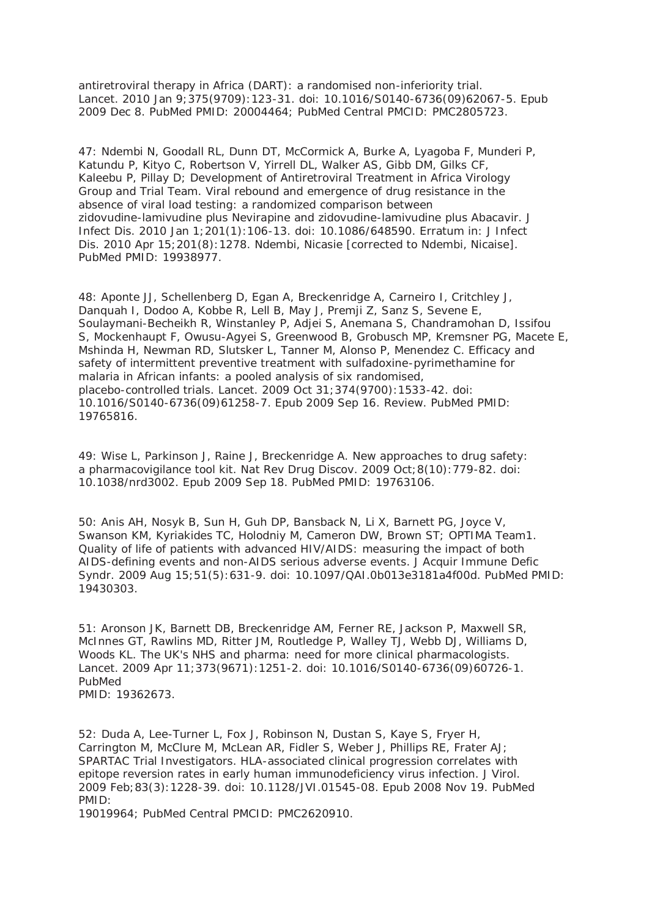antiretroviral therapy in Africa (DART): a randomised non-inferiority trial. Lancet. 2010 Jan 9;375(9709):123-31. doi: 10.1016/S0140-6736(09)62067-5. Epub 2009 Dec 8. PubMed PMID: 20004464; PubMed Central PMCID: PMC2805723.

47: Ndembi N, Goodall RL, Dunn DT, McCormick A, Burke A, Lyagoba F, Munderi P, Katundu P, Kityo C, Robertson V, Yirrell DL, Walker AS, Gibb DM, Gilks CF, Kaleebu P, Pillay D; Development of Antiretroviral Treatment in Africa Virology Group and Trial Team. Viral rebound and emergence of drug resistance in the absence of viral load testing: a randomized comparison between zidovudine-lamivudine plus Nevirapine and zidovudine-lamivudine plus Abacavir. J Infect Dis. 2010 Jan 1;201(1):106-13. doi: 10.1086/648590. Erratum in: J Infect Dis. 2010 Apr 15;201(8):1278. Ndembi, Nicasie [corrected to Ndembi, Nicaise]. PubMed PMID: 19938977.

48: Aponte JJ, Schellenberg D, Egan A, Breckenridge A, Carneiro I, Critchley J, Danquah I, Dodoo A, Kobbe R, Lell B, May J, Premji Z, Sanz S, Sevene E, Soulaymani-Becheikh R, Winstanley P, Adjei S, Anemana S, Chandramohan D, Issifou S, Mockenhaupt F, Owusu-Agyei S, Greenwood B, Grobusch MP, Kremsner PG, Macete E, Mshinda H, Newman RD, Slutsker L, Tanner M, Alonso P, Menendez C. Efficacy and safety of intermittent preventive treatment with sulfadoxine-pyrimethamine for malaria in African infants: a pooled analysis of six randomised, placebo-controlled trials. Lancet. 2009 Oct 31;374(9700):1533-42. doi: 10.1016/S0140-6736(09)61258-7. Epub 2009 Sep 16. Review. PubMed PMID: 19765816.

49: Wise L, Parkinson J, Raine J, Breckenridge A. New approaches to drug safety: a pharmacovigilance tool kit. Nat Rev Drug Discov. 2009 Oct;8(10):779-82. doi: 10.1038/nrd3002. Epub 2009 Sep 18. PubMed PMID: 19763106.

50: Anis AH, Nosyk B, Sun H, Guh DP, Bansback N, Li X, Barnett PG, Joyce V, Swanson KM, Kyriakides TC, Holodniy M, Cameron DW, Brown ST; OPTIMA Team1. Quality of life of patients with advanced HIV/AIDS: measuring the impact of both AIDS-defining events and non-AIDS serious adverse events. J Acquir Immune Defic Syndr. 2009 Aug 15;51(5):631-9. doi: 10.1097/QAI.0b013e3181a4f00d. PubMed PMID: 19430303.

51: Aronson JK, Barnett DB, Breckenridge AM, Ferner RE, Jackson P, Maxwell SR, McInnes GT, Rawlins MD, Ritter JM, Routledge P, Walley TJ, Webb DJ, Williams D, Woods KL. The UK's NHS and pharma: need for more clinical pharmacologists. Lancet. 2009 Apr 11;373(9671):1251-2. doi: 10.1016/S0140-6736(09)60726-1. PubMed PMID: 19362673.

52: Duda A, Lee-Turner L, Fox J, Robinson N, Dustan S, Kaye S, Fryer H, Carrington M, McClure M, McLean AR, Fidler S, Weber J, Phillips RE, Frater AJ; SPARTAC Trial Investigators. HLA-associated clinical progression correlates with epitope reversion rates in early human immunodeficiency virus infection. J Virol. 2009 Feb;83(3):1228-39. doi: 10.1128/JVI.01545-08. Epub 2008 Nov 19. PubMed PMID: 19019964; PubMed Central PMCID: PMC2620910.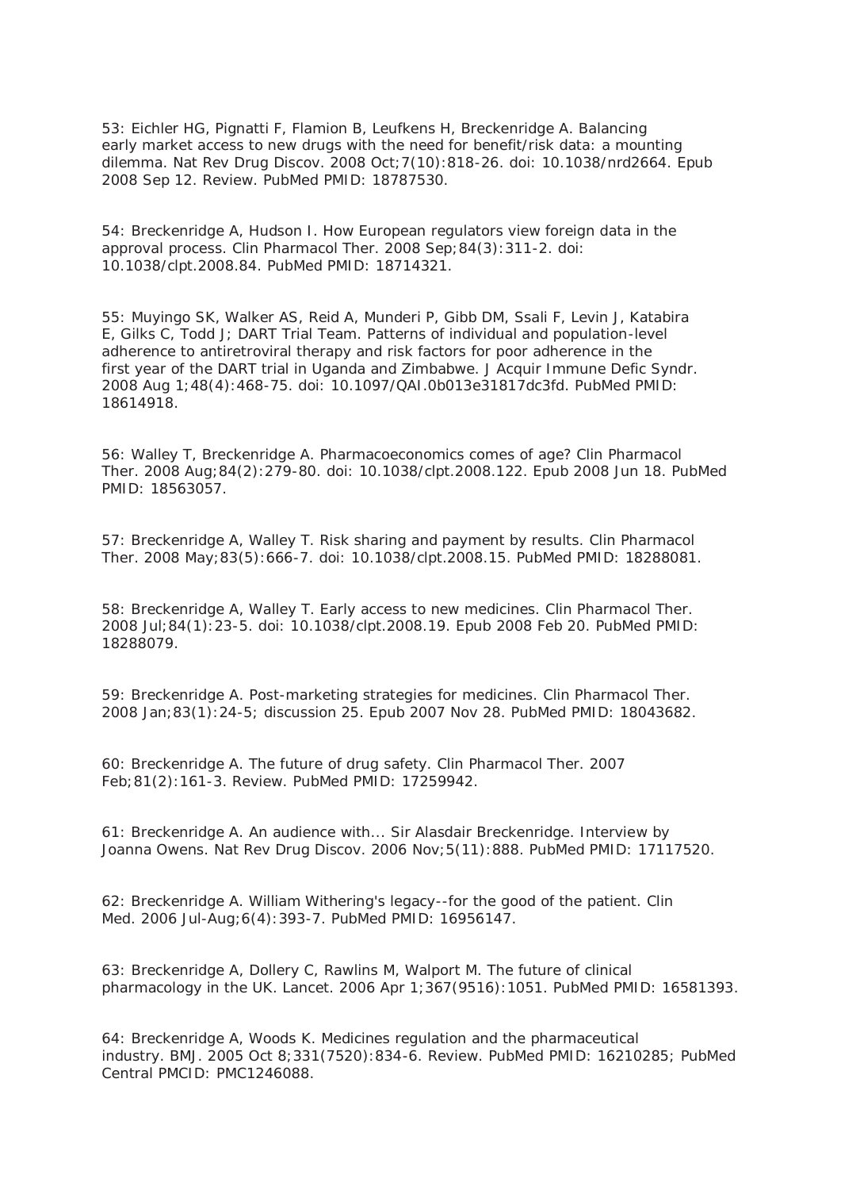53: Eichler HG, Pignatti F, Flamion B, Leufkens H, Breckenridge A. Balancing early market access to new drugs with the need for benefit/risk data: a mounting dilemma. Nat Rev Drug Discov. 2008 Oct;7(10):818-26. doi: 10.1038/nrd2664. Epub 2008 Sep 12. Review. PubMed PMID: 18787530.

54: Breckenridge A, Hudson I. How European regulators view foreign data in the approval process. Clin Pharmacol Ther. 2008 Sep;84(3):311-2. doi: 10.1038/clpt.2008.84. PubMed PMID: 18714321.

55: Muyingo SK, Walker AS, Reid A, Munderi P, Gibb DM, Ssali F, Levin J, Katabira E, Gilks C, Todd J; DART Trial Team. Patterns of individual and population-level adherence to antiretroviral therapy and risk factors for poor adherence in the first year of the DART trial in Uganda and Zimbabwe. J Acquir Immune Defic Syndr. 2008 Aug 1;48(4):468-75. doi: 10.1097/QAI.0b013e31817dc3fd. PubMed PMID: 18614918.

56: Walley T, Breckenridge A. Pharmacoeconomics comes of age? Clin Pharmacol Ther. 2008 Aug;84(2):279-80. doi: 10.1038/clpt.2008.122. Epub 2008 Jun 18. PubMed PMID: 18563057.

57: Breckenridge A, Walley T. Risk sharing and payment by results. Clin Pharmacol Ther. 2008 May;83(5):666-7. doi: 10.1038/clpt.2008.15. PubMed PMID: 18288081.

58: Breckenridge A, Walley T. Early access to new medicines. Clin Pharmacol Ther. 2008 Jul;84(1):23-5. doi: 10.1038/clpt.2008.19. Epub 2008 Feb 20. PubMed PMID: 18288079.

59: Breckenridge A. Post-marketing strategies for medicines. Clin Pharmacol Ther. 2008 Jan;83(1):24-5; discussion 25. Epub 2007 Nov 28. PubMed PMID: 18043682.

60: Breckenridge A. The future of drug safety. Clin Pharmacol Ther. 2007 Feb;81(2):161-3. Review. PubMed PMID: 17259942.

61: Breckenridge A. An audience with... Sir Alasdair Breckenridge. Interview by Joanna Owens. Nat Rev Drug Discov. 2006 Nov;5(11):888. PubMed PMID: 17117520.

62: Breckenridge A. William Withering's legacy--for the good of the patient. Clin Med. 2006 Jul-Aug;6(4):393-7. PubMed PMID: 16956147.

63: Breckenridge A, Dollery C, Rawlins M, Walport M. The future of clinical pharmacology in the UK. Lancet. 2006 Apr 1;367(9516):1051. PubMed PMID: 16581393.

64: Breckenridge A, Woods K. Medicines regulation and the pharmaceutical industry. BMJ. 2005 Oct 8;331(7520):834-6. Review. PubMed PMID: 16210285; PubMed Central PMCID: PMC1246088.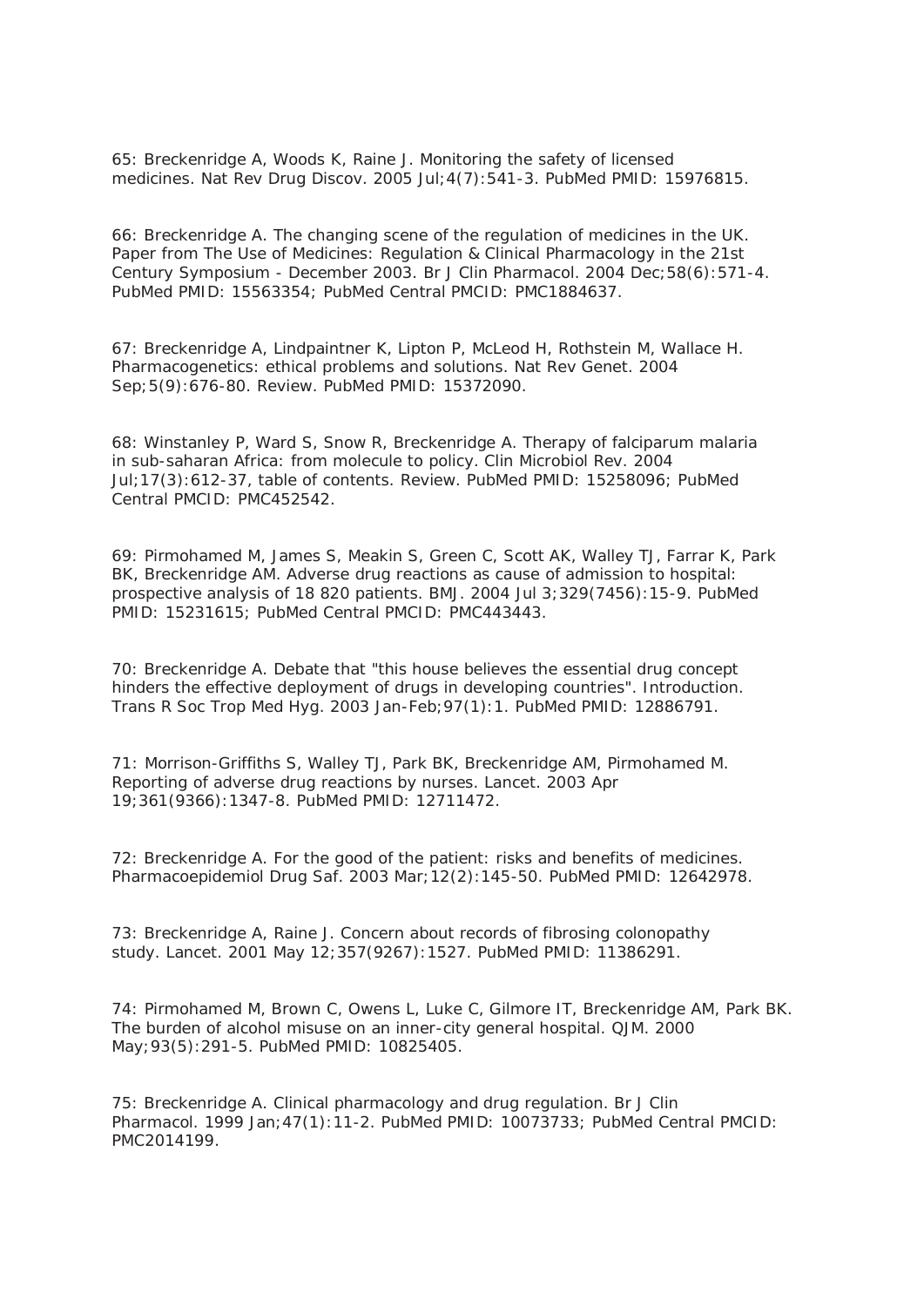65: Breckenridge A, Woods K, Raine J. Monitoring the safety of licensed medicines. Nat Rev Drug Discov. 2005 Jul;4(7):541-3. PubMed PMID: 15976815.

66: Breckenridge A. The changing scene of the regulation of medicines in the UK. Paper from The Use of Medicines: Regulation & Clinical Pharmacology in the 21st Century Symposium - December 2003. Br J Clin Pharmacol. 2004 Dec;58(6):571-4. PubMed PMID: 15563354; PubMed Central PMCID: PMC1884637.

67: Breckenridge A, Lindpaintner K, Lipton P, McLeod H, Rothstein M, Wallace H. Pharmacogenetics: ethical problems and solutions. Nat Rev Genet. 2004 Sep;5(9):676-80. Review. PubMed PMID: 15372090.

68: Winstanley P, Ward S, Snow R, Breckenridge A. Therapy of falciparum malaria in sub-saharan Africa: from molecule to policy. Clin Microbiol Rev. 2004 Jul;17(3):612-37, table of contents. Review. PubMed PMID: 15258096; PubMed Central PMCID: PMC452542.

69: Pirmohamed M, James S, Meakin S, Green C, Scott AK, Walley TJ, Farrar K, Park BK, Breckenridge AM. Adverse drug reactions as cause of admission to hospital: prospective analysis of 18 820 patients. BMJ. 2004 Jul 3;329(7456):15-9. PubMed PMID: 15231615; PubMed Central PMCID: PMC443443.

70: Breckenridge A. Debate that "this house believes the essential drug concept hinders the effective deployment of drugs in developing countries". Introduction. Trans R Soc Trop Med Hyg. 2003 Jan-Feb;97(1):1. PubMed PMID: 12886791.

71: Morrison-Griffiths S, Walley TJ, Park BK, Breckenridge AM, Pirmohamed M. Reporting of adverse drug reactions by nurses. Lancet. 2003 Apr 19;361(9366):1347-8. PubMed PMID: 12711472.

72: Breckenridge A. For the good of the patient: risks and benefits of medicines. Pharmacoepidemiol Drug Saf. 2003 Mar;12(2):145-50. PubMed PMID: 12642978.

73: Breckenridge A, Raine J. Concern about records of fibrosing colonopathy study. Lancet. 2001 May 12;357(9267):1527. PubMed PMID: 11386291.

74: Pirmohamed M, Brown C, Owens L, Luke C, Gilmore IT, Breckenridge AM, Park BK. The burden of alcohol misuse on an inner-city general hospital. QJM. 2000 May;93(5):291-5. PubMed PMID: 10825405.

75: Breckenridge A. Clinical pharmacology and drug regulation. Br J Clin Pharmacol. 1999 Jan;47(1):11-2. PubMed PMID: 10073733; PubMed Central PMCID: PMC2014199.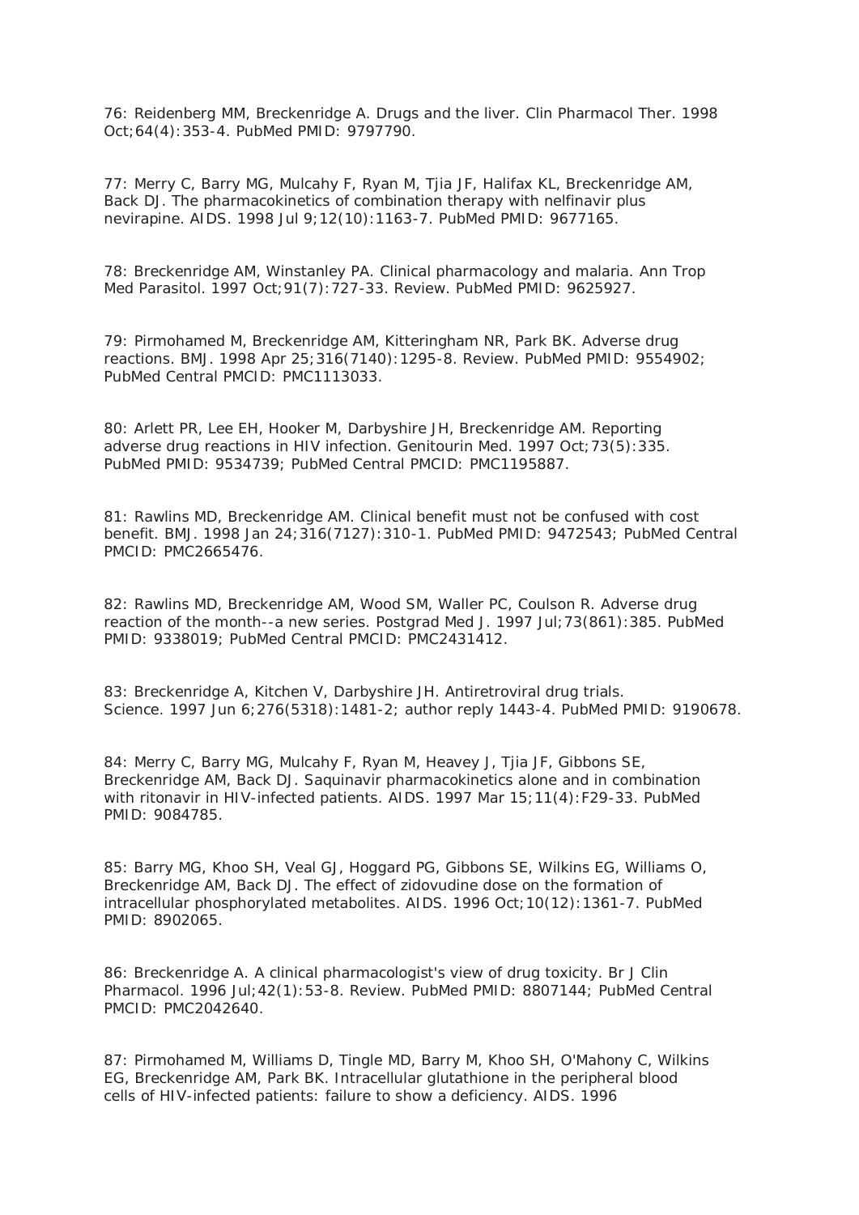76: Reidenberg MM, Breckenridge A. Drugs and the liver. Clin Pharmacol Ther. 1998 Oct;64(4):353-4. PubMed PMID: 9797790.

77: Merry C, Barry MG, Mulcahy F, Ryan M, Tjia JF, Halifax KL, Breckenridge AM, Back DJ. The pharmacokinetics of combination therapy with nelfinavir plus nevirapine. AIDS. 1998 Jul 9;12(10):1163-7. PubMed PMID: 9677165.

78: Breckenridge AM, Winstanley PA. Clinical pharmacology and malaria. Ann Trop Med Parasitol. 1997 Oct;91(7):727-33. Review. PubMed PMID: 9625927.

79: Pirmohamed M, Breckenridge AM, Kitteringham NR, Park BK. Adverse drug reactions. BMJ. 1998 Apr 25;316(7140):1295-8. Review. PubMed PMID: 9554902; PubMed Central PMCID: PMC1113033.

80: Arlett PR, Lee EH, Hooker M, Darbyshire JH, Breckenridge AM. Reporting adverse drug reactions in HIV infection. Genitourin Med. 1997 Oct;73(5):335. PubMed PMID: 9534739; PubMed Central PMCID: PMC1195887.

81: Rawlins MD, Breckenridge AM. Clinical benefit must not be confused with cost benefit. BMJ. 1998 Jan 24;316(7127):310-1. PubMed PMID: 9472543; PubMed Central PMCID: PMC2665476.

82: Rawlins MD, Breckenridge AM, Wood SM, Waller PC, Coulson R. Adverse drug reaction of the month--a new series. Postgrad Med J. 1997 Jul;73(861):385. PubMed PMID: 9338019; PubMed Central PMCID: PMC2431412.

83: Breckenridge A, Kitchen V, Darbyshire JH. Antiretroviral drug trials. Science. 1997 Jun 6;276(5318):1481-2; author reply 1443-4. PubMed PMID: 9190678.

84: Merry C, Barry MG, Mulcahy F, Ryan M, Heavey J, Tjia JF, Gibbons SE, Breckenridge AM, Back DJ. Saquinavir pharmacokinetics alone and in combination with ritonavir in HIV-infected patients. AIDS. 1997 Mar 15;11(4):F29-33. PubMed PMID: 9084785.

85: Barry MG, Khoo SH, Veal GJ, Hoggard PG, Gibbons SE, Wilkins EG, Williams O, Breckenridge AM, Back DJ. The effect of zidovudine dose on the formation of intracellular phosphorylated metabolites. AIDS. 1996 Oct;10(12):1361-7. PubMed PMID: 8902065.

86: Breckenridge A. A clinical pharmacologist's view of drug toxicity. Br J Clin Pharmacol. 1996 Jul;42(1):53-8. Review. PubMed PMID: 8807144; PubMed Central PMCID: PMC2042640.

87: Pirmohamed M, Williams D, Tingle MD, Barry M, Khoo SH, O'Mahony C, Wilkins EG, Breckenridge AM, Park BK. Intracellular glutathione in the peripheral blood cells of HIV-infected patients: failure to show a deficiency. AIDS. 1996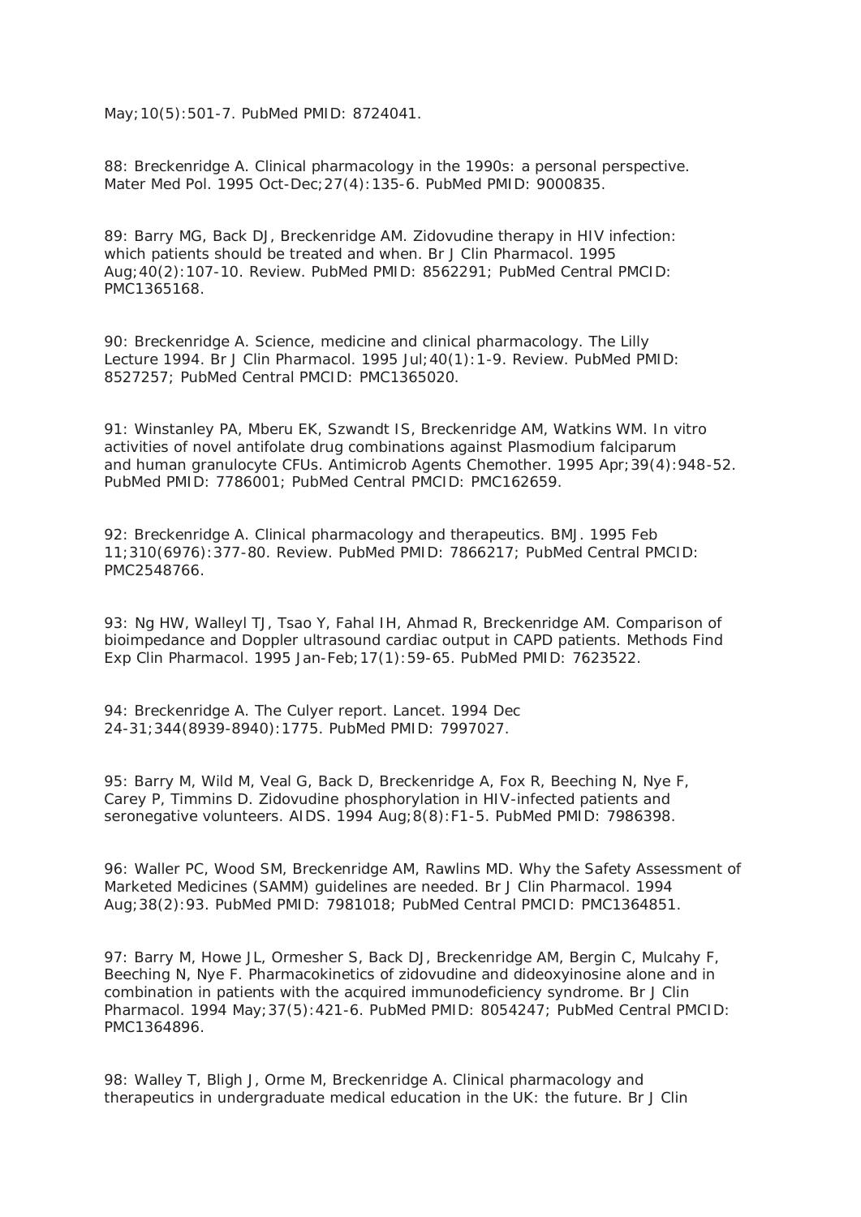May;10(5):501-7. PubMed PMID: 8724041.

88: Breckenridge A. Clinical pharmacology in the 1990s: a personal perspective. Mater Med Pol. 1995 Oct-Dec;27(4):135-6. PubMed PMID: 9000835.

89: Barry MG, Back DJ, Breckenridge AM. Zidovudine therapy in HIV infection: which patients should be treated and when. Br J Clin Pharmacol. 1995 Aug;40(2):107-10. Review. PubMed PMID: 8562291; PubMed Central PMCID: PMC1365168.

90: Breckenridge A. Science, medicine and clinical pharmacology. The Lilly Lecture 1994. Br J Clin Pharmacol. 1995 Jul;40(1):1-9. Review. PubMed PMID: 8527257; PubMed Central PMCID: PMC1365020.

91: Winstanley PA, Mberu EK, Szwandt IS, Breckenridge AM, Watkins WM. In vitro activities of novel antifolate drug combinations against Plasmodium falciparum and human granulocyte CFUs. Antimicrob Agents Chemother. 1995 Apr;39(4):948-52. PubMed PMID: 7786001; PubMed Central PMCID: PMC162659.

92: Breckenridge A. Clinical pharmacology and therapeutics. BMJ. 1995 Feb 11;310(6976):377-80. Review. PubMed PMID: 7866217; PubMed Central PMCID: PMC2548766.

93: Ng HW, Walleyl TJ, Tsao Y, Fahal IH, Ahmad R, Breckenridge AM. Comparison of bioimpedance and Doppler ultrasound cardiac output in CAPD patients. Methods Find Exp Clin Pharmacol. 1995 Jan-Feb;17(1):59-65. PubMed PMID: 7623522.

94: Breckenridge A. The Culyer report. Lancet. 1994 Dec 24-31;344(8939-8940):1775. PubMed PMID: 7997027.

95: Barry M, Wild M, Veal G, Back D, Breckenridge A, Fox R, Beeching N, Nye F, Carey P, Timmins D. Zidovudine phosphorylation in HIV-infected patients and seronegative volunteers. AIDS. 1994 Aug;8(8):F1-5. PubMed PMID: 7986398.

96: Waller PC, Wood SM, Breckenridge AM, Rawlins MD. Why the Safety Assessment of Marketed Medicines (SAMM) guidelines are needed. Br J Clin Pharmacol. 1994 Aug;38(2):93. PubMed PMID: 7981018; PubMed Central PMCID: PMC1364851.

97: Barry M, Howe JL, Ormesher S, Back DJ, Breckenridge AM, Bergin C, Mulcahy F, Beeching N, Nye F. Pharmacokinetics of zidovudine and dideoxyinosine alone and in combination in patients with the acquired immunodeficiency syndrome. Br J Clin Pharmacol. 1994 May;37(5):421-6. PubMed PMID: 8054247; PubMed Central PMCID: PMC1364896.

98: Walley T, Bligh J, Orme M, Breckenridge A. Clinical pharmacology and therapeutics in undergraduate medical education in the UK: the future. Br J Clin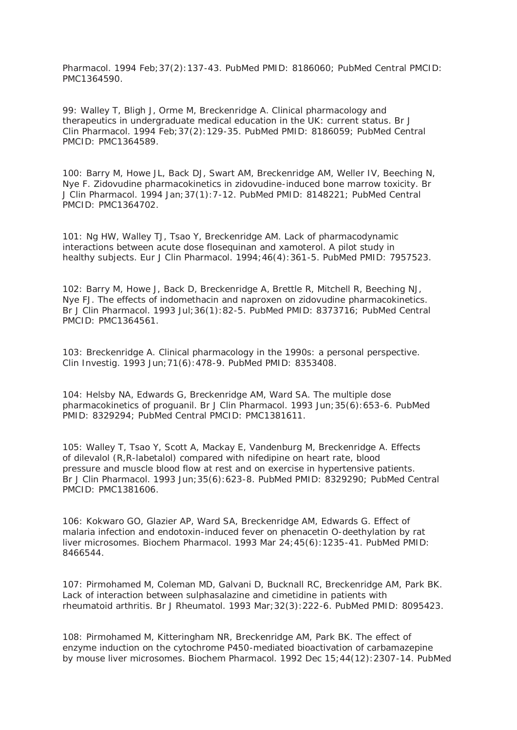Pharmacol. 1994 Feb;37(2):137-43. PubMed PMID: 8186060; PubMed Central PMCID: PMC1364590.

99: Walley T, Bligh J, Orme M, Breckenridge A. Clinical pharmacology and therapeutics in undergraduate medical education in the UK: current status. Br J Clin Pharmacol. 1994 Feb;37(2):129-35. PubMed PMID: 8186059; PubMed Central PMCID: PMC1364589.

100: Barry M, Howe JL, Back DJ, Swart AM, Breckenridge AM, Weller IV, Beeching N, Nye F. Zidovudine pharmacokinetics in zidovudine-induced bone marrow toxicity. Br J Clin Pharmacol. 1994 Jan;37(1):7-12. PubMed PMID: 8148221; PubMed Central PMCID: PMC1364702.

101: Ng HW, Walley TJ, Tsao Y, Breckenridge AM. Lack of pharmacodynamic interactions between acute dose flosequinan and xamoterol. A pilot study in healthy subjects. Eur J Clin Pharmacol. 1994;46(4):361-5. PubMed PMID: 7957523.

102: Barry M, Howe J, Back D, Breckenridge A, Brettle R, Mitchell R, Beeching NJ, Nye FJ. The effects of indomethacin and naproxen on zidovudine pharmacokinetics. Br J Clin Pharmacol. 1993 Jul;36(1):82-5. PubMed PMID: 8373716; PubMed Central PMCID: PMC1364561.

103: Breckenridge A. Clinical pharmacology in the 1990s: a personal perspective. Clin Investig. 1993 Jun;71(6):478-9. PubMed PMID: 8353408.

104: Helsby NA, Edwards G, Breckenridge AM, Ward SA. The multiple dose pharmacokinetics of proguanil. Br J Clin Pharmacol. 1993 Jun;35(6):653-6. PubMed PMID: 8329294; PubMed Central PMCID: PMC1381611.

105: Walley T, Tsao Y, Scott A, Mackay E, Vandenburg M, Breckenridge A. Effects of dilevalol (R,R-labetalol) compared with nifedipine on heart rate, blood pressure and muscle blood flow at rest and on exercise in hypertensive patients. Br J Clin Pharmacol. 1993 Jun;35(6):623-8. PubMed PMID: 8329290; PubMed Central PMCID: PMC1381606.

106: Kokwaro GO, Glazier AP, Ward SA, Breckenridge AM, Edwards G. Effect of malaria infection and endotoxin-induced fever on phenacetin O-deethylation by rat liver microsomes. Biochem Pharmacol. 1993 Mar 24;45(6):1235-41. PubMed PMID: 8466544.

107: Pirmohamed M, Coleman MD, Galvani D, Bucknall RC, Breckenridge AM, Park BK. Lack of interaction between sulphasalazine and cimetidine in patients with rheumatoid arthritis. Br J Rheumatol. 1993 Mar;32(3):222-6. PubMed PMID: 8095423.

108: Pirmohamed M, Kitteringham NR, Breckenridge AM, Park BK. The effect of enzyme induction on the cytochrome P450-mediated bioactivation of carbamazepine by mouse liver microsomes. Biochem Pharmacol. 1992 Dec 15;44(12):2307-14. PubMed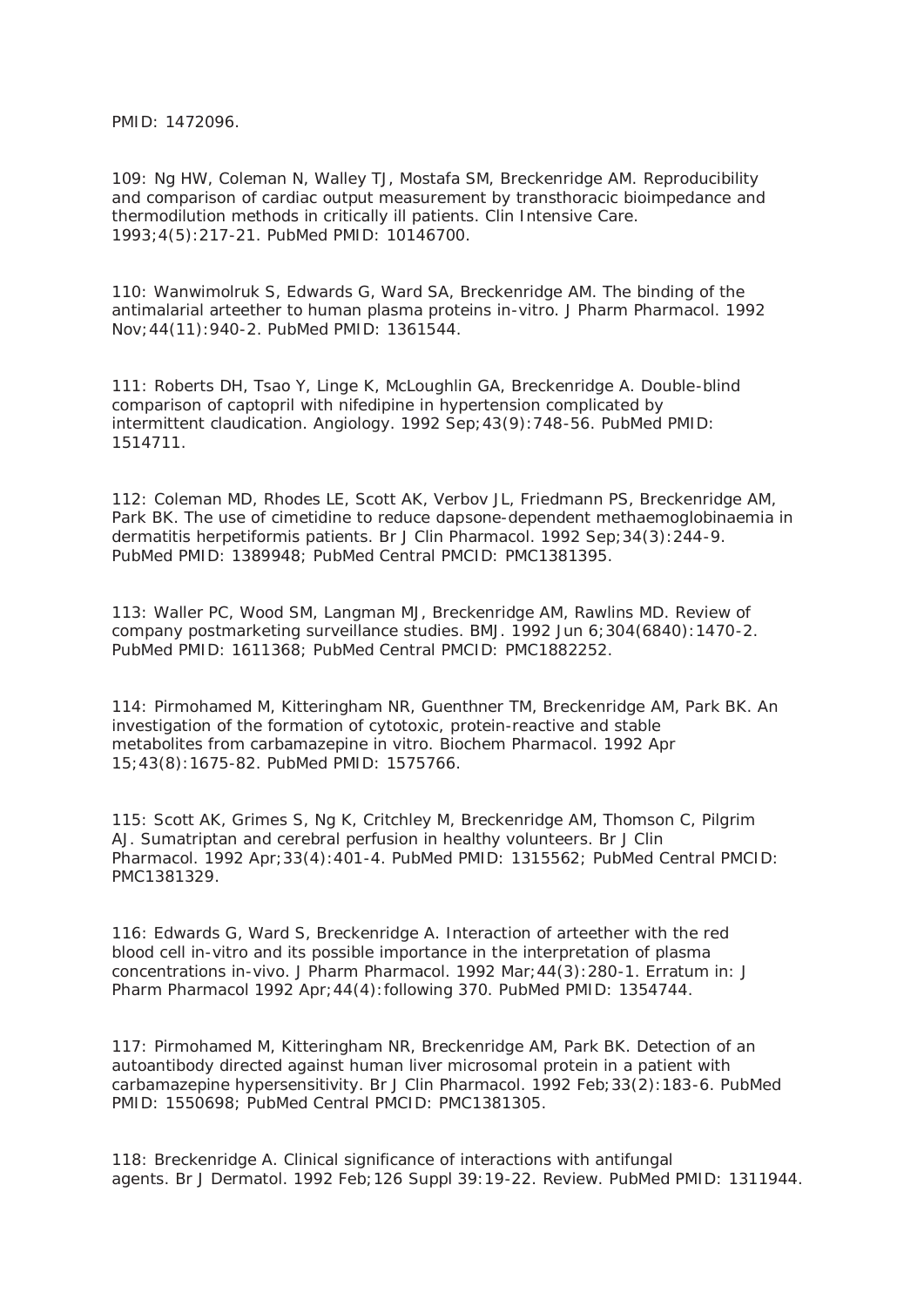PMID: 1472096.

109: Ng HW, Coleman N, Walley TJ, Mostafa SM, Breckenridge AM. Reproducibility and comparison of cardiac output measurement by transthoracic bioimpedance and thermodilution methods in critically ill patients. Clin Intensive Care. 1993;4(5):217-21. PubMed PMID: 10146700.

110: Wanwimolruk S, Edwards G, Ward SA, Breckenridge AM. The binding of the antimalarial arteether to human plasma proteins in-vitro. J Pharm Pharmacol. 1992 Nov;44(11):940-2. PubMed PMID: 1361544.

111: Roberts DH, Tsao Y, Linge K, McLoughlin GA, Breckenridge A. Double-blind comparison of captopril with nifedipine in hypertension complicated by intermittent claudication. Angiology. 1992 Sep;43(9):748-56. PubMed PMID: 1514711.

112: Coleman MD, Rhodes LE, Scott AK, Verbov JL, Friedmann PS, Breckenridge AM, Park BK. The use of cimetidine to reduce dapsone-dependent methaemoglobinaemia in dermatitis herpetiformis patients. Br J Clin Pharmacol. 1992 Sep;34(3):244-9. PubMed PMID: 1389948; PubMed Central PMCID: PMC1381395.

113: Waller PC, Wood SM, Langman MJ, Breckenridge AM, Rawlins MD. Review of company postmarketing surveillance studies. BMJ. 1992 Jun 6;304(6840):1470-2. PubMed PMID: 1611368; PubMed Central PMCID: PMC1882252.

114: Pirmohamed M, Kitteringham NR, Guenthner TM, Breckenridge AM, Park BK. An investigation of the formation of cytotoxic, protein-reactive and stable metabolites from carbamazepine in vitro. Biochem Pharmacol. 1992 Apr 15;43(8):1675-82. PubMed PMID: 1575766.

115: Scott AK, Grimes S, Ng K, Critchley M, Breckenridge AM, Thomson C, Pilgrim AJ. Sumatriptan and cerebral perfusion in healthy volunteers. Br J Clin Pharmacol. 1992 Apr;33(4):401-4. PubMed PMID: 1315562; PubMed Central PMCID: PMC1381329.

116: Edwards G, Ward S, Breckenridge A. Interaction of arteether with the red blood cell in-vitro and its possible importance in the interpretation of plasma concentrations in-vivo. J Pharm Pharmacol. 1992 Mar;44(3):280-1. Erratum in: J Pharm Pharmacol 1992 Apr;44(4):following 370. PubMed PMID: 1354744.

117: Pirmohamed M, Kitteringham NR, Breckenridge AM, Park BK. Detection of an autoantibody directed against human liver microsomal protein in a patient with carbamazepine hypersensitivity. Br J Clin Pharmacol. 1992 Feb;33(2):183-6. PubMed PMID: 1550698; PubMed Central PMCID: PMC1381305.

118: Breckenridge A. Clinical significance of interactions with antifungal agents. Br J Dermatol. 1992 Feb;126 Suppl 39:19-22. Review. PubMed PMID: 1311944.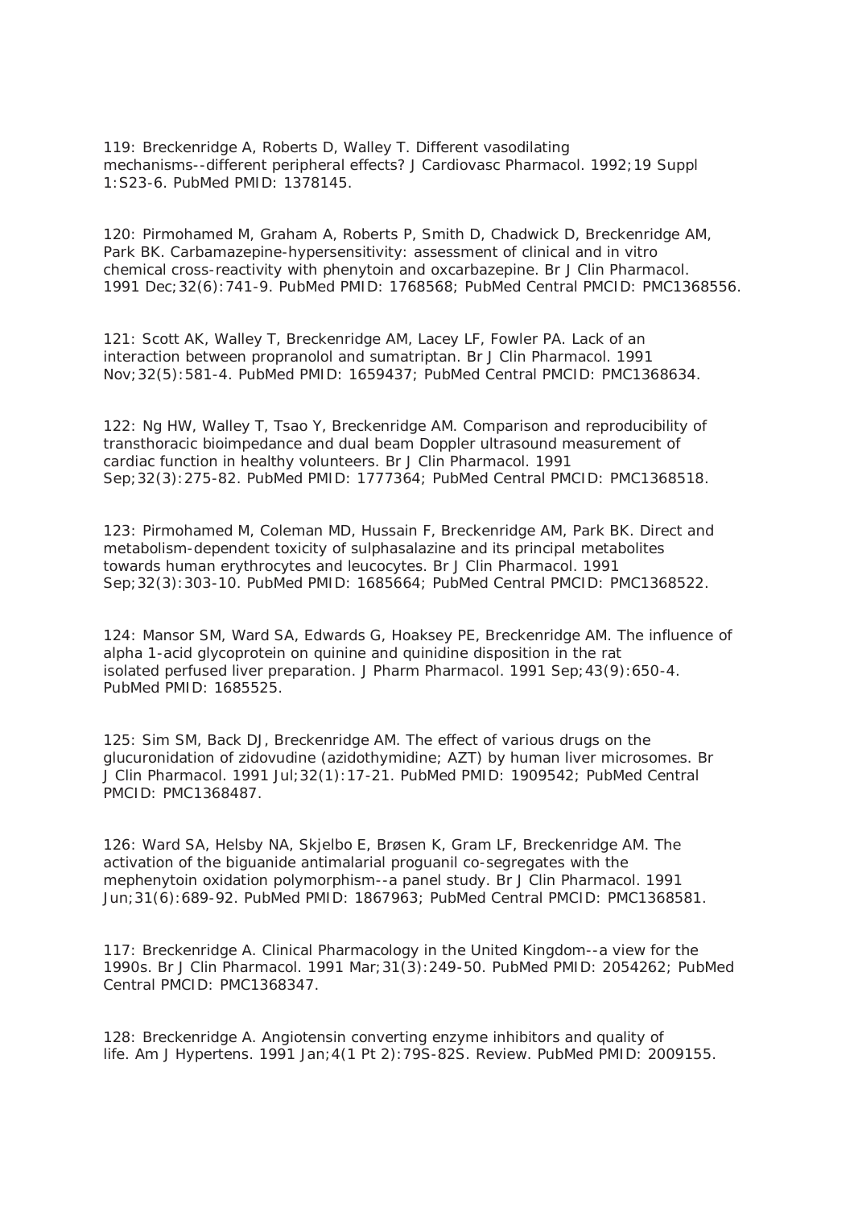119: Breckenridge A, Roberts D, Walley T. Different vasodilating mechanisms--different peripheral effects? J Cardiovasc Pharmacol. 1992;19 Suppl 1:S23-6. PubMed PMID: 1378145.

120: Pirmohamed M, Graham A, Roberts P, Smith D, Chadwick D, Breckenridge AM, Park BK. Carbamazepine-hypersensitivity: assessment of clinical and in vitro chemical cross-reactivity with phenytoin and oxcarbazepine. Br J Clin Pharmacol. 1991 Dec;32(6):741-9. PubMed PMID: 1768568; PubMed Central PMCID: PMC1368556.

121: Scott AK, Walley T, Breckenridge AM, Lacey LF, Fowler PA. Lack of an interaction between propranolol and sumatriptan. Br J Clin Pharmacol. 1991 Nov;32(5):581-4. PubMed PMID: 1659437; PubMed Central PMCID: PMC1368634.

122: Ng HW, Walley T, Tsao Y, Breckenridge AM. Comparison and reproducibility of transthoracic bioimpedance and dual beam Doppler ultrasound measurement of cardiac function in healthy volunteers. Br J Clin Pharmacol. 1991 Sep;32(3):275-82. PubMed PMID: 1777364; PubMed Central PMCID: PMC1368518.

123: Pirmohamed M, Coleman MD, Hussain F, Breckenridge AM, Park BK. Direct and metabolism-dependent toxicity of sulphasalazine and its principal metabolites towards human erythrocytes and leucocytes. Br J Clin Pharmacol. 1991 Sep;32(3):303-10. PubMed PMID: 1685664; PubMed Central PMCID: PMC1368522.

124: Mansor SM, Ward SA, Edwards G, Hoaksey PE, Breckenridge AM. The influence of alpha 1-acid glycoprotein on quinine and quinidine disposition in the rat isolated perfused liver preparation. J Pharm Pharmacol. 1991 Sep;43(9):650-4. PubMed PMID: 1685525.

125: Sim SM, Back DJ, Breckenridge AM. The effect of various drugs on the glucuronidation of zidovudine (azidothymidine; AZT) by human liver microsomes. Br J Clin Pharmacol. 1991 Jul;32(1):17-21. PubMed PMID: 1909542; PubMed Central PMCID: PMC1368487.

126: Ward SA, Helsby NA, Skjelbo E, Brøsen K, Gram LF, Breckenridge AM. The activation of the biguanide antimalarial proguanil co-segregates with the mephenytoin oxidation polymorphism--a panel study. Br J Clin Pharmacol. 1991 Jun;31(6):689-92. PubMed PMID: 1867963; PubMed Central PMCID: PMC1368581.

117: Breckenridge A. Clinical Pharmacology in the United Kingdom--a view for the 1990s. Br J Clin Pharmacol. 1991 Mar;31(3):249-50. PubMed PMID: 2054262; PubMed Central PMCID: PMC1368347.

128: Breckenridge A. Angiotensin converting enzyme inhibitors and quality of life. Am J Hypertens. 1991 Jan;4(1 Pt 2):79S-82S. Review. PubMed PMID: 2009155.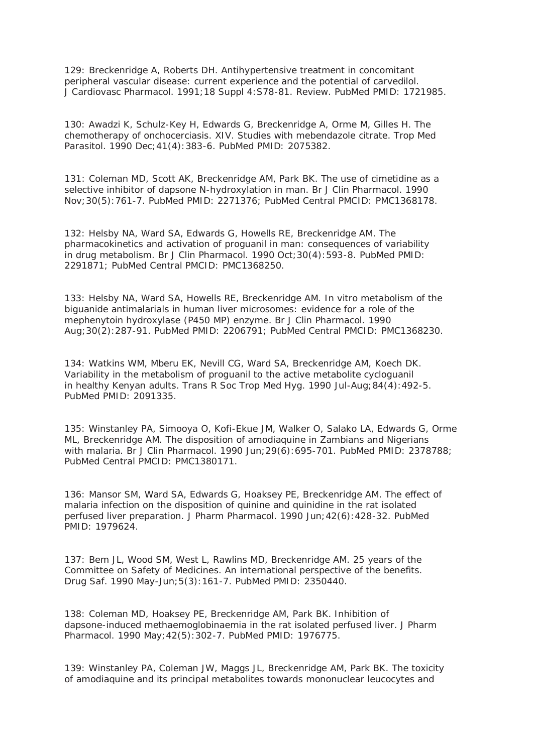129: Breckenridge A, Roberts DH. Antihypertensive treatment in concomitant peripheral vascular disease: current experience and the potential of carvedilol. J Cardiovasc Pharmacol. 1991;18 Suppl 4:S78-81. Review. PubMed PMID: 1721985.

130: Awadzi K, Schulz-Key H, Edwards G, Breckenridge A, Orme M, Gilles H. The chemotherapy of onchocerciasis. XIV. Studies with mebendazole citrate. Trop Med Parasitol. 1990 Dec;41(4):383-6. PubMed PMID: 2075382.

131: Coleman MD, Scott AK, Breckenridge AM, Park BK. The use of cimetidine as a selective inhibitor of dapsone N-hydroxylation in man. Br J Clin Pharmacol. 1990 Nov;30(5):761-7. PubMed PMID: 2271376; PubMed Central PMCID: PMC1368178.

132: Helsby NA, Ward SA, Edwards G, Howells RE, Breckenridge AM. The pharmacokinetics and activation of proguanil in man: consequences of variability in drug metabolism. Br J Clin Pharmacol. 1990 Oct;30(4):593-8. PubMed PMID: 2291871; PubMed Central PMCID: PMC1368250.

133: Helsby NA, Ward SA, Howells RE, Breckenridge AM. In vitro metabolism of the biguanide antimalarials in human liver microsomes: evidence for a role of the mephenytoin hydroxylase (P450 MP) enzyme. Br J Clin Pharmacol. 1990 Aug;30(2):287-91. PubMed PMID: 2206791; PubMed Central PMCID: PMC1368230.

134: Watkins WM, Mberu EK, Nevill CG, Ward SA, Breckenridge AM, Koech DK. Variability in the metabolism of proguanil to the active metabolite cycloguanil in healthy Kenyan adults. Trans R Soc Trop Med Hyg. 1990 Jul-Aug;84(4):492-5. PubMed PMID: 2091335.

135: Winstanley PA, Simooya O, Kofi-Ekue JM, Walker O, Salako LA, Edwards G, Orme ML, Breckenridge AM. The disposition of amodiaquine in Zambians and Nigerians with malaria. Br J Clin Pharmacol. 1990 Jun;29(6):695-701. PubMed PMID: 2378788; PubMed Central PMCID: PMC1380171.

136: Mansor SM, Ward SA, Edwards G, Hoaksey PE, Breckenridge AM. The effect of malaria infection on the disposition of quinine and quinidine in the rat isolated perfused liver preparation. J Pharm Pharmacol. 1990 Jun;42(6):428-32. PubMed PMID: 1979624.

137: Bem JL, Wood SM, West L, Rawlins MD, Breckenridge AM. 25 years of the Committee on Safety of Medicines. An international perspective of the benefits. Drug Saf. 1990 May-Jun;5(3):161-7. PubMed PMID: 2350440.

138: Coleman MD, Hoaksey PE, Breckenridge AM, Park BK. Inhibition of dapsone-induced methaemoglobinaemia in the rat isolated perfused liver. J Pharm Pharmacol. 1990 May;42(5):302-7. PubMed PMID: 1976775.

139: Winstanley PA, Coleman JW, Maggs JL, Breckenridge AM, Park BK. The toxicity of amodiaquine and its principal metabolites towards mononuclear leucocytes and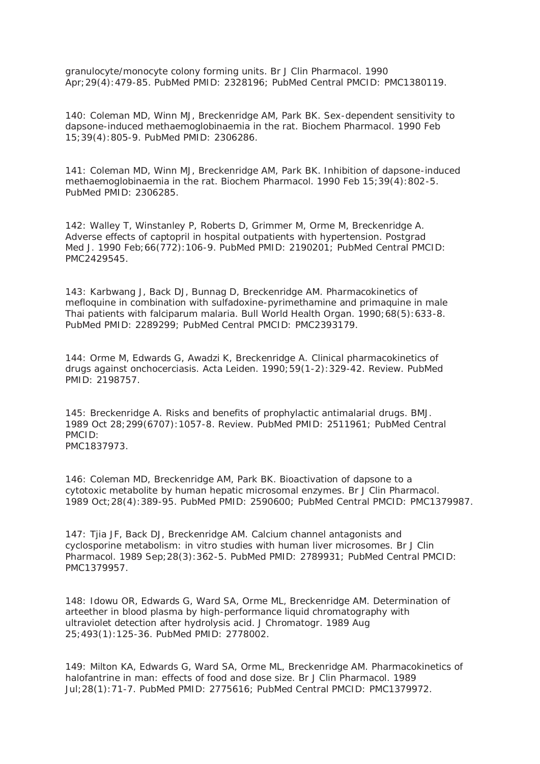granulocyte/monocyte colony forming units. Br J Clin Pharmacol. 1990 Apr;29(4):479-85. PubMed PMID: 2328196; PubMed Central PMCID: PMC1380119.

140: Coleman MD, Winn MJ, Breckenridge AM, Park BK. Sex-dependent sensitivity to dapsone-induced methaemoglobinaemia in the rat. Biochem Pharmacol. 1990 Feb 15;39(4):805-9. PubMed PMID: 2306286.

141: Coleman MD, Winn MJ, Breckenridge AM, Park BK. Inhibition of dapsone-induced methaemoglobinaemia in the rat. Biochem Pharmacol. 1990 Feb 15;39(4):802-5. PubMed PMID: 2306285.

142: Walley T, Winstanley P, Roberts D, Grimmer M, Orme M, Breckenridge A. Adverse effects of captopril in hospital outpatients with hypertension. Postgrad Med J. 1990 Feb;66(772):106-9. PubMed PMID: 2190201; PubMed Central PMCID: PMC2429545.

143: Karbwang J, Back DJ, Bunnag D, Breckenridge AM. Pharmacokinetics of mefloquine in combination with sulfadoxine-pyrimethamine and primaquine in male Thai patients with falciparum malaria. Bull World Health Organ. 1990;68(5):633-8. PubMed PMID: 2289299; PubMed Central PMCID: PMC2393179.

144: Orme M, Edwards G, Awadzi K, Breckenridge A. Clinical pharmacokinetics of drugs against onchocerciasis. Acta Leiden. 1990;59(1-2):329-42. Review. PubMed PMID: 2198757.

145: Breckenridge A. Risks and benefits of prophylactic antimalarial drugs. BMJ. 1989 Oct 28;299(6707):1057-8. Review. PubMed PMID: 2511961; PubMed Central PMCID:
PMC1837973.

146: Coleman MD, Breckenridge AM, Park BK. Bioactivation of dapsone to a cytotoxic metabolite by human hepatic microsomal enzymes. Br J Clin Pharmacol. 1989 Oct;28(4):389-95. PubMed PMID: 2590600; PubMed Central PMCID: PMC1379987.

147: Tjia JF, Back DJ, Breckenridge AM. Calcium channel antagonists and cyclosporine metabolism: in vitro studies with human liver microsomes. Br J Clin Pharmacol. 1989 Sep;28(3):362-5. PubMed PMID: 2789931; PubMed Central PMCID: PMC1379957.

148: Idowu OR, Edwards G, Ward SA, Orme ML, Breckenridge AM. Determination of arteether in blood plasma by high-performance liquid chromatography with ultraviolet detection after hydrolysis acid. J Chromatogr. 1989 Aug 25;493(1):125-36. PubMed PMID: 2778002.

149: Milton KA, Edwards G, Ward SA, Orme ML, Breckenridge AM. Pharmacokinetics of halofantrine in man: effects of food and dose size. Br J Clin Pharmacol. 1989 Jul;28(1):71-7. PubMed PMID: 2775616; PubMed Central PMCID: PMC1379972.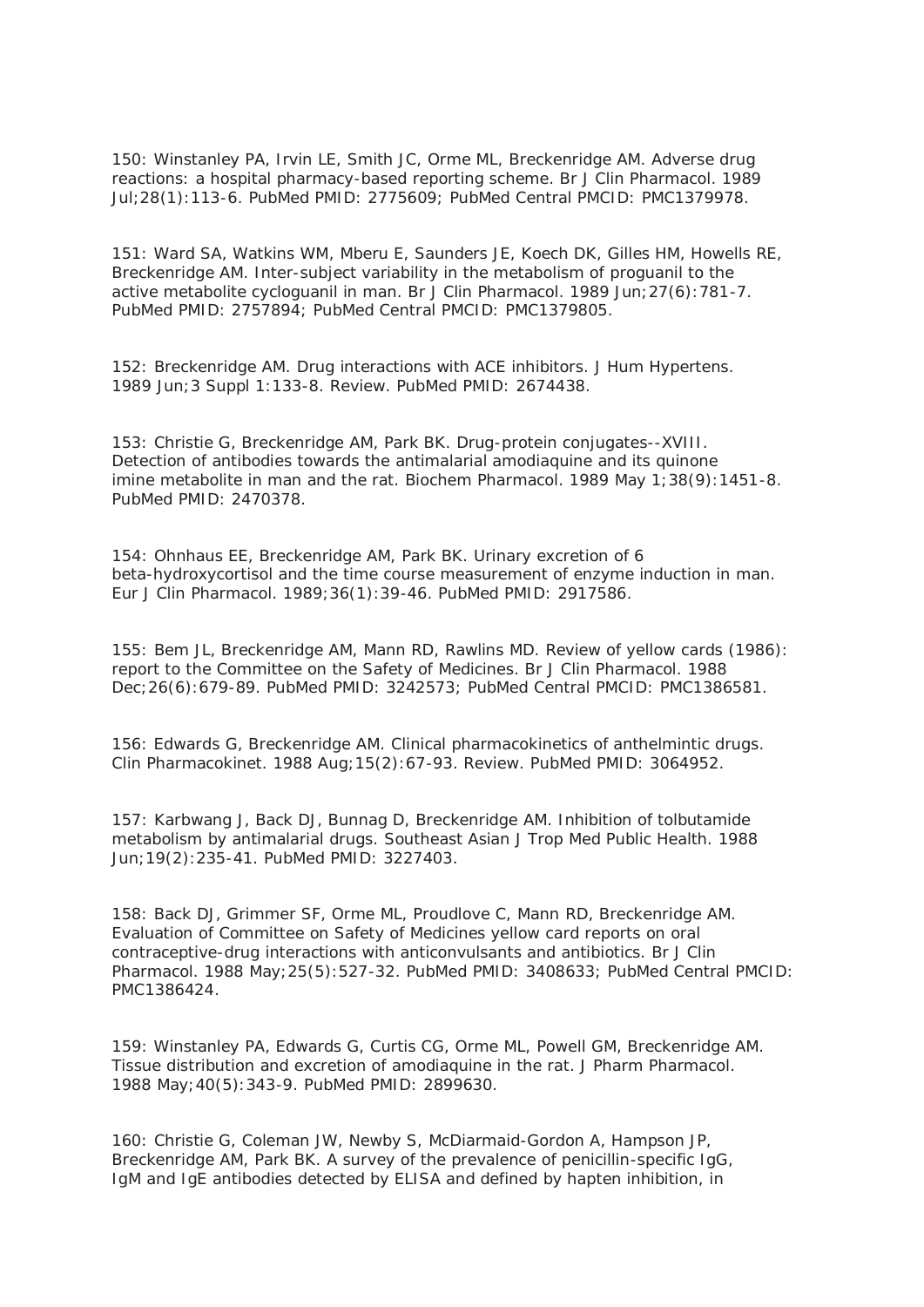150: Winstanley PA, Irvin LE, Smith JC, Orme ML, Breckenridge AM. Adverse drug reactions: a hospital pharmacy-based reporting scheme. Br J Clin Pharmacol. 1989 Jul;28(1):113-6. PubMed PMID: 2775609; PubMed Central PMCID: PMC1379978.

151: Ward SA, Watkins WM, Mberu E, Saunders JE, Koech DK, Gilles HM, Howells RE, Breckenridge AM. Inter-subject variability in the metabolism of proguanil to the active metabolite cycloguanil in man. Br J Clin Pharmacol. 1989 Jun;27(6):781-7. PubMed PMID: 2757894; PubMed Central PMCID: PMC1379805.

152: Breckenridge AM. Drug interactions with ACE inhibitors. J Hum Hypertens. 1989 Jun;3 Suppl 1:133-8. Review. PubMed PMID: 2674438.

153: Christie G, Breckenridge AM, Park BK. Drug-protein conjugates--XVIII. Detection of antibodies towards the antimalarial amodiaquine and its quinone imine metabolite in man and the rat. Biochem Pharmacol. 1989 May 1;38(9):1451-8. PubMed PMID: 2470378.

154: Ohnhaus EE, Breckenridge AM, Park BK. Urinary excretion of 6 beta-hydroxycortisol and the time course measurement of enzyme induction in man. Eur J Clin Pharmacol. 1989;36(1):39-46. PubMed PMID: 2917586.

155: Bem JL, Breckenridge AM, Mann RD, Rawlins MD. Review of yellow cards (1986): report to the Committee on the Safety of Medicines. Br J Clin Pharmacol. 1988 Dec;26(6):679-89. PubMed PMID: 3242573; PubMed Central PMCID: PMC1386581.

156: Edwards G, Breckenridge AM. Clinical pharmacokinetics of anthelmintic drugs. Clin Pharmacokinet. 1988 Aug;15(2):67-93. Review. PubMed PMID: 3064952.

157: Karbwang J, Back DJ, Bunnag D, Breckenridge AM. Inhibition of tolbutamide metabolism by antimalarial drugs. Southeast Asian J Trop Med Public Health. 1988 Jun;19(2):235-41. PubMed PMID: 3227403.

158: Back DJ, Grimmer SF, Orme ML, Proudlove C, Mann RD, Breckenridge AM. Evaluation of Committee on Safety of Medicines yellow card reports on oral contraceptive-drug interactions with anticonvulsants and antibiotics. Br J Clin Pharmacol. 1988 May;25(5):527-32. PubMed PMID: 3408633; PubMed Central PMCID: PMC1386424.

159: Winstanley PA, Edwards G, Curtis CG, Orme ML, Powell GM, Breckenridge AM. Tissue distribution and excretion of amodiaquine in the rat. J Pharm Pharmacol. 1988 May;40(5):343-9. PubMed PMID: 2899630.

160: Christie G, Coleman JW, Newby S, McDiarmaid-Gordon A, Hampson JP, Breckenridge AM, Park BK. A survey of the prevalence of penicillin-specific IgG, IgM and IgE antibodies detected by ELISA and defined by hapten inhibition, in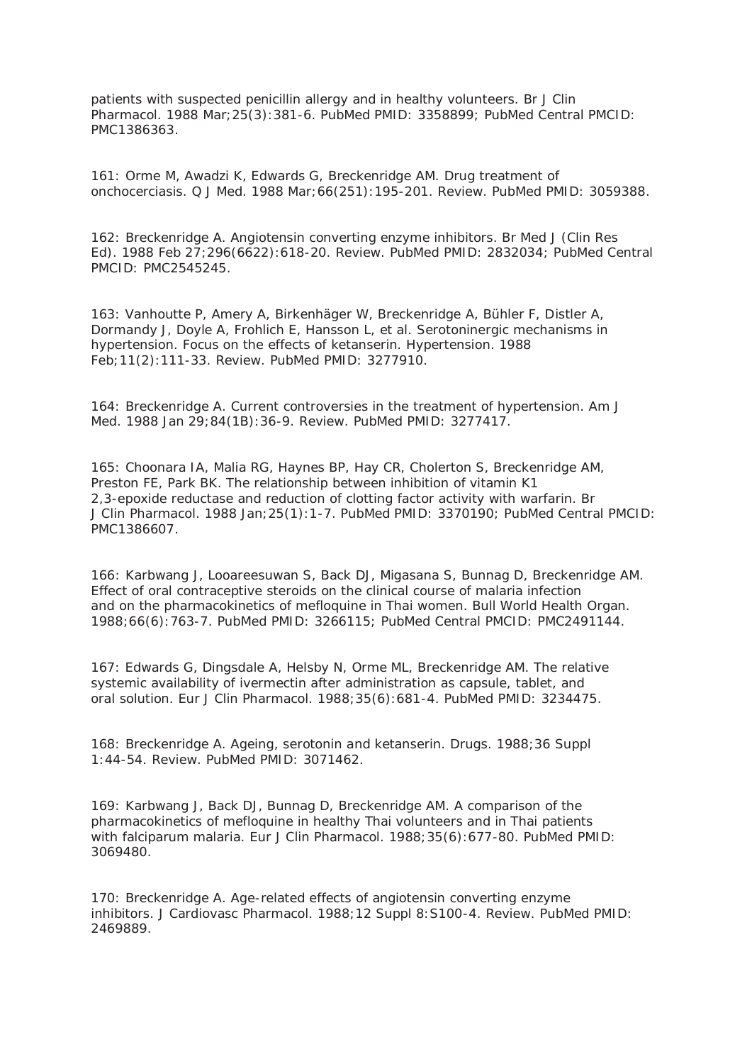patients with suspected penicillin allergy and in healthy volunteers. Br J Clin Pharmacol. 1988 Mar;25(3):381-6. PubMed PMID: 3358899; PubMed Central PMCID: PMC1386363.

161: Orme M, Awadzi K, Edwards G, Breckenridge AM. Drug treatment of onchocerciasis. Q J Med. 1988 Mar;66(251):195-201. Review. PubMed PMID: 3059388.

162: Breckenridge A. Angiotensin converting enzyme inhibitors. Br Med J (Clin Res Ed). 1988 Feb 27;296(6622):618-20. Review. PubMed PMID: 2832034; PubMed Central PMCID: PMC2545245.

163: Vanhoutte P, Amery A, Birkenhäger W, Breckenridge A, Bühler F, Distler A, Dormandy J, Doyle A, Frohlich E, Hansson L, et al. Serotoninergic mechanisms in hypertension. Focus on the effects of ketanserin. Hypertension. 1988 Feb;11(2):111-33. Review. PubMed PMID: 3277910.

164: Breckenridge A. Current controversies in the treatment of hypertension. Am J Med. 1988 Jan 29;84(1B):36-9. Review. PubMed PMID: 3277417.

165: Choonara IA, Malia RG, Haynes BP, Hay CR, Cholerton S, Breckenridge AM, Preston FE, Park BK. The relationship between inhibition of vitamin K1 2,3-epoxide reductase and reduction of clotting factor activity with warfarin. Br J Clin Pharmacol. 1988 Jan;25(1):1-7. PubMed PMID: 3370190; PubMed Central PMCID: PMC1386607.

166: Karbwang J, Looareesuwan S, Back DJ, Migasana S, Bunnag D, Breckenridge AM. Effect of oral contraceptive steroids on the clinical course of malaria infection and on the pharmacokinetics of mefloquine in Thai women. Bull World Health Organ. 1988;66(6):763-7. PubMed PMID: 3266115; PubMed Central PMCID: PMC2491144.

167: Edwards G, Dingsdale A, Helsby N, Orme ML, Breckenridge AM. The relative systemic availability of ivermectin after administration as capsule, tablet, and oral solution. Eur J Clin Pharmacol. 1988;35(6):681-4. PubMed PMID: 3234475.

168: Breckenridge A. Ageing, serotonin and ketanserin. Drugs. 1988;36 Suppl 1:44-54. Review. PubMed PMID: 3071462.

169: Karbwang J, Back DJ, Bunnag D, Breckenridge AM. A comparison of the pharmacokinetics of mefloquine in healthy Thai volunteers and in Thai patients with falciparum malaria. Eur J Clin Pharmacol. 1988;35(6):677-80. PubMed PMID: 3069480.

170: Breckenridge A. Age-related effects of angiotensin converting enzyme inhibitors. J Cardiovasc Pharmacol. 1988;12 Suppl 8:S100-4. Review. PubMed PMID: 2469889.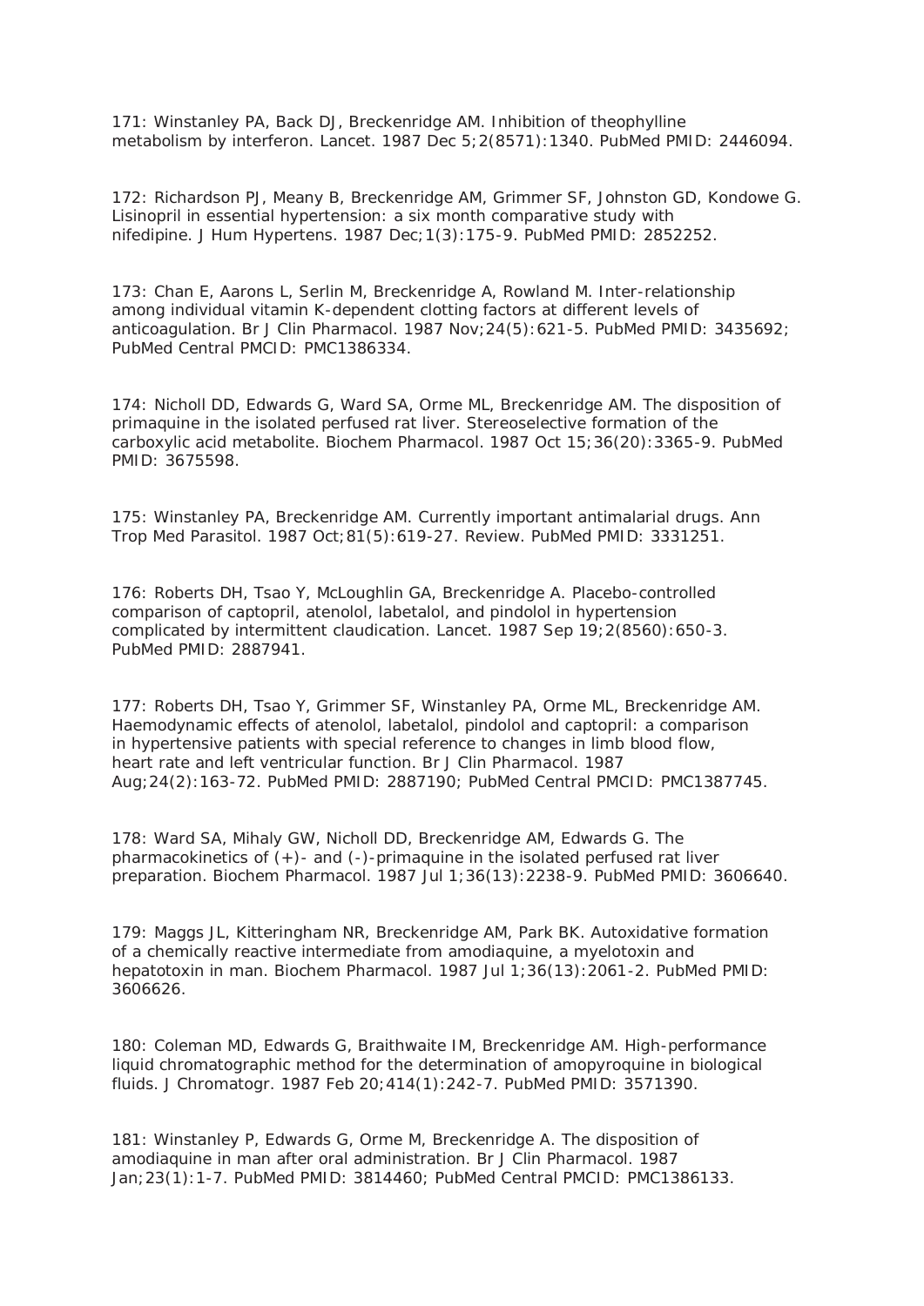171: Winstanley PA, Back DJ, Breckenridge AM. Inhibition of theophylline metabolism by interferon. Lancet. 1987 Dec 5;2(8571):1340. PubMed PMID: 2446094.

172: Richardson PJ, Meany B, Breckenridge AM, Grimmer SF, Johnston GD, Kondowe G. Lisinopril in essential hypertension: a six month comparative study with nifedipine. J Hum Hypertens. 1987 Dec;1(3):175-9. PubMed PMID: 2852252.

173: Chan E, Aarons L, Serlin M, Breckenridge A, Rowland M. Inter-relationship among individual vitamin K-dependent clotting factors at different levels of anticoagulation. Br J Clin Pharmacol. 1987 Nov;24(5):621-5. PubMed PMID: 3435692; PubMed Central PMCID: PMC1386334.

174: Nicholl DD, Edwards G, Ward SA, Orme ML, Breckenridge AM. The disposition of primaquine in the isolated perfused rat liver. Stereoselective formation of the carboxylic acid metabolite. Biochem Pharmacol. 1987 Oct 15;36(20):3365-9. PubMed PMID: 3675598.

175: Winstanley PA, Breckenridge AM. Currently important antimalarial drugs. Ann Trop Med Parasitol. 1987 Oct;81(5):619-27. Review. PubMed PMID: 3331251.

176: Roberts DH, Tsao Y, McLoughlin GA, Breckenridge A. Placebo-controlled comparison of captopril, atenolol, labetalol, and pindolol in hypertension complicated by intermittent claudication. Lancet. 1987 Sep 19;2(8560):650-3. PubMed PMID: 2887941.

177: Roberts DH, Tsao Y, Grimmer SF, Winstanley PA, Orme ML, Breckenridge AM. Haemodynamic effects of atenolol, labetalol, pindolol and captopril: a comparison in hypertensive patients with special reference to changes in limb blood flow, heart rate and left ventricular function. Br J Clin Pharmacol. 1987 Aug;24(2):163-72. PubMed PMID: 2887190; PubMed Central PMCID: PMC1387745.

178: Ward SA, Mihaly GW, Nicholl DD, Breckenridge AM, Edwards G. The pharmacokinetics of (+)- and (-)-primaquine in the isolated perfused rat liver preparation. Biochem Pharmacol. 1987 Jul 1;36(13):2238-9. PubMed PMID: 3606640.

179: Maggs JL, Kitteringham NR, Breckenridge AM, Park BK. Autoxidative formation of a chemically reactive intermediate from amodiaquine, a myelotoxin and hepatotoxin in man. Biochem Pharmacol. 1987 Jul 1;36(13):2061-2. PubMed PMID: 3606626.

180: Coleman MD, Edwards G, Braithwaite IM, Breckenridge AM. High-performance liquid chromatographic method for the determination of amopyroquine in biological fluids. J Chromatogr. 1987 Feb 20;414(1):242-7. PubMed PMID: 3571390.

181: Winstanley P, Edwards G, Orme M, Breckenridge A. The disposition of amodiaquine in man after oral administration. Br J Clin Pharmacol. 1987 Jan;23(1):1-7. PubMed PMID: 3814460; PubMed Central PMCID: PMC1386133.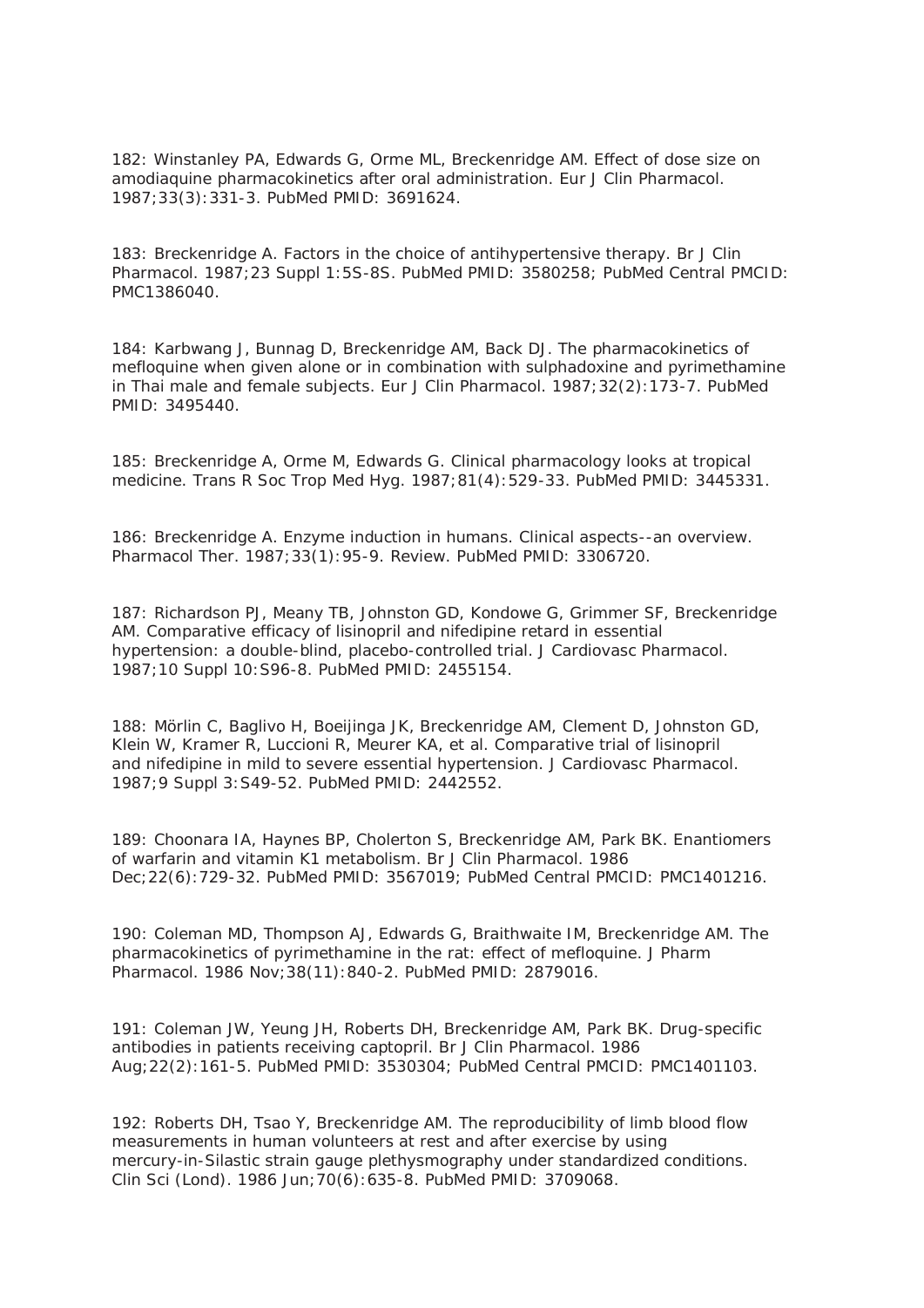182: Winstanley PA, Edwards G, Orme ML, Breckenridge AM. Effect of dose size on amodiaquine pharmacokinetics after oral administration. Eur J Clin Pharmacol. 1987;33(3):331-3. PubMed PMID: 3691624.

183: Breckenridge A. Factors in the choice of antihypertensive therapy. Br J Clin Pharmacol. 1987;23 Suppl 1:5S-8S. PubMed PMID: 3580258; PubMed Central PMCID: PMC1386040.

184: Karbwang J, Bunnag D, Breckenridge AM, Back DJ. The pharmacokinetics of mefloquine when given alone or in combination with sulphadoxine and pyrimethamine in Thai male and female subjects. Eur J Clin Pharmacol. 1987;32(2):173-7. PubMed PMID: 3495440.

185: Breckenridge A, Orme M, Edwards G. Clinical pharmacology looks at tropical medicine. Trans R Soc Trop Med Hyg. 1987;81(4):529-33. PubMed PMID: 3445331.

186: Breckenridge A. Enzyme induction in humans. Clinical aspects--an overview. Pharmacol Ther. 1987;33(1):95-9. Review. PubMed PMID: 3306720.

187: Richardson PJ, Meany TB, Johnston GD, Kondowe G, Grimmer SF, Breckenridge AM. Comparative efficacy of lisinopril and nifedipine retard in essential hypertension: a double-blind, placebo-controlled trial. J Cardiovasc Pharmacol. 1987;10 Suppl 10:S96-8. PubMed PMID: 2455154.

188: Mörlin C, Baglivo H, Boeijinga JK, Breckenridge AM, Clement D, Johnston GD, Klein W, Kramer R, Luccioni R, Meurer KA, et al. Comparative trial of lisinopril and nifedipine in mild to severe essential hypertension. J Cardiovasc Pharmacol. 1987;9 Suppl 3:S49-52. PubMed PMID: 2442552.

189: Choonara IA, Haynes BP, Cholerton S, Breckenridge AM, Park BK. Enantiomers of warfarin and vitamin K1 metabolism. Br J Clin Pharmacol. 1986 Dec;22(6):729-32. PubMed PMID: 3567019; PubMed Central PMCID: PMC1401216.

190: Coleman MD, Thompson AJ, Edwards G, Braithwaite IM, Breckenridge AM. The pharmacokinetics of pyrimethamine in the rat: effect of mefloquine. J Pharm Pharmacol. 1986 Nov;38(11):840-2. PubMed PMID: 2879016.

191: Coleman JW, Yeung JH, Roberts DH, Breckenridge AM, Park BK. Drug-specific antibodies in patients receiving captopril. Br J Clin Pharmacol. 1986 Aug;22(2):161-5. PubMed PMID: 3530304; PubMed Central PMCID: PMC1401103.

192: Roberts DH, Tsao Y, Breckenridge AM. The reproducibility of limb blood flow measurements in human volunteers at rest and after exercise by using mercury-in-Silastic strain gauge plethysmography under standardized conditions. Clin Sci (Lond). 1986 Jun;70(6):635-8. PubMed PMID: 3709068.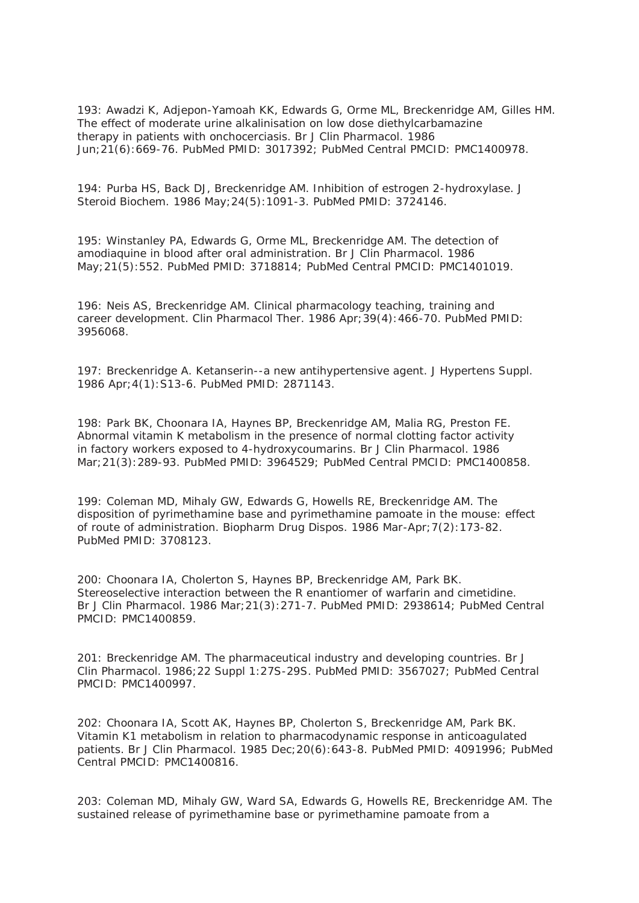193: Awadzi K, Adjepon-Yamoah KK, Edwards G, Orme ML, Breckenridge AM, Gilles HM. The effect of moderate urine alkalinisation on low dose diethylcarbamazine therapy in patients with onchocerciasis. Br J Clin Pharmacol. 1986 Jun;21(6):669-76. PubMed PMID: 3017392; PubMed Central PMCID: PMC1400978.

194: Purba HS, Back DJ, Breckenridge AM. Inhibition of estrogen 2-hydroxylase. J Steroid Biochem. 1986 May;24(5):1091-3. PubMed PMID: 3724146.

195: Winstanley PA, Edwards G, Orme ML, Breckenridge AM. The detection of amodiaquine in blood after oral administration. Br J Clin Pharmacol. 1986 May;21(5):552. PubMed PMID: 3718814; PubMed Central PMCID: PMC1401019.

196: Neis AS, Breckenridge AM. Clinical pharmacology teaching, training and career development. Clin Pharmacol Ther. 1986 Apr;39(4):466-70. PubMed PMID: 3956068.

197: Breckenridge A. Ketanserin--a new antihypertensive agent. J Hypertens Suppl. 1986 Apr;4(1):S13-6. PubMed PMID: 2871143.

198: Park BK, Choonara IA, Haynes BP, Breckenridge AM, Malia RG, Preston FE. Abnormal vitamin K metabolism in the presence of normal clotting factor activity in factory workers exposed to 4-hydroxycoumarins. Br J Clin Pharmacol. 1986 Mar;21(3):289-93. PubMed PMID: 3964529; PubMed Central PMCID: PMC1400858.

199: Coleman MD, Mihaly GW, Edwards G, Howells RE, Breckenridge AM. The disposition of pyrimethamine base and pyrimethamine pamoate in the mouse: effect of route of administration. Biopharm Drug Dispos. 1986 Mar-Apr;7(2):173-82. PubMed PMID: 3708123.

200: Choonara IA, Cholerton S, Haynes BP, Breckenridge AM, Park BK. Stereoselective interaction between the R enantiomer of warfarin and cimetidine. Br J Clin Pharmacol. 1986 Mar;21(3):271-7. PubMed PMID: 2938614; PubMed Central PMCID: PMC1400859.

201: Breckenridge AM. The pharmaceutical industry and developing countries. Br J Clin Pharmacol. 1986;22 Suppl 1:27S-29S. PubMed PMID: 3567027; PubMed Central PMCID: PMC1400997.

202: Choonara IA, Scott AK, Haynes BP, Cholerton S, Breckenridge AM, Park BK. Vitamin K1 metabolism in relation to pharmacodynamic response in anticoagulated patients. Br J Clin Pharmacol. 1985 Dec;20(6):643-8. PubMed PMID: 4091996; PubMed Central PMCID: PMC1400816.

203: Coleman MD, Mihaly GW, Ward SA, Edwards G, Howells RE, Breckenridge AM. The sustained release of pyrimethamine base or pyrimethamine pamoate from a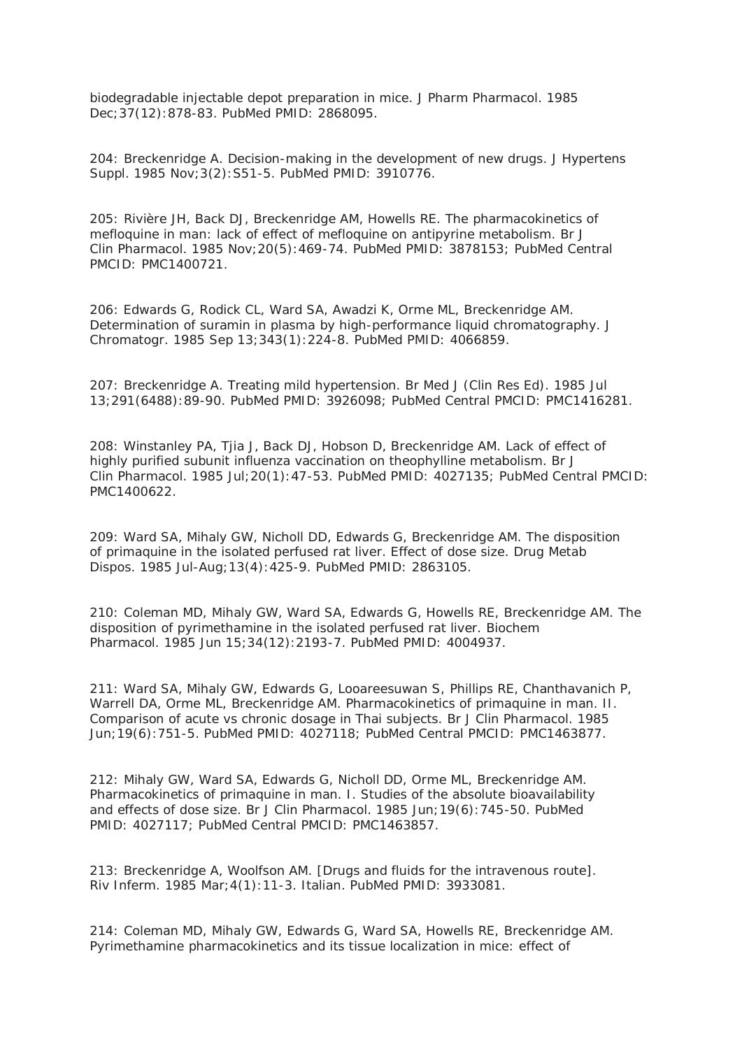biodegradable injectable depot preparation in mice. J Pharm Pharmacol. 1985 Dec;37(12):878-83. PubMed PMID: 2868095.

204: Breckenridge A. Decision-making in the development of new drugs. J Hypertens Suppl. 1985 Nov;3(2):S51-5. PubMed PMID: 3910776.

205: Rivière JH, Back DJ, Breckenridge AM, Howells RE. The pharmacokinetics of mefloquine in man: lack of effect of mefloquine on antipyrine metabolism. Br J Clin Pharmacol. 1985 Nov;20(5):469-74. PubMed PMID: 3878153; PubMed Central PMCID: PMC1400721.

206: Edwards G, Rodick CL, Ward SA, Awadzi K, Orme ML, Breckenridge AM. Determination of suramin in plasma by high-performance liquid chromatography. J Chromatogr. 1985 Sep 13;343(1):224-8. PubMed PMID: 4066859.

207: Breckenridge A. Treating mild hypertension. Br Med J (Clin Res Ed). 1985 Jul 13;291(6488):89-90. PubMed PMID: 3926098; PubMed Central PMCID: PMC1416281.

208: Winstanley PA, Tjia J, Back DJ, Hobson D, Breckenridge AM. Lack of effect of highly purified subunit influenza vaccination on theophylline metabolism. Br J Clin Pharmacol. 1985 Jul;20(1):47-53. PubMed PMID: 4027135; PubMed Central PMCID: PMC1400622.

209: Ward SA, Mihaly GW, Nicholl DD, Edwards G, Breckenridge AM. The disposition of primaquine in the isolated perfused rat liver. Effect of dose size. Drug Metab Dispos. 1985 Jul-Aug;13(4):425-9. PubMed PMID: 2863105.

210: Coleman MD, Mihaly GW, Ward SA, Edwards G, Howells RE, Breckenridge AM. The disposition of pyrimethamine in the isolated perfused rat liver. Biochem Pharmacol. 1985 Jun 15;34(12):2193-7. PubMed PMID: 4004937.

211: Ward SA, Mihaly GW, Edwards G, Looareesuwan S, Phillips RE, Chanthavanich P, Warrell DA, Orme ML, Breckenridge AM. Pharmacokinetics of primaquine in man. II. Comparison of acute vs chronic dosage in Thai subjects. Br J Clin Pharmacol. 1985 Jun;19(6):751-5. PubMed PMID: 4027118; PubMed Central PMCID: PMC1463877.

212: Mihaly GW, Ward SA, Edwards G, Nicholl DD, Orme ML, Breckenridge AM. Pharmacokinetics of primaquine in man. I. Studies of the absolute bioavailability and effects of dose size. Br J Clin Pharmacol. 1985 Jun;19(6):745-50. PubMed PMID: 4027117; PubMed Central PMCID: PMC1463857.

213: Breckenridge A, Woolfson AM. [Drugs and fluids for the intravenous route]. Riv Inferm. 1985 Mar;4(1):11-3. Italian. PubMed PMID: 3933081.

214: Coleman MD, Mihaly GW, Edwards G, Ward SA, Howells RE, Breckenridge AM. Pyrimethamine pharmacokinetics and its tissue localization in mice: effect of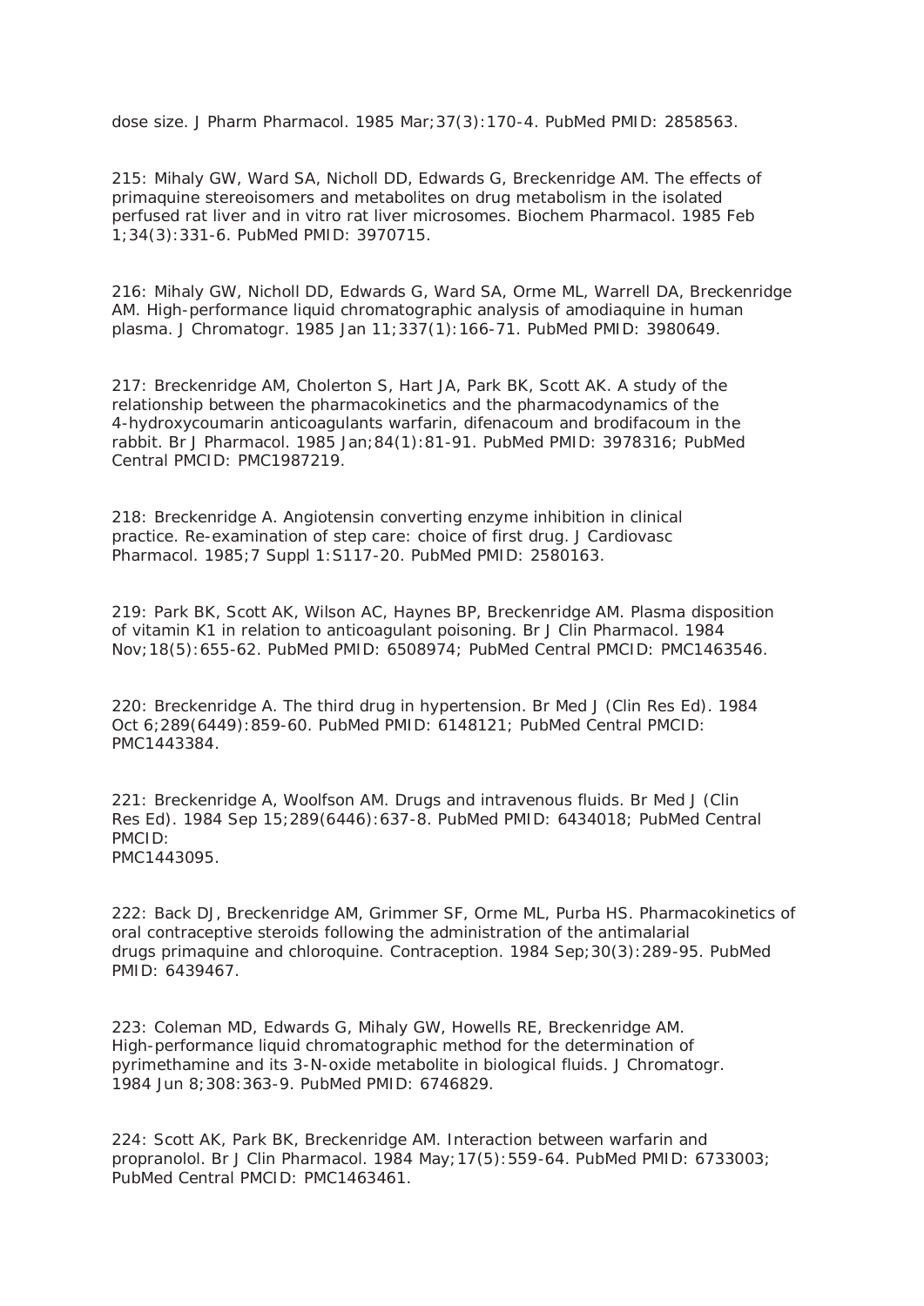dose size. J Pharm Pharmacol. 1985 Mar;37(3):170-4. PubMed PMID: 2858563.

215: Mihaly GW, Ward SA, Nicholl DD, Edwards G, Breckenridge AM. The effects of primaquine stereoisomers and metabolites on drug metabolism in the isolated perfused rat liver and in vitro rat liver microsomes. Biochem Pharmacol. 1985 Feb 1;34(3):331-6. PubMed PMID: 3970715.

216: Mihaly GW, Nicholl DD, Edwards G, Ward SA, Orme ML, Warrell DA, Breckenridge AM. High-performance liquid chromatographic analysis of amodiaquine in human plasma. J Chromatogr. 1985 Jan 11;337(1):166-71. PubMed PMID: 3980649.

217: Breckenridge AM, Cholerton S, Hart JA, Park BK, Scott AK. A study of the relationship between the pharmacokinetics and the pharmacodynamics of the 4-hydroxycoumarin anticoagulants warfarin, difenacoum and brodifacoum in the rabbit. Br J Pharmacol. 1985 Jan;84(1):81-91. PubMed PMID: 3978316; PubMed Central PMCID: PMC1987219.

218: Breckenridge A. Angiotensin converting enzyme inhibition in clinical practice. Re-examination of step care: choice of first drug. J Cardiovasc Pharmacol. 1985;7 Suppl 1:S117-20. PubMed PMID: 2580163.

219: Park BK, Scott AK, Wilson AC, Haynes BP, Breckenridge AM. Plasma disposition of vitamin K1 in relation to anticoagulant poisoning. Br J Clin Pharmacol. 1984 Nov;18(5):655-62. PubMed PMID: 6508974; PubMed Central PMCID: PMC1463546.

220: Breckenridge A. The third drug in hypertension. Br Med J (Clin Res Ed). 1984 Oct 6;289(6449):859-60. PubMed PMID: 6148121; PubMed Central PMCID: PMC1443384.

221: Breckenridge A, Woolfson AM. Drugs and intravenous fluids. Br Med J (Clin Res Ed). 1984 Sep 15;289(6446):637-8. PubMed PMID: 6434018; PubMed Central PMCID:
PMC1443095.

222: Back DJ, Breckenridge AM, Grimmer SF, Orme ML, Purba HS. Pharmacokinetics of oral contraceptive steroids following the administration of the antimalarial drugs primaquine and chloroquine. Contraception. 1984 Sep;30(3):289-95. PubMed PMID: 6439467.

223: Coleman MD, Edwards G, Mihaly GW, Howells RE, Breckenridge AM. High-performance liquid chromatographic method for the determination of pyrimethamine and its 3-N-oxide metabolite in biological fluids. J Chromatogr. 1984 Jun 8;308:363-9. PubMed PMID: 6746829.

224: Scott AK, Park BK, Breckenridge AM. Interaction between warfarin and propranolol. Br J Clin Pharmacol. 1984 May;17(5):559-64. PubMed PMID: 6733003; PubMed Central PMCID: PMC1463461.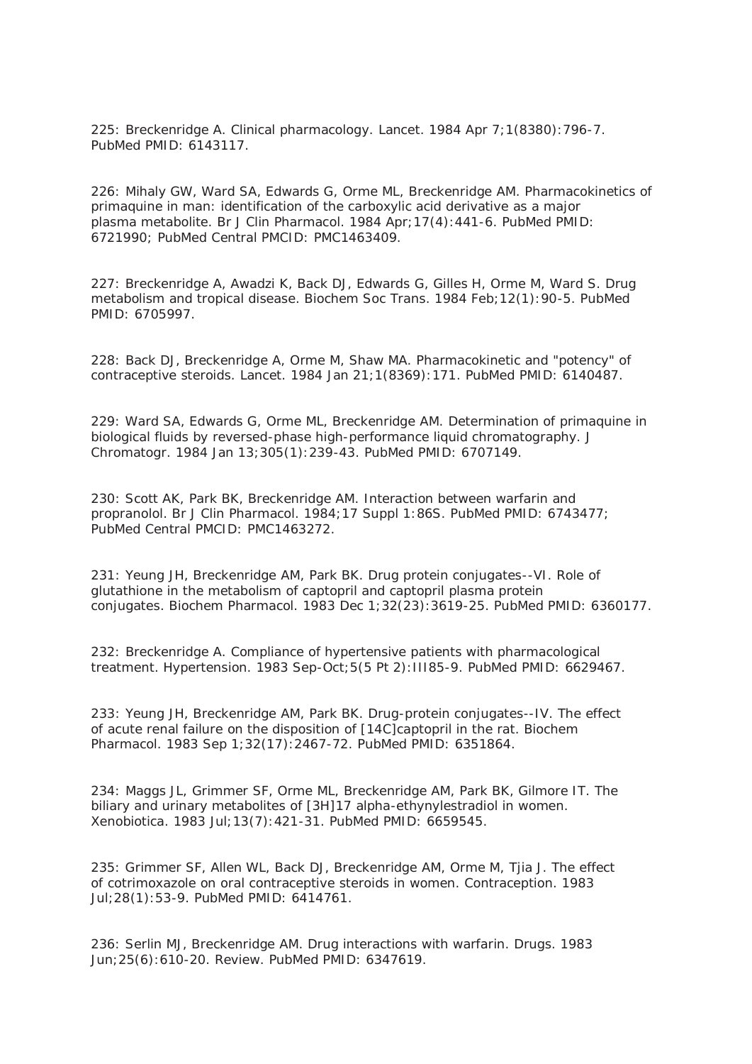225: Breckenridge A. Clinical pharmacology. Lancet. 1984 Apr 7;1(8380):796-7. PubMed PMID: 6143117.

226: Mihaly GW, Ward SA, Edwards G, Orme ML, Breckenridge AM. Pharmacokinetics of primaquine in man: identification of the carboxylic acid derivative as a major plasma metabolite. Br J Clin Pharmacol. 1984 Apr;17(4):441-6. PubMed PMID: 6721990; PubMed Central PMCID: PMC1463409.

227: Breckenridge A, Awadzi K, Back DJ, Edwards G, Gilles H, Orme M, Ward S. Drug metabolism and tropical disease. Biochem Soc Trans. 1984 Feb;12(1):90-5. PubMed PMID: 6705997.

228: Back DJ, Breckenridge A, Orme M, Shaw MA. Pharmacokinetic and "potency" of contraceptive steroids. Lancet. 1984 Jan 21;1(8369):171. PubMed PMID: 6140487.

229: Ward SA, Edwards G, Orme ML, Breckenridge AM. Determination of primaquine in biological fluids by reversed-phase high-performance liquid chromatography. J Chromatogr. 1984 Jan 13;305(1):239-43. PubMed PMID: 6707149.

230: Scott AK, Park BK, Breckenridge AM. Interaction between warfarin and propranolol. Br J Clin Pharmacol. 1984;17 Suppl 1:86S. PubMed PMID: 6743477; PubMed Central PMCID: PMC1463272.

231: Yeung JH, Breckenridge AM, Park BK. Drug protein conjugates--VI. Role of glutathione in the metabolism of captopril and captopril plasma protein conjugates. Biochem Pharmacol. 1983 Dec 1;32(23):3619-25. PubMed PMID: 6360177.

232: Breckenridge A. Compliance of hypertensive patients with pharmacological treatment. Hypertension. 1983 Sep-Oct;5(5 Pt 2):III85-9. PubMed PMID: 6629467.

233: Yeung JH, Breckenridge AM, Park BK. Drug-protein conjugates--IV. The effect of acute renal failure on the disposition of [14C]captopril in the rat. Biochem Pharmacol. 1983 Sep 1;32(17):2467-72. PubMed PMID: 6351864.

234: Maggs JL, Grimmer SF, Orme ML, Breckenridge AM, Park BK, Gilmore IT. The biliary and urinary metabolites of [3H]17 alpha-ethynylestradiol in women. Xenobiotica. 1983 Jul;13(7):421-31. PubMed PMID: 6659545.

235: Grimmer SF, Allen WL, Back DJ, Breckenridge AM, Orme M, Tjia J. The effect of cotrimoxazole on oral contraceptive steroids in women. Contraception. 1983 Jul;28(1):53-9. PubMed PMID: 6414761.

236: Serlin MJ, Breckenridge AM. Drug interactions with warfarin. Drugs. 1983 Jun;25(6):610-20. Review. PubMed PMID: 6347619.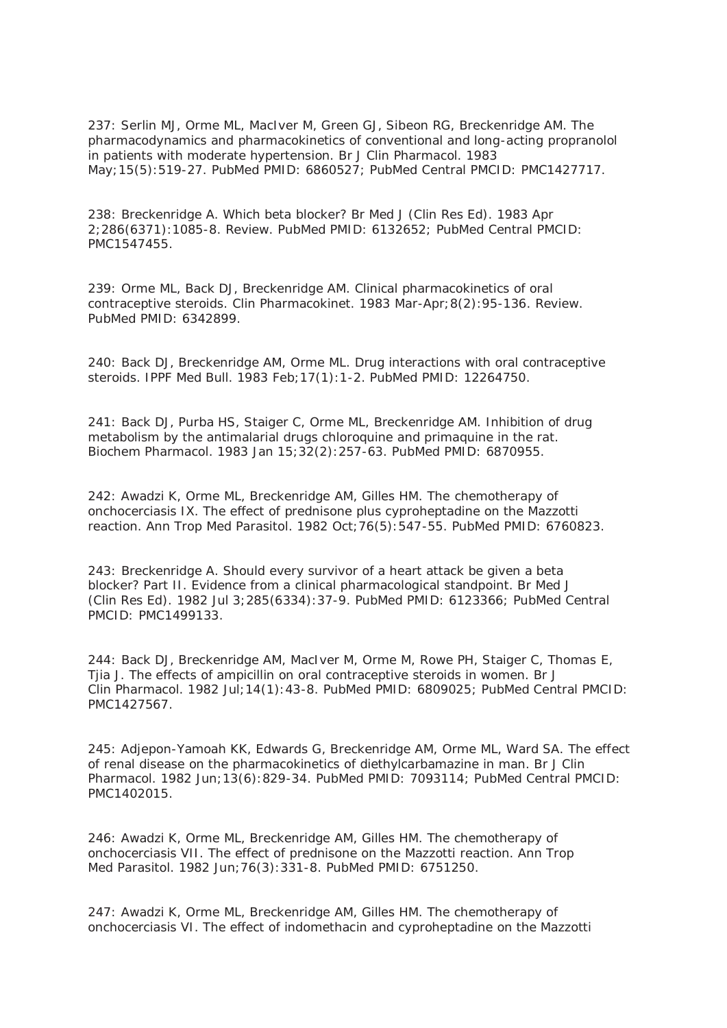237: Serlin MJ, Orme ML, MacIver M, Green GJ, Sibeon RG, Breckenridge AM. The pharmacodynamics and pharmacokinetics of conventional and long-acting propranolol in patients with moderate hypertension. Br J Clin Pharmacol. 1983 May;15(5):519-27. PubMed PMID: 6860527; PubMed Central PMCID: PMC1427717.

238: Breckenridge A. Which beta blocker? Br Med J (Clin Res Ed). 1983 Apr 2;286(6371):1085-8. Review. PubMed PMID: 6132652; PubMed Central PMCID: PMC1547455.

239: Orme ML, Back DJ, Breckenridge AM. Clinical pharmacokinetics of oral contraceptive steroids. Clin Pharmacokinet. 1983 Mar-Apr;8(2):95-136. Review. PubMed PMID: 6342899.

240: Back DJ, Breckenridge AM, Orme ML. Drug interactions with oral contraceptive steroids. IPPF Med Bull. 1983 Feb;17(1):1-2. PubMed PMID: 12264750.

241: Back DJ, Purba HS, Staiger C, Orme ML, Breckenridge AM. Inhibition of drug metabolism by the antimalarial drugs chloroquine and primaquine in the rat. Biochem Pharmacol. 1983 Jan 15;32(2):257-63. PubMed PMID: 6870955.

242: Awadzi K, Orme ML, Breckenridge AM, Gilles HM. The chemotherapy of onchocerciasis IX. The effect of prednisone plus cyproheptadine on the Mazzotti reaction. Ann Trop Med Parasitol. 1982 Oct;76(5):547-55. PubMed PMID: 6760823.

243: Breckenridge A. Should every survivor of a heart attack be given a beta blocker? Part II. Evidence from a clinical pharmacological standpoint. Br Med J (Clin Res Ed). 1982 Jul 3;285(6334):37-9. PubMed PMID: 6123366; PubMed Central PMCID: PMC1499133.

244: Back DJ, Breckenridge AM, MacIver M, Orme M, Rowe PH, Staiger C, Thomas E, Tjia J. The effects of ampicillin on oral contraceptive steroids in women. Br J Clin Pharmacol. 1982 Jul;14(1):43-8. PubMed PMID: 6809025; PubMed Central PMCID: PMC1427567.

245: Adjepon-Yamoah KK, Edwards G, Breckenridge AM, Orme ML, Ward SA. The effect of renal disease on the pharmacokinetics of diethylcarbamazine in man. Br J Clin Pharmacol. 1982 Jun;13(6):829-34. PubMed PMID: 7093114; PubMed Central PMCID: PMC1402015.

246: Awadzi K, Orme ML, Breckenridge AM, Gilles HM. The chemotherapy of onchocerciasis VII. The effect of prednisone on the Mazzotti reaction. Ann Trop Med Parasitol. 1982 Jun;76(3):331-8. PubMed PMID: 6751250.

247: Awadzi K, Orme ML, Breckenridge AM, Gilles HM. The chemotherapy of onchocerciasis VI. The effect of indomethacin and cyproheptadine on the Mazzotti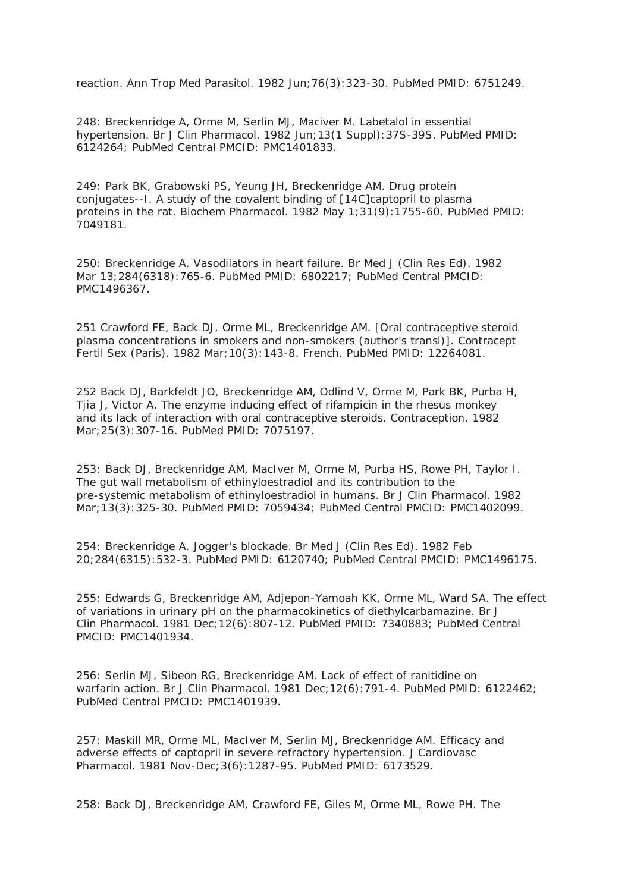reaction. Ann Trop Med Parasitol. 1982 Jun;76(3):323-30. PubMed PMID: 6751249.

248: Breckenridge A, Orme M, Serlin MJ, Maciver M. Labetalol in essential hypertension. Br J Clin Pharmacol. 1982 Jun;13(1 Suppl):37S-39S. PubMed PMID: 6124264; PubMed Central PMCID: PMC1401833.

249: Park BK, Grabowski PS, Yeung JH, Breckenridge AM. Drug protein conjugates--I. A study of the covalent binding of [14C]captopril to plasma proteins in the rat. Biochem Pharmacol. 1982 May 1;31(9):1755-60. PubMed PMID: 7049181.

250: Breckenridge A. Vasodilators in heart failure. Br Med J (Clin Res Ed). 1982 Mar 13;284(6318):765-6. PubMed PMID: 6802217; PubMed Central PMCID: PMC1496367.

251 Crawford FE, Back DJ, Orme ML, Breckenridge AM. [Oral contraceptive steroid plasma concentrations in smokers and non-smokers (author's transl)]. Contracept Fertil Sex (Paris). 1982 Mar;10(3):143-8. French. PubMed PMID: 12264081.

252 Back DJ, Barkfeldt JO, Breckenridge AM, Odlind V, Orme M, Park BK, Purba H, Tjia J, Victor A. The enzyme inducing effect of rifampicin in the rhesus monkey and its lack of interaction with oral contraceptive steroids. Contraception. 1982 Mar;25(3):307-16. PubMed PMID: 7075197.

253: Back DJ, Breckenridge AM, MacIver M, Orme M, Purba HS, Rowe PH, Taylor I. The gut wall metabolism of ethinyloestradiol and its contribution to the pre-systemic metabolism of ethinyloestradiol in humans. Br J Clin Pharmacol. 1982 Mar;13(3):325-30. PubMed PMID: 7059434; PubMed Central PMCID: PMC1402099.

254: Breckenridge A. Jogger's blockade. Br Med J (Clin Res Ed). 1982 Feb 20;284(6315):532-3. PubMed PMID: 6120740; PubMed Central PMCID: PMC1496175.

255: Edwards G, Breckenridge AM, Adjepon-Yamoah KK, Orme ML, Ward SA. The effect of variations in urinary pH on the pharmacokinetics of diethylcarbamazine. Br J Clin Pharmacol. 1981 Dec;12(6):807-12. PubMed PMID: 7340883; PubMed Central PMCID: PMC1401934.

256: Serlin MJ, Sibeon RG, Breckenridge AM. Lack of effect of ranitidine on warfarin action. Br J Clin Pharmacol. 1981 Dec;12(6):791-4. PubMed PMID: 6122462; PubMed Central PMCID: PMC1401939.

257: Maskill MR, Orme ML, MacIver M, Serlin MJ, Breckenridge AM. Efficacy and adverse effects of captopril in severe refractory hypertension. J Cardiovasc Pharmacol. 1981 Nov-Dec;3(6):1287-95. PubMed PMID: 6173529.

258: Back DJ, Breckenridge AM, Crawford FE, Giles M, Orme ML, Rowe PH. The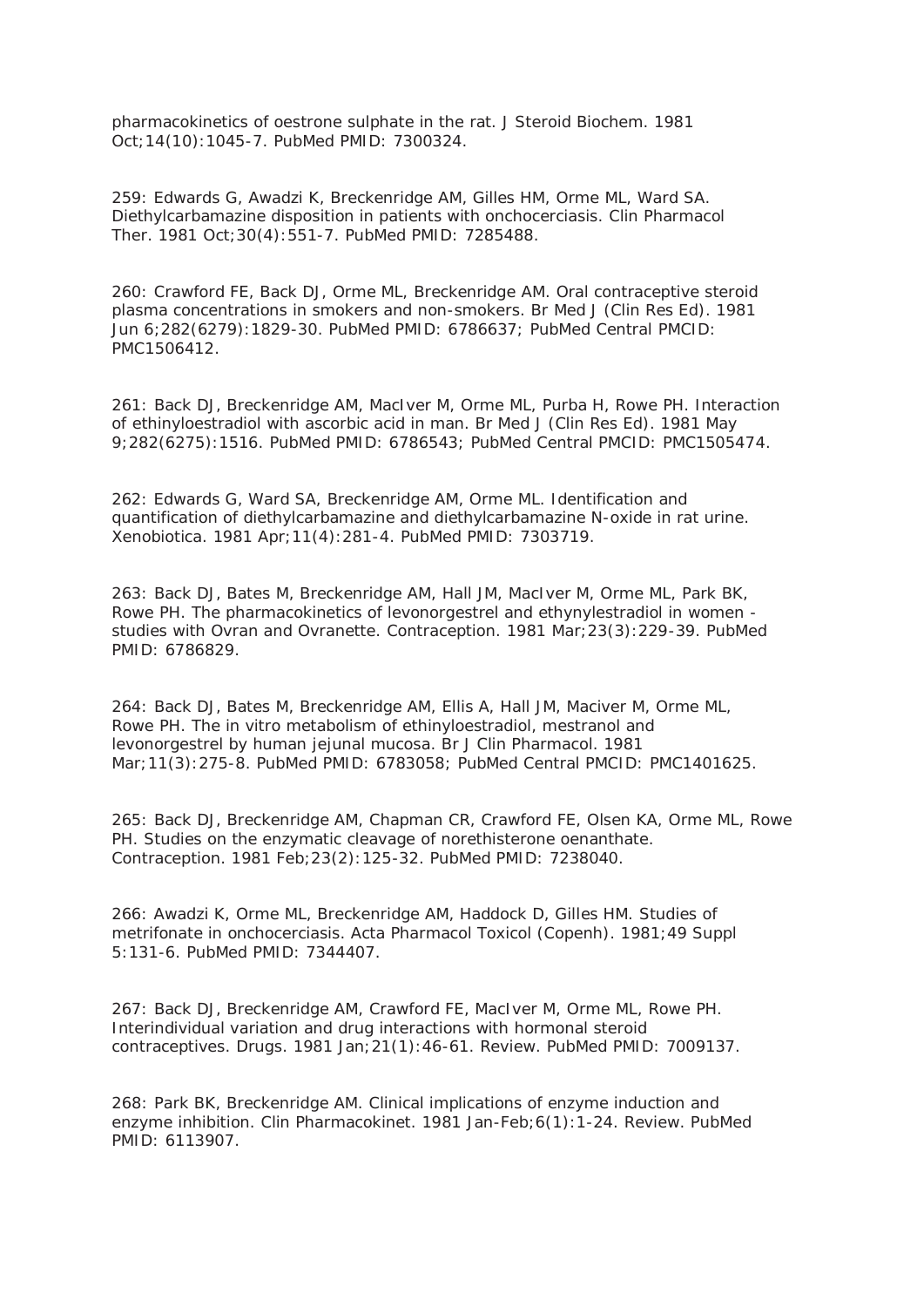pharmacokinetics of oestrone sulphate in the rat. J Steroid Biochem. 1981 Oct;14(10):1045-7. PubMed PMID: 7300324.

259: Edwards G, Awadzi K, Breckenridge AM, Gilles HM, Orme ML, Ward SA. Diethylcarbamazine disposition in patients with onchocerciasis. Clin Pharmacol Ther. 1981 Oct;30(4):551-7. PubMed PMID: 7285488.

260: Crawford FE, Back DJ, Orme ML, Breckenridge AM. Oral contraceptive steroid plasma concentrations in smokers and non-smokers. Br Med J (Clin Res Ed). 1981 Jun 6;282(6279):1829-30. PubMed PMID: 6786637; PubMed Central PMCID: PMC1506412.

261: Back DJ, Breckenridge AM, MacIver M, Orme ML, Purba H, Rowe PH. Interaction of ethinyloestradiol with ascorbic acid in man. Br Med J (Clin Res Ed). 1981 May 9;282(6275):1516. PubMed PMID: 6786543; PubMed Central PMCID: PMC1505474.

262: Edwards G, Ward SA, Breckenridge AM, Orme ML. Identification and quantification of diethylcarbamazine and diethylcarbamazine N-oxide in rat urine. Xenobiotica. 1981 Apr;11(4):281-4. PubMed PMID: 7303719.

263: Back DJ, Bates M, Breckenridge AM, Hall JM, MacIver M, Orme ML, Park BK, Rowe PH. The pharmacokinetics of levonorgestrel and ethynylestradiol in women - studies with Ovran and Ovranette. Contraception. 1981 Mar;23(3):229-39. PubMed PMID: 6786829.

264: Back DJ, Bates M, Breckenridge AM, Ellis A, Hall JM, Maciver M, Orme ML, Rowe PH. The in vitro metabolism of ethinyloestradiol, mestranol and levonorgestrel by human jejunal mucosa. Br J Clin Pharmacol. 1981 Mar;11(3):275-8. PubMed PMID: 6783058; PubMed Central PMCID: PMC1401625.

265: Back DJ, Breckenridge AM, Chapman CR, Crawford FE, Olsen KA, Orme ML, Rowe PH. Studies on the enzymatic cleavage of norethisterone oenanthate. Contraception. 1981 Feb;23(2):125-32. PubMed PMID: 7238040.

266: Awadzi K, Orme ML, Breckenridge AM, Haddock D, Gilles HM. Studies of metrifonate in onchocerciasis. Acta Pharmacol Toxicol (Copenh). 1981;49 Suppl 5:131-6. PubMed PMID: 7344407.

267: Back DJ, Breckenridge AM, Crawford FE, MacIver M, Orme ML, Rowe PH. Interindividual variation and drug interactions with hormonal steroid contraceptives. Drugs. 1981 Jan;21(1):46-61. Review. PubMed PMID: 7009137.

268: Park BK, Breckenridge AM. Clinical implications of enzyme induction and enzyme inhibition. Clin Pharmacokinet. 1981 Jan-Feb;6(1):1-24. Review. PubMed PMID: 6113907.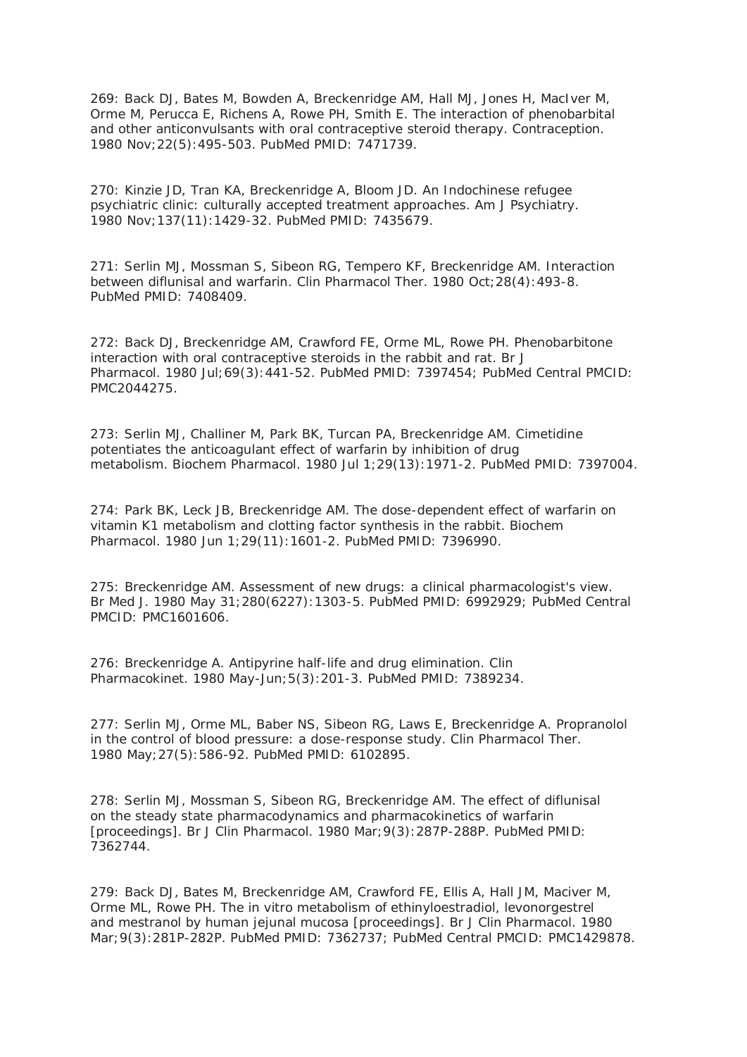269: Back DJ, Bates M, Bowden A, Breckenridge AM, Hall MJ, Jones H, MacIver M, Orme M, Perucca E, Richens A, Rowe PH, Smith E. The interaction of phenobarbital and other anticonvulsants with oral contraceptive steroid therapy. Contraception. 1980 Nov;22(5):495-503. PubMed PMID: 7471739.

270: Kinzie JD, Tran KA, Breckenridge A, Bloom JD. An Indochinese refugee psychiatric clinic: culturally accepted treatment approaches. Am J Psychiatry. 1980 Nov;137(11):1429-32. PubMed PMID: 7435679.

271: Serlin MJ, Mossman S, Sibeon RG, Tempero KF, Breckenridge AM. Interaction between diflunisal and warfarin. Clin Pharmacol Ther. 1980 Oct;28(4):493-8. PubMed PMID: 7408409.

272: Back DJ, Breckenridge AM, Crawford FE, Orme ML, Rowe PH. Phenobarbitone interaction with oral contraceptive steroids in the rabbit and rat. Br J Pharmacol. 1980 Jul;69(3):441-52. PubMed PMID: 7397454; PubMed Central PMCID: PMC2044275.

273: Serlin MJ, Challiner M, Park BK, Turcan PA, Breckenridge AM. Cimetidine potentiates the anticoagulant effect of warfarin by inhibition of drug metabolism. Biochem Pharmacol. 1980 Jul 1;29(13):1971-2. PubMed PMID: 7397004.

274: Park BK, Leck JB, Breckenridge AM. The dose-dependent effect of warfarin on vitamin K1 metabolism and clotting factor synthesis in the rabbit. Biochem Pharmacol. 1980 Jun 1;29(11):1601-2. PubMed PMID: 7396990.

275: Breckenridge AM. Assessment of new drugs: a clinical pharmacologist's view. Br Med J. 1980 May 31;280(6227):1303-5. PubMed PMID: 6992929; PubMed Central PMCID: PMC1601606.

276: Breckenridge A. Antipyrine half-life and drug elimination. Clin Pharmacokinet. 1980 May-Jun;5(3):201-3. PubMed PMID: 7389234.

277: Serlin MJ, Orme ML, Baber NS, Sibeon RG, Laws E, Breckenridge A. Propranolol in the control of blood pressure: a dose-response study. Clin Pharmacol Ther. 1980 May;27(5):586-92. PubMed PMID: 6102895.

278: Serlin MJ, Mossman S, Sibeon RG, Breckenridge AM. The effect of diflunisal on the steady state pharmacodynamics and pharmacokinetics of warfarin [proceedings]. Br J Clin Pharmacol. 1980 Mar;9(3):287P-288P. PubMed PMID: 7362744.

279: Back DJ, Bates M, Breckenridge AM, Crawford FE, Ellis A, Hall JM, Maciver M, Orme ML, Rowe PH. The in vitro metabolism of ethinyloestradiol, levonorgestrel and mestranol by human jejunal mucosa [proceedings]. Br J Clin Pharmacol. 1980 Mar;9(3):281P-282P. PubMed PMID: 7362737; PubMed Central PMCID: PMC1429878.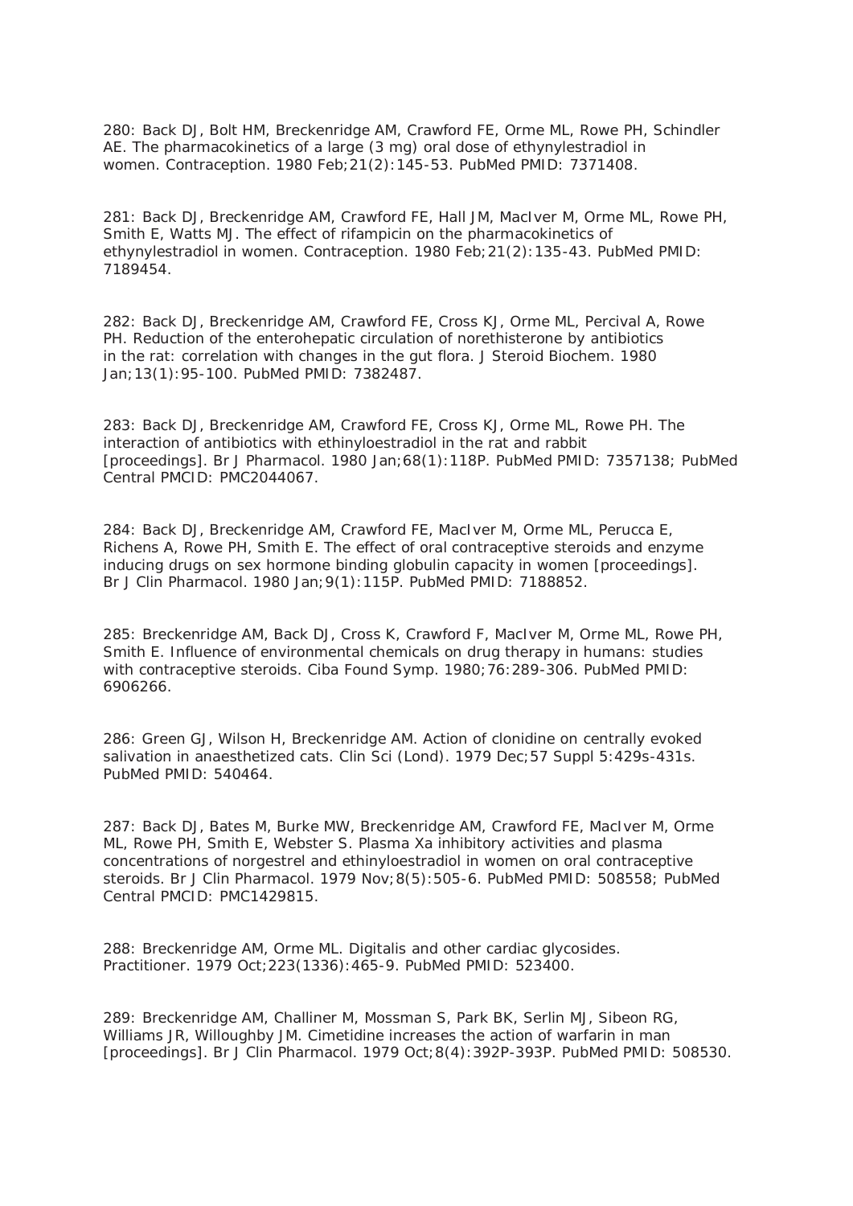280: Back DJ, Bolt HM, Breckenridge AM, Crawford FE, Orme ML, Rowe PH, Schindler AE. The pharmacokinetics of a large (3 mg) oral dose of ethynylestradiol in women. Contraception. 1980 Feb;21(2):145-53. PubMed PMID: 7371408.

281: Back DJ, Breckenridge AM, Crawford FE, Hall JM, MacIver M, Orme ML, Rowe PH, Smith E, Watts MJ. The effect of rifampicin on the pharmacokinetics of ethynylestradiol in women. Contraception. 1980 Feb;21(2):135-43. PubMed PMID: 7189454.

282: Back DJ, Breckenridge AM, Crawford FE, Cross KJ, Orme ML, Percival A, Rowe PH. Reduction of the enterohepatic circulation of norethisterone by antibiotics in the rat: correlation with changes in the gut flora. J Steroid Biochem. 1980 Jan;13(1):95-100. PubMed PMID: 7382487.

283: Back DJ, Breckenridge AM, Crawford FE, Cross KJ, Orme ML, Rowe PH. The interaction of antibiotics with ethinyloestradiol in the rat and rabbit [proceedings]. Br J Pharmacol. 1980 Jan;68(1):118P. PubMed PMID: 7357138; PubMed Central PMCID: PMC2044067.

284: Back DJ, Breckenridge AM, Crawford FE, MacIver M, Orme ML, Perucca E, Richens A, Rowe PH, Smith E. The effect of oral contraceptive steroids and enzyme inducing drugs on sex hormone binding globulin capacity in women [proceedings]. Br J Clin Pharmacol. 1980 Jan;9(1):115P. PubMed PMID: 7188852.

285: Breckenridge AM, Back DJ, Cross K, Crawford F, MacIver M, Orme ML, Rowe PH, Smith E. Influence of environmental chemicals on drug therapy in humans: studies with contraceptive steroids. Ciba Found Symp. 1980;76:289-306. PubMed PMID: 6906266.

286: Green GJ, Wilson H, Breckenridge AM. Action of clonidine on centrally evoked salivation in anaesthetized cats. Clin Sci (Lond). 1979 Dec;57 Suppl 5:429s-431s. PubMed PMID: 540464.

287: Back DJ, Bates M, Burke MW, Breckenridge AM, Crawford FE, MacIver M, Orme ML, Rowe PH, Smith E, Webster S. Plasma Xa inhibitory activities and plasma concentrations of norgestrel and ethinyloestradiol in women on oral contraceptive steroids. Br J Clin Pharmacol. 1979 Nov;8(5):505-6. PubMed PMID: 508558; PubMed Central PMCID: PMC1429815.

288: Breckenridge AM, Orme ML. Digitalis and other cardiac glycosides. Practitioner. 1979 Oct;223(1336):465-9. PubMed PMID: 523400.

289: Breckenridge AM, Challiner M, Mossman S, Park BK, Serlin MJ, Sibeon RG, Williams JR, Willoughby JM. Cimetidine increases the action of warfarin in man [proceedings]. Br J Clin Pharmacol. 1979 Oct;8(4):392P-393P. PubMed PMID: 508530.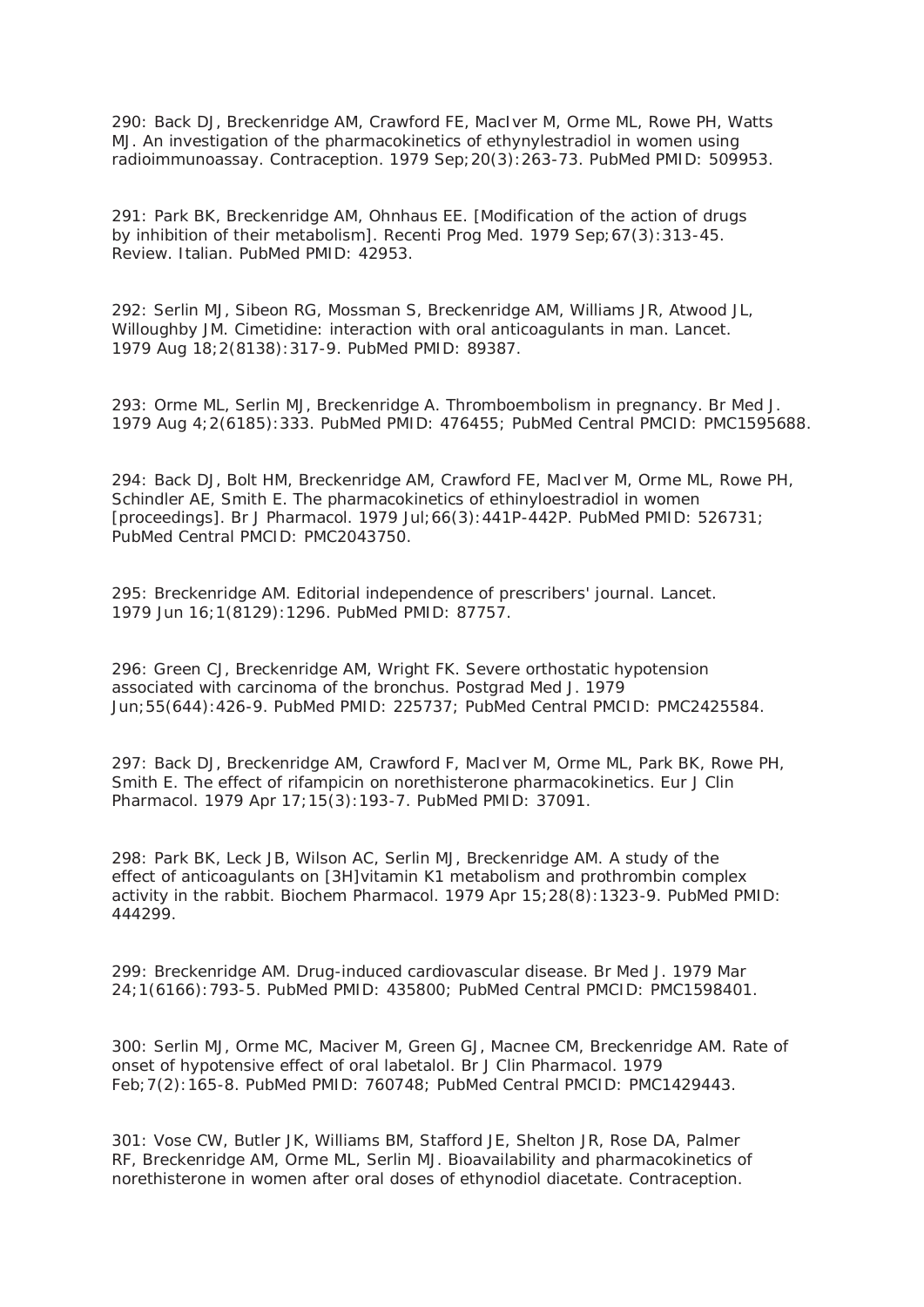290: Back DJ, Breckenridge AM, Crawford FE, MacIver M, Orme ML, Rowe PH, Watts MJ. An investigation of the pharmacokinetics of ethynylestradiol in women using radioimmunoassay. Contraception. 1979 Sep;20(3):263-73. PubMed PMID: 509953.

291: Park BK, Breckenridge AM, Ohnhaus EE. [Modification of the action of drugs by inhibition of their metabolism]. Recenti Prog Med. 1979 Sep;67(3):313-45. Review. Italian. PubMed PMID: 42953.

292: Serlin MJ, Sibeon RG, Mossman S, Breckenridge AM, Williams JR, Atwood JL, Willoughby JM. Cimetidine: interaction with oral anticoagulants in man. Lancet. 1979 Aug 18;2(8138):317-9. PubMed PMID: 89387.

293: Orme ML, Serlin MJ, Breckenridge A. Thromboembolism in pregnancy. Br Med J. 1979 Aug 4;2(6185):333. PubMed PMID: 476455; PubMed Central PMCID: PMC1595688.

294: Back DJ, Bolt HM, Breckenridge AM, Crawford FE, MacIver M, Orme ML, Rowe PH, Schindler AE, Smith E. The pharmacokinetics of ethinyloestradiol in women [proceedings]. Br J Pharmacol. 1979 Jul;66(3):441P-442P. PubMed PMID: 526731; PubMed Central PMCID: PMC2043750.

295: Breckenridge AM. Editorial independence of prescribers' journal. Lancet. 1979 Jun 16;1(8129):1296. PubMed PMID: 87757.

296: Green CJ, Breckenridge AM, Wright FK. Severe orthostatic hypotension associated with carcinoma of the bronchus. Postgrad Med J. 1979 Jun;55(644):426-9. PubMed PMID: 225737; PubMed Central PMCID: PMC2425584.

297: Back DJ, Breckenridge AM, Crawford F, MacIver M, Orme ML, Park BK, Rowe PH, Smith E. The effect of rifampicin on norethisterone pharmacokinetics. Eur J Clin Pharmacol. 1979 Apr 17;15(3):193-7. PubMed PMID: 37091.

298: Park BK, Leck JB, Wilson AC, Serlin MJ, Breckenridge AM. A study of the effect of anticoagulants on [3H]vitamin K1 metabolism and prothrombin complex activity in the rabbit. Biochem Pharmacol. 1979 Apr 15;28(8):1323-9. PubMed PMID: 444299.

299: Breckenridge AM. Drug-induced cardiovascular disease. Br Med J. 1979 Mar 24;1(6166):793-5. PubMed PMID: 435800; PubMed Central PMCID: PMC1598401.

300: Serlin MJ, Orme MC, Maciver M, Green GJ, Macnee CM, Breckenridge AM. Rate of onset of hypotensive effect of oral labetalol. Br J Clin Pharmacol. 1979 Feb;7(2):165-8. PubMed PMID: 760748; PubMed Central PMCID: PMC1429443.

301: Vose CW, Butler JK, Williams BM, Stafford JE, Shelton JR, Rose DA, Palmer RF, Breckenridge AM, Orme ML, Serlin MJ. Bioavailability and pharmacokinetics of norethisterone in women after oral doses of ethynodiol diacetate. Contraception.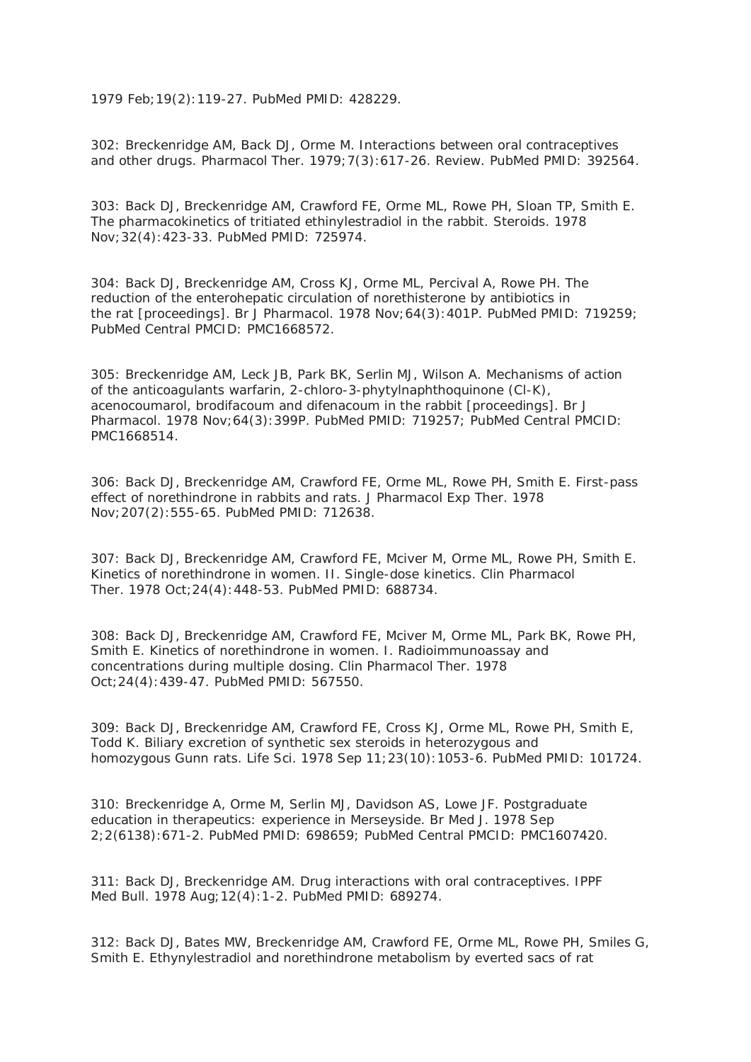1979 Feb;19(2):119-27. PubMed PMID: 428229.

302: Breckenridge AM, Back DJ, Orme M. Interactions between oral contraceptives and other drugs. Pharmacol Ther. 1979;7(3):617-26. Review. PubMed PMID: 392564.

303: Back DJ, Breckenridge AM, Crawford FE, Orme ML, Rowe PH, Sloan TP, Smith E. The pharmacokinetics of tritiated ethinylestradiol in the rabbit. Steroids. 1978 Nov;32(4):423-33. PubMed PMID: 725974.

304: Back DJ, Breckenridge AM, Cross KJ, Orme ML, Percival A, Rowe PH. The reduction of the enterohepatic circulation of norethisterone by antibiotics in the rat [proceedings]. Br J Pharmacol. 1978 Nov;64(3):401P. PubMed PMID: 719259; PubMed Central PMCID: PMC1668572.

305: Breckenridge AM, Leck JB, Park BK, Serlin MJ, Wilson A. Mechanisms of action of the anticoagulants warfarin, 2-chloro-3-phytylnaphthoquinone (Cl-K), acenocoumarol, brodifacoum and difenacoum in the rabbit [proceedings]. Br J Pharmacol. 1978 Nov;64(3):399P. PubMed PMID: 719257; PubMed Central PMCID: PMC1668514.

306: Back DJ, Breckenridge AM, Crawford FE, Orme ML, Rowe PH, Smith E. First-pass effect of norethindrone in rabbits and rats. J Pharmacol Exp Ther. 1978 Nov;207(2):555-65. PubMed PMID: 712638.

307: Back DJ, Breckenridge AM, Crawford FE, Mciver M, Orme ML, Rowe PH, Smith E. Kinetics of norethindrone in women. II. Single-dose kinetics. Clin Pharmacol Ther. 1978 Oct;24(4):448-53. PubMed PMID: 688734.

308: Back DJ, Breckenridge AM, Crawford FE, Mciver M, Orme ML, Park BK, Rowe PH, Smith E. Kinetics of norethindrone in women. I. Radioimmunoassay and concentrations during multiple dosing. Clin Pharmacol Ther. 1978 Oct;24(4):439-47. PubMed PMID: 567550.

309: Back DJ, Breckenridge AM, Crawford FE, Cross KJ, Orme ML, Rowe PH, Smith E, Todd K. Biliary excretion of synthetic sex steroids in heterozygous and homozygous Gunn rats. Life Sci. 1978 Sep 11;23(10):1053-6. PubMed PMID: 101724.

310: Breckenridge A, Orme M, Serlin MJ, Davidson AS, Lowe JF. Postgraduate education in therapeutics: experience in Merseyside. Br Med J. 1978 Sep 2;2(6138):671-2. PubMed PMID: 698659; PubMed Central PMCID: PMC1607420.

311: Back DJ, Breckenridge AM. Drug interactions with oral contraceptives. IPPF Med Bull. 1978 Aug;12(4):1-2. PubMed PMID: 689274.

312: Back DJ, Bates MW, Breckenridge AM, Crawford FE, Orme ML, Rowe PH, Smiles G, Smith E. Ethynylestradiol and norethindrone metabolism by everted sacs of rat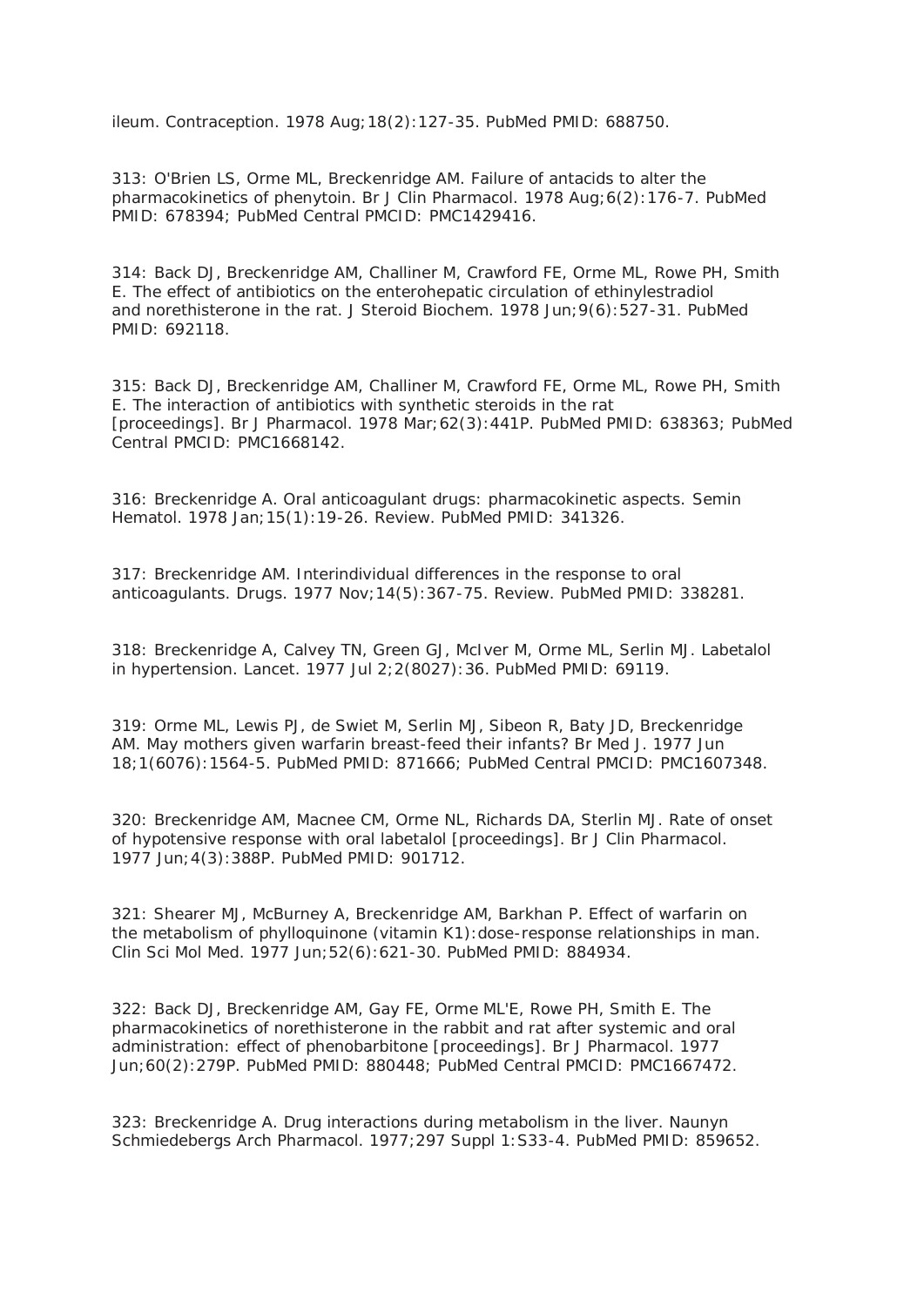ileum. Contraception. 1978 Aug;18(2):127-35. PubMed PMID: 688750.

313: O'Brien LS, Orme ML, Breckenridge AM. Failure of antacids to alter the pharmacokinetics of phenytoin. Br J Clin Pharmacol. 1978 Aug;6(2):176-7. PubMed PMID: 678394; PubMed Central PMCID: PMC1429416.

314: Back DJ, Breckenridge AM, Challiner M, Crawford FE, Orme ML, Rowe PH, Smith E. The effect of antibiotics on the enterohepatic circulation of ethinylestradiol and norethisterone in the rat. J Steroid Biochem. 1978 Jun;9(6):527-31. PubMed PMID: 692118.

315: Back DJ, Breckenridge AM, Challiner M, Crawford FE, Orme ML, Rowe PH, Smith E. The interaction of antibiotics with synthetic steroids in the rat [proceedings]. Br J Pharmacol. 1978 Mar;62(3):441P. PubMed PMID: 638363; PubMed Central PMCID: PMC1668142.

316: Breckenridge A. Oral anticoagulant drugs: pharmacokinetic aspects. Semin Hematol. 1978 Jan;15(1):19-26. Review. PubMed PMID: 341326.

317: Breckenridge AM. Interindividual differences in the response to oral anticoagulants. Drugs. 1977 Nov;14(5):367-75. Review. PubMed PMID: 338281.

318: Breckenridge A, Calvey TN, Green GJ, McIver M, Orme ML, Serlin MJ. Labetalol in hypertension. Lancet. 1977 Jul 2;2(8027):36. PubMed PMID: 69119.

319: Orme ML, Lewis PJ, de Swiet M, Serlin MJ, Sibeon R, Baty JD, Breckenridge AM. May mothers given warfarin breast-feed their infants? Br Med J. 1977 Jun 18;1(6076):1564-5. PubMed PMID: 871666; PubMed Central PMCID: PMC1607348.

320: Breckenridge AM, Macnee CM, Orme NL, Richards DA, Sterlin MJ. Rate of onset of hypotensive response with oral labetalol [proceedings]. Br J Clin Pharmacol. 1977 Jun;4(3):388P. PubMed PMID: 901712.

321: Shearer MJ, McBurney A, Breckenridge AM, Barkhan P. Effect of warfarin on the metabolism of phylloquinone (vitamin K1):dose-response relationships in man. Clin Sci Mol Med. 1977 Jun;52(6):621-30. PubMed PMID: 884934.

322: Back DJ, Breckenridge AM, Gay FE, Orme ML'E, Rowe PH, Smith E. The pharmacokinetics of norethisterone in the rabbit and rat after systemic and oral administration: effect of phenobarbitone [proceedings]. Br J Pharmacol. 1977 Jun;60(2):279P. PubMed PMID: 880448; PubMed Central PMCID: PMC1667472.

323: Breckenridge A. Drug interactions during metabolism in the liver. Naunyn Schmiedebergs Arch Pharmacol. 1977;297 Suppl 1:S33-4. PubMed PMID: 859652.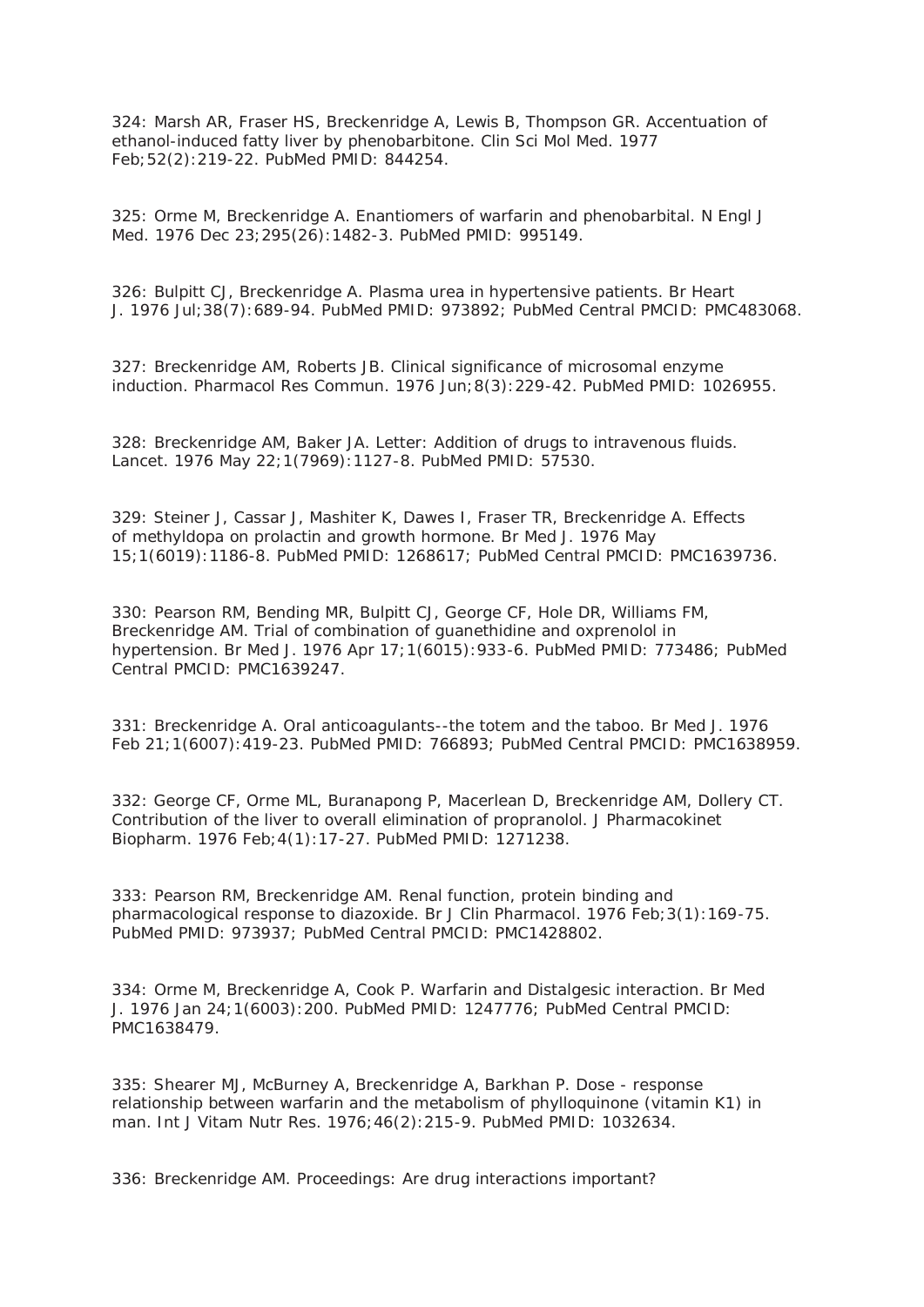324: Marsh AR, Fraser HS, Breckenridge A, Lewis B, Thompson GR. Accentuation of ethanol-induced fatty liver by phenobarbitone. Clin Sci Mol Med. 1977 Feb;52(2):219-22. PubMed PMID: 844254.

325: Orme M, Breckenridge A. Enantiomers of warfarin and phenobarbital. N Engl J Med. 1976 Dec 23;295(26):1482-3. PubMed PMID: 995149.

326: Bulpitt CJ, Breckenridge A. Plasma urea in hypertensive patients. Br Heart J. 1976 Jul;38(7):689-94. PubMed PMID: 973892; PubMed Central PMCID: PMC483068.

327: Breckenridge AM, Roberts JB. Clinical significance of microsomal enzyme induction. Pharmacol Res Commun. 1976 Jun;8(3):229-42. PubMed PMID: 1026955.

328: Breckenridge AM, Baker JA. Letter: Addition of drugs to intravenous fluids. Lancet. 1976 May 22;1(7969):1127-8. PubMed PMID: 57530.

329: Steiner J, Cassar J, Mashiter K, Dawes I, Fraser TR, Breckenridge A. Effects of methyldopa on prolactin and growth hormone. Br Med J. 1976 May 15;1(6019):1186-8. PubMed PMID: 1268617; PubMed Central PMCID: PMC1639736.

330: Pearson RM, Bending MR, Bulpitt CJ, George CF, Hole DR, Williams FM, Breckenridge AM. Trial of combination of guanethidine and oxprenolol in hypertension. Br Med J. 1976 Apr 17;1(6015):933-6. PubMed PMID: 773486; PubMed Central PMCID: PMC1639247.

331: Breckenridge A. Oral anticoagulants--the totem and the taboo. Br Med J. 1976 Feb 21;1(6007):419-23. PubMed PMID: 766893; PubMed Central PMCID: PMC1638959.

332: George CF, Orme ML, Buranapong P, Macerlean D, Breckenridge AM, Dollery CT. Contribution of the liver to overall elimination of propranolol. J Pharmacokinet Biopharm. 1976 Feb;4(1):17-27. PubMed PMID: 1271238.

333: Pearson RM, Breckenridge AM. Renal function, protein binding and pharmacological response to diazoxide. Br J Clin Pharmacol. 1976 Feb;3(1):169-75. PubMed PMID: 973937; PubMed Central PMCID: PMC1428802.

334: Orme M, Breckenridge A, Cook P. Warfarin and Distalgesic interaction. Br Med J. 1976 Jan 24;1(6003):200. PubMed PMID: 1247776; PubMed Central PMCID: PMC1638479.

335: Shearer MJ, McBurney A, Breckenridge A, Barkhan P. Dose - response relationship between warfarin and the metabolism of phylloquinone (vitamin K1) in man. Int J Vitam Nutr Res. 1976;46(2):215-9. PubMed PMID: 1032634.

336: Breckenridge AM. Proceedings: Are drug interactions important?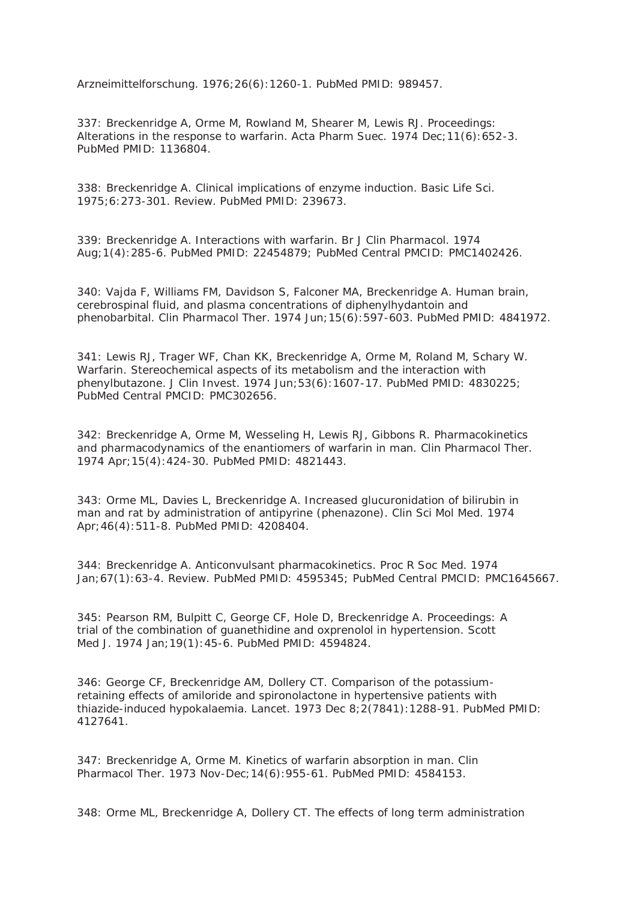Arzneimittelforschung. 1976;26(6):1260-1. PubMed PMID: 989457.

337: Breckenridge A, Orme M, Rowland M, Shearer M, Lewis RJ. Proceedings: Alterations in the response to warfarin. Acta Pharm Suec. 1974 Dec;11(6):652-3. PubMed PMID: 1136804.

338: Breckenridge A. Clinical implications of enzyme induction. Basic Life Sci. 1975;6:273-301. Review. PubMed PMID: 239673.

339: Breckenridge A. Interactions with warfarin. Br J Clin Pharmacol. 1974 Aug;1(4):285-6. PubMed PMID: 22454879; PubMed Central PMCID: PMC1402426.

340: Vajda F, Williams FM, Davidson S, Falconer MA, Breckenridge A. Human brain, cerebrospinal fluid, and plasma concentrations of diphenylhydantoin and phenobarbital. Clin Pharmacol Ther. 1974 Jun;15(6):597-603. PubMed PMID: 4841972.

341: Lewis RJ, Trager WF, Chan KK, Breckenridge A, Orme M, Roland M, Schary W. Warfarin. Stereochemical aspects of its metabolism and the interaction with phenylbutazone. J Clin Invest. 1974 Jun;53(6):1607-17. PubMed PMID: 4830225; PubMed Central PMCID: PMC302656.

342: Breckenridge A, Orme M, Wesseling H, Lewis RJ, Gibbons R. Pharmacokinetics and pharmacodynamics of the enantiomers of warfarin in man. Clin Pharmacol Ther. 1974 Apr;15(4):424-30. PubMed PMID: 4821443.

343: Orme ML, Davies L, Breckenridge A. Increased glucuronidation of bilirubin in man and rat by administration of antipyrine (phenazone). Clin Sci Mol Med. 1974 Apr;46(4):511-8. PubMed PMID: 4208404.

344: Breckenridge A. Anticonvulsant pharmacokinetics. Proc R Soc Med. 1974 Jan;67(1):63-4. Review. PubMed PMID: 4595345; PubMed Central PMCID: PMC1645667.

345: Pearson RM, Bulpitt C, George CF, Hole D, Breckenridge A. Proceedings: A trial of the combination of guanethidine and oxprenolol in hypertension. Scott Med J. 1974 Jan;19(1):45-6. PubMed PMID: 4594824.

346: George CF, Breckenridge AM, Dollery CT. Comparison of the potassium-retaining effects of amiloride and spironolactone in hypertensive patients with thiazide-induced hypokalaemia. Lancet. 1973 Dec 8;2(7841):1288-91. PubMed PMID: 4127641.

347: Breckenridge A, Orme M. Kinetics of warfarin absorption in man. Clin Pharmacol Ther. 1973 Nov-Dec;14(6):955-61. PubMed PMID: 4584153.

348: Orme ML, Breckenridge A, Dollery CT. The effects of long term administration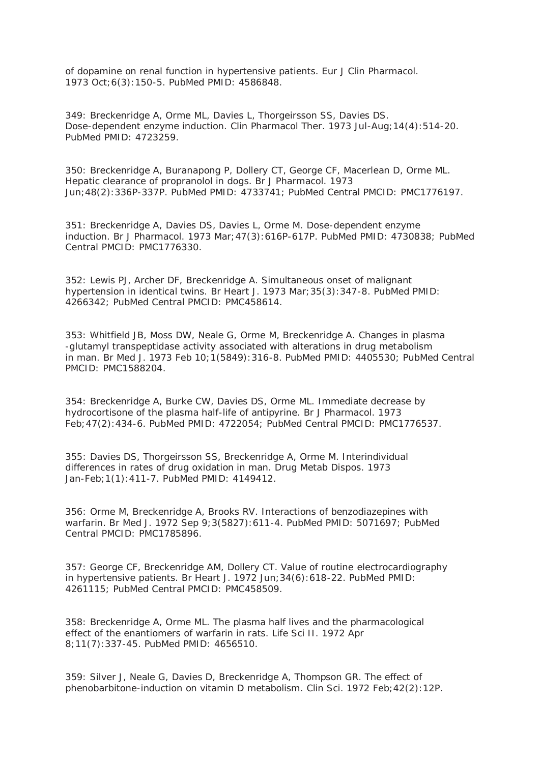of dopamine on renal function in hypertensive patients. Eur J Clin Pharmacol. 1973 Oct;6(3):150-5. PubMed PMID: 4586848.

349: Breckenridge A, Orme ML, Davies L, Thorgeirsson SS, Davies DS. Dose-dependent enzyme induction. Clin Pharmacol Ther. 1973 Jul-Aug;14(4):514-20. PubMed PMID: 4723259.

350: Breckenridge A, Buranapong P, Dollery CT, George CF, Macerlean D, Orme ML. Hepatic clearance of propranolol in dogs. Br J Pharmacol. 1973 Jun;48(2):336P-337P. PubMed PMID: 4733741; PubMed Central PMCID: PMC1776197.

351: Breckenridge A, Davies DS, Davies L, Orme M. Dose-dependent enzyme induction. Br J Pharmacol. 1973 Mar;47(3):616P-617P. PubMed PMID: 4730838; PubMed Central PMCID: PMC1776330.

352: Lewis PJ, Archer DF, Breckenridge A. Simultaneous onset of malignant hypertension in identical twins. Br Heart J. 1973 Mar;35(3):347-8. PubMed PMID: 4266342; PubMed Central PMCID: PMC458614.

353: Whitfield JB, Moss DW, Neale G, Orme M, Breckenridge A. Changes in plasma -glutamyl transpeptidase activity associated with alterations in drug metabolism in man. Br Med J. 1973 Feb 10;1(5849):316-8. PubMed PMID: 4405530; PubMed Central PMCID: PMC1588204.

354: Breckenridge A, Burke CW, Davies DS, Orme ML. Immediate decrease by hydrocortisone of the plasma half-life of antipyrine. Br J Pharmacol. 1973 Feb;47(2):434-6. PubMed PMID: 4722054; PubMed Central PMCID: PMC1776537.

355: Davies DS, Thorgeirsson SS, Breckenridge A, Orme M. Interindividual differences in rates of drug oxidation in man. Drug Metab Dispos. 1973 Jan-Feb;1(1):411-7. PubMed PMID: 4149412.

356: Orme M, Breckenridge A, Brooks RV. Interactions of benzodiazepines with warfarin. Br Med J. 1972 Sep 9;3(5827):611-4. PubMed PMID: 5071697; PubMed Central PMCID: PMC1785896.

357: George CF, Breckenridge AM, Dollery CT. Value of routine electrocardiography in hypertensive patients. Br Heart J. 1972 Jun;34(6):618-22. PubMed PMID: 4261115; PubMed Central PMCID: PMC458509.

358: Breckenridge A, Orme ML. The plasma half lives and the pharmacological effect of the enantiomers of warfarin in rats. Life Sci II. 1972 Apr 8;11(7):337-45. PubMed PMID: 4656510.

359: Silver J, Neale G, Davies D, Breckenridge A, Thompson GR. The effect of phenobarbitone-induction on vitamin D metabolism. Clin Sci. 1972 Feb;42(2):12P.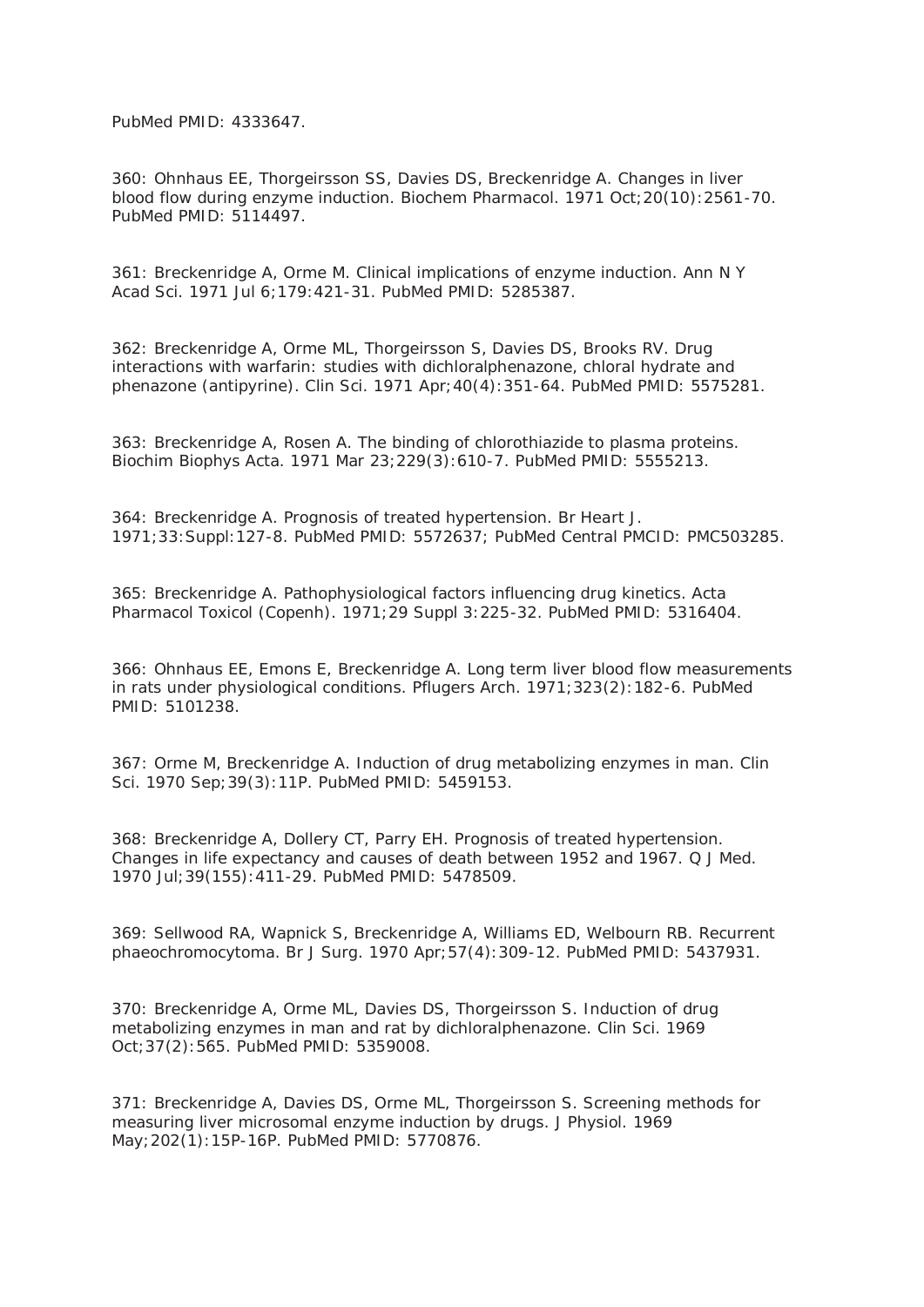PubMed PMID: 4333647.

360: Ohnhaus EE, Thorgeirsson SS, Davies DS, Breckenridge A. Changes in liver blood flow during enzyme induction. Biochem Pharmacol. 1971 Oct;20(10):2561-70. PubMed PMID: 5114497.

361: Breckenridge A, Orme M. Clinical implications of enzyme induction. Ann N Y Acad Sci. 1971 Jul 6;179:421-31. PubMed PMID: 5285387.

362: Breckenridge A, Orme ML, Thorgeirsson S, Davies DS, Brooks RV. Drug interactions with warfarin: studies with dichloralphenazone, chloral hydrate and phenazone (antipyrine). Clin Sci. 1971 Apr;40(4):351-64. PubMed PMID: 5575281.

363: Breckenridge A, Rosen A. The binding of chlorothiazide to plasma proteins. Biochim Biophys Acta. 1971 Mar 23;229(3):610-7. PubMed PMID: 5555213.

364: Breckenridge A. Prognosis of treated hypertension. Br Heart J. 1971;33:Suppl:127-8. PubMed PMID: 5572637; PubMed Central PMCID: PMC503285.

365: Breckenridge A. Pathophysiological factors influencing drug kinetics. Acta Pharmacol Toxicol (Copenh). 1971;29 Suppl 3:225-32. PubMed PMID: 5316404.

366: Ohnhaus EE, Emons E, Breckenridge A. Long term liver blood flow measurements in rats under physiological conditions. Pflugers Arch. 1971;323(2):182-6. PubMed PMID: 5101238.

367: Orme M, Breckenridge A. Induction of drug metabolizing enzymes in man. Clin Sci. 1970 Sep;39(3):11P. PubMed PMID: 5459153.

368: Breckenridge A, Dollery CT, Parry EH. Prognosis of treated hypertension. Changes in life expectancy and causes of death between 1952 and 1967. Q J Med. 1970 Jul;39(155):411-29. PubMed PMID: 5478509.

369: Sellwood RA, Wapnick S, Breckenridge A, Williams ED, Welbourn RB. Recurrent phaeochromocytoma. Br J Surg. 1970 Apr;57(4):309-12. PubMed PMID: 5437931.

370: Breckenridge A, Orme ML, Davies DS, Thorgeirsson S. Induction of drug metabolizing enzymes in man and rat by dichloralphenazone. Clin Sci. 1969 Oct;37(2):565. PubMed PMID: 5359008.

371: Breckenridge A, Davies DS, Orme ML, Thorgeirsson S. Screening methods for measuring liver microsomal enzyme induction by drugs. J Physiol. 1969 May;202(1):15P-16P. PubMed PMID: 5770876.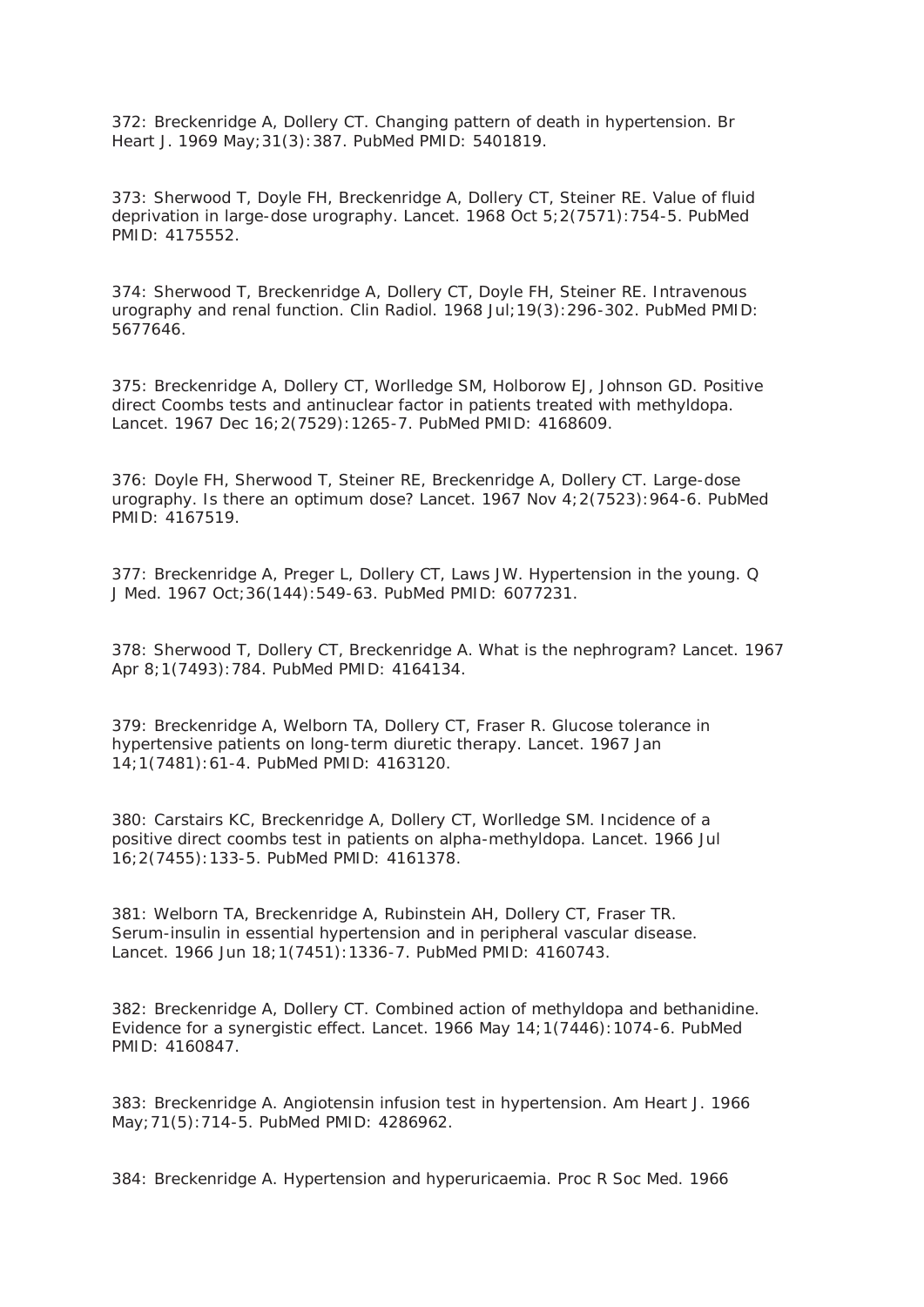372: Breckenridge A, Dollery CT. Changing pattern of death in hypertension. Br Heart J. 1969 May;31(3):387. PubMed PMID: 5401819.

373: Sherwood T, Doyle FH, Breckenridge A, Dollery CT, Steiner RE. Value of fluid deprivation in large-dose urography. Lancet. 1968 Oct 5;2(7571):754-5. PubMed PMID: 4175552.

374: Sherwood T, Breckenridge A, Dollery CT, Doyle FH, Steiner RE. Intravenous urography and renal function. Clin Radiol. 1968 Jul;19(3):296-302. PubMed PMID: 5677646.

375: Breckenridge A, Dollery CT, Worlledge SM, Holborow EJ, Johnson GD. Positive direct Coombs tests and antinuclear factor in patients treated with methyldopa. Lancet. 1967 Dec 16;2(7529):1265-7. PubMed PMID: 4168609.

376: Doyle FH, Sherwood T, Steiner RE, Breckenridge A, Dollery CT. Large-dose urography. Is there an optimum dose? Lancet. 1967 Nov 4;2(7523):964-6. PubMed PMID: 4167519.

377: Breckenridge A, Preger L, Dollery CT, Laws JW. Hypertension in the young. Q J Med. 1967 Oct;36(144):549-63. PubMed PMID: 6077231.

378: Sherwood T, Dollery CT, Breckenridge A. What is the nephrogram? Lancet. 1967 Apr 8;1(7493):784. PubMed PMID: 4164134.

379: Breckenridge A, Welborn TA, Dollery CT, Fraser R. Glucose tolerance in hypertensive patients on long-term diuretic therapy. Lancet. 1967 Jan 14;1(7481):61-4. PubMed PMID: 4163120.

380: Carstairs KC, Breckenridge A, Dollery CT, Worlledge SM. Incidence of a positive direct coombs test in patients on alpha-methyldopa. Lancet. 1966 Jul 16;2(7455):133-5. PubMed PMID: 4161378.

381: Welborn TA, Breckenridge A, Rubinstein AH, Dollery CT, Fraser TR. Serum-insulin in essential hypertension and in peripheral vascular disease. Lancet. 1966 Jun 18;1(7451):1336-7. PubMed PMID: 4160743.

382: Breckenridge A, Dollery CT. Combined action of methyldopa and bethanidine. Evidence for a synergistic effect. Lancet. 1966 May 14;1(7446):1074-6. PubMed PMID: 4160847.

383: Breckenridge A. Angiotensin infusion test in hypertension. Am Heart J. 1966 May;71(5):714-5. PubMed PMID: 4286962.

384: Breckenridge A. Hypertension and hyperuricaemia. Proc R Soc Med. 1966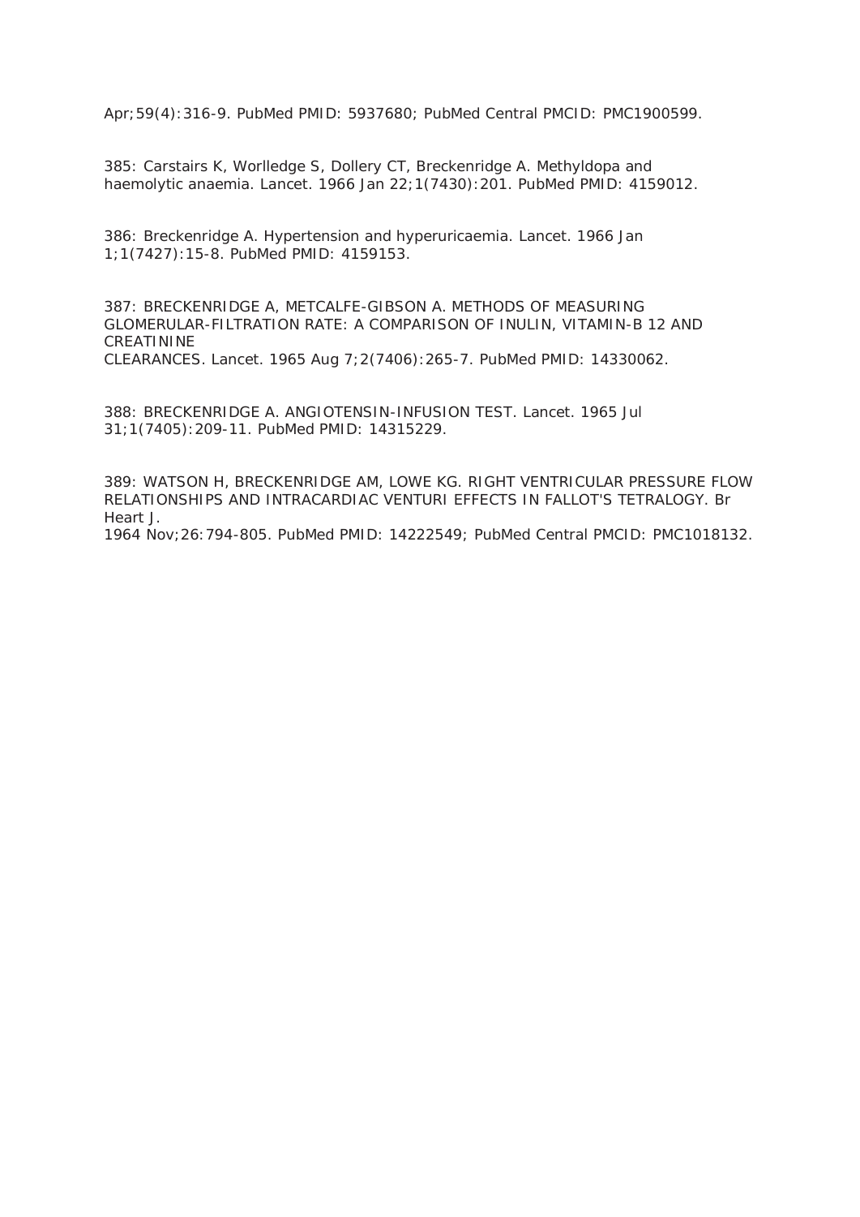Apr;59(4):316-9. PubMed PMID: 5937680; PubMed Central PMCID: PMC1900599.

385: Carstairs K, Worlledge S, Dollery CT, Breckenridge A. Methyldopa and haemolytic anaemia. Lancet. 1966 Jan 22;1(7430):201. PubMed PMID: 4159012.

386: Breckenridge A. Hypertension and hyperuricaemia. Lancet. 1966 Jan 1;1(7427):15-8. PubMed PMID: 4159153.

387: BRECKENRIDGE A, METCALFE-GIBSON A. METHODS OF MEASURING GLOMERULAR-FILTRATION RATE: A COMPARISON OF INULIN, VITAMIN-B 12 AND CREATININE CLEARANCES. Lancet. 1965 Aug 7;2(7406):265-7. PubMed PMID: 14330062.

388: BRECKENRIDGE A. ANGIOTENSIN-INFUSION TEST. Lancet. 1965 Jul 31;1(7405):209-11. PubMed PMID: 14315229.

389: WATSON H, BRECKENRIDGE AM, LOWE KG. RIGHT VENTRICULAR PRESSURE FLOW RELATIONSHIPS AND INTRACARDIAC VENTURI EFFECTS IN FALLOT'S TETRALOGY. Br Heart J. 1964 Nov;26:794-805. PubMed PMID: 14222549; PubMed Central PMCID: PMC1018132.